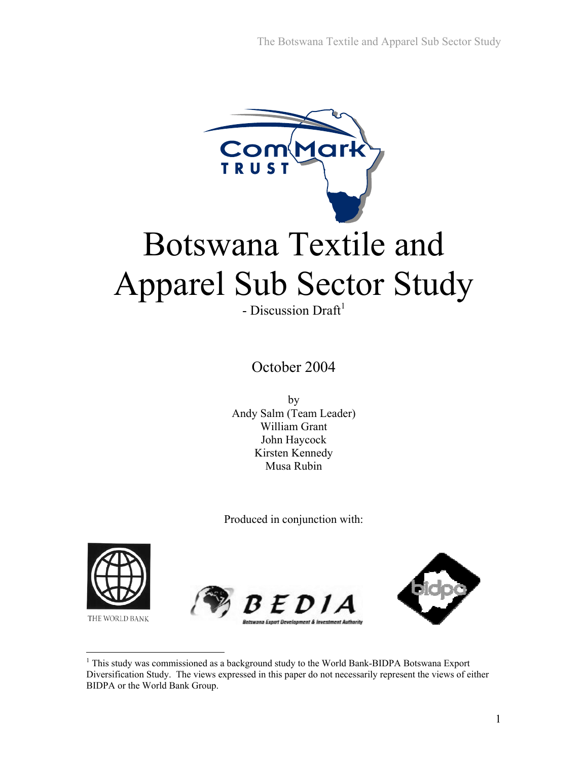# Botswana Textile and Apparel Sub Sector Study

- Discussion Draft[1]

October 2004

by
Andy Salm (Team Leader)
William Grant
John Haycock
Kirsten Kennedy
Musa Rubin

Produced in conjunction with:

THE WORLD BANK

BEDIA
Botswana Export Development & Investment Authority

bidpa

---

[1] This study was commissioned as a background study to the World Bank-BIDPA Botswana Export Diversification Study. The views expressed in this paper do not necessarily represent the views of either BIDPA or the World Bank Group.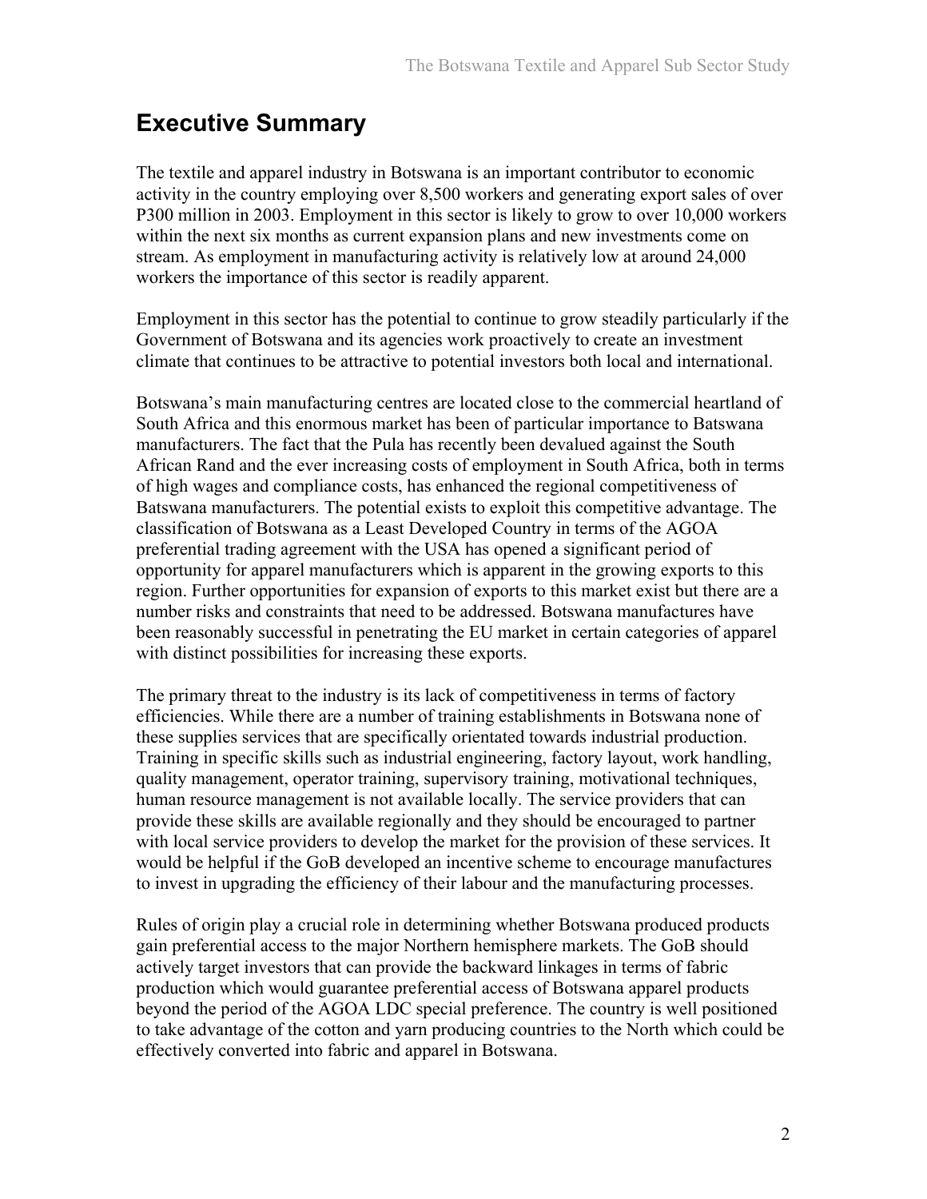# Executive Summary

The textile and apparel industry in Botswana is an important contributor to economic activity in the country employing over 8,500 workers and generating export sales of over P300 million in 2003. Employment in this sector is likely to grow to over 10,000 workers within the next six months as current expansion plans and new investments come on stream. As employment in manufacturing activity is relatively low at around 24,000 workers the importance of this sector is readily apparent.

Employment in this sector has the potential to continue to grow steadily particularly if the Government of Botswana and its agencies work proactively to create an investment climate that continues to be attractive to potential investors both local and international.

Botswana's main manufacturing centres are located close to the commercial heartland of South Africa and this enormous market has been of particular importance to Batswana manufacturers. The fact that the Pula has recently been devalued against the South African Rand and the ever increasing costs of employment in South Africa, both in terms of high wages and compliance costs, has enhanced the regional competitiveness of Batswana manufacturers. The potential exists to exploit this competitive advantage. The classification of Botswana as a Least Developed Country in terms of the AGOA preferential trading agreement with the USA has opened a significant period of opportunity for apparel manufacturers which is apparent in the growing exports to this region. Further opportunities for expansion of exports to this market exist but there are a number risks and constraints that need to be addressed. Botswana manufactures have been reasonably successful in penetrating the EU market in certain categories of apparel with distinct possibilities for increasing these exports.

The primary threat to the industry is its lack of competitiveness in terms of factory efficiencies. While there are a number of training establishments in Botswana none of these supplies services that are specifically orientated towards industrial production. Training in specific skills such as industrial engineering, factory layout, work handling, quality management, operator training, supervisory training, motivational techniques, human resource management is not available locally. The service providers that can provide these skills are available regionally and they should be encouraged to partner with local service providers to develop the market for the provision of these services. It would be helpful if the GoB developed an incentive scheme to encourage manufactures to invest in upgrading the efficiency of their labour and the manufacturing processes.

Rules of origin play a crucial role in determining whether Botswana produced products gain preferential access to the major Northern hemisphere markets. The GoB should actively target investors that can provide the backward linkages in terms of fabric production which would guarantee preferential access of Botswana apparel products beyond the period of the AGOA LDC special preference. The country is well positioned to take advantage of the cotton and yarn producing countries to the North which could be effectively converted into fabric and apparel in Botswana.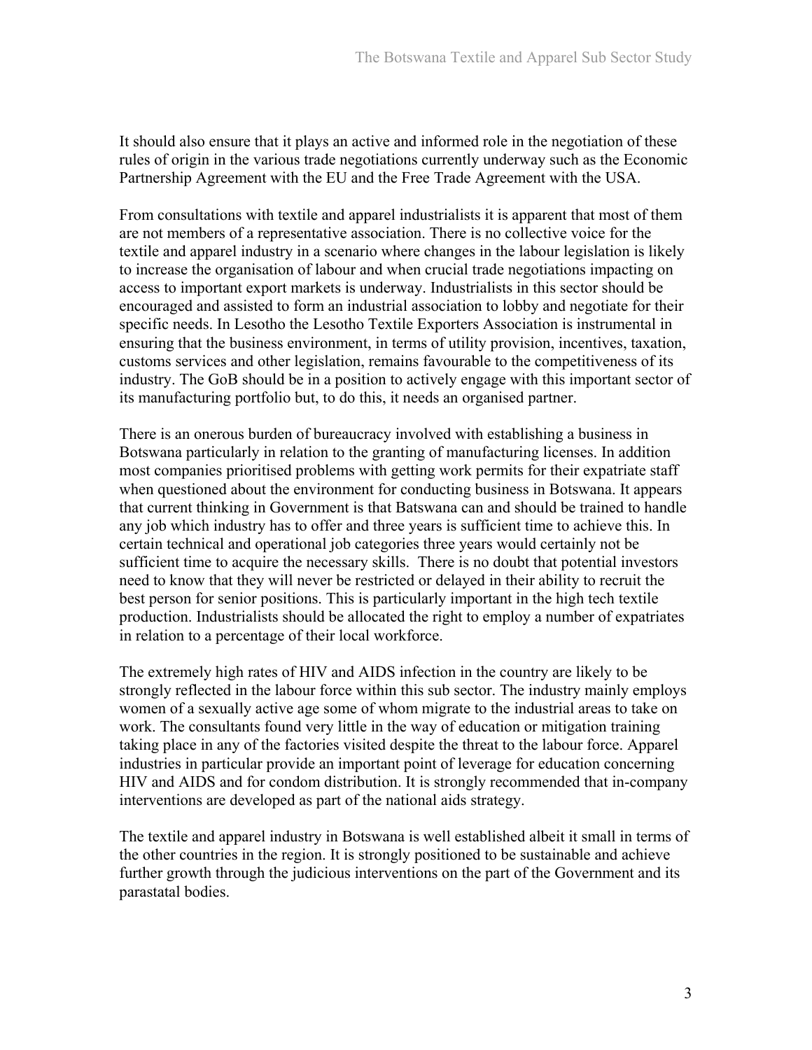It should also ensure that it plays an active and informed role in the negotiation of these rules of origin in the various trade negotiations currently underway such as the Economic Partnership Agreement with the EU and the Free Trade Agreement with the USA.

From consultations with textile and apparel industrialists it is apparent that most of them are not members of a representative association. There is no collective voice for the textile and apparel industry in a scenario where changes in the labour legislation is likely to increase the organisation of labour and when crucial trade negotiations impacting on access to important export markets is underway. Industrialists in this sector should be encouraged and assisted to form an industrial association to lobby and negotiate for their specific needs. In Lesotho the Lesotho Textile Exporters Association is instrumental in ensuring that the business environment, in terms of utility provision, incentives, taxation, customs services and other legislation, remains favourable to the competitiveness of its industry. The GoB should be in a position to actively engage with this important sector of its manufacturing portfolio but, to do this, it needs an organised partner.

There is an onerous burden of bureaucracy involved with establishing a business in Botswana particularly in relation to the granting of manufacturing licenses. In addition most companies prioritised problems with getting work permits for their expatriate staff when questioned about the environment for conducting business in Botswana. It appears that current thinking in Government is that Batswana can and should be trained to handle any job which industry has to offer and three years is sufficient time to achieve this. In certain technical and operational job categories three years would certainly not be sufficient time to acquire the necessary skills. There is no doubt that potential investors need to know that they will never be restricted or delayed in their ability to recruit the best person for senior positions. This is particularly important in the high tech textile production. Industrialists should be allocated the right to employ a number of expatriates in relation to a percentage of their local workforce.

The extremely high rates of HIV and AIDS infection in the country are likely to be strongly reflected in the labour force within this sub sector. The industry mainly employs women of a sexually active age some of whom migrate to the industrial areas to take on work. The consultants found very little in the way of education or mitigation training taking place in any of the factories visited despite the threat to the labour force. Apparel industries in particular provide an important point of leverage for education concerning HIV and AIDS and for condom distribution. It is strongly recommended that in-company interventions are developed as part of the national aids strategy.

The textile and apparel industry in Botswana is well established albeit it small in terms of the other countries in the region. It is strongly positioned to be sustainable and achieve further growth through the judicious interventions on the part of the Government and its parastatal bodies.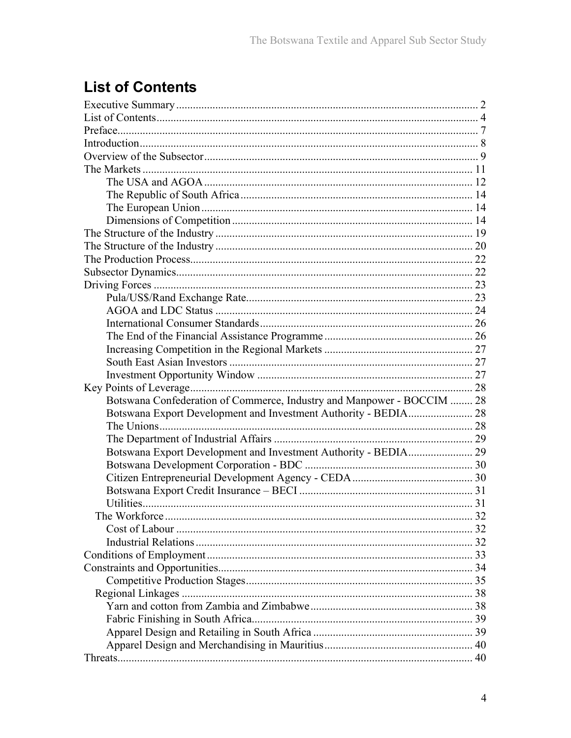## List of Contents

Executive Summary ........................................................................................................ 2
List of Contents ............................................................................................................ 4
Preface .......................................................................................................................... 7
Introduction .................................................................................................................. 8
Overview of the Subsector ........................................................................................... 9
The Markets ................................................................................................................ 11
    The USA and AGOA ............................................................................................. 12
    The Republic of South Africa ................................................................................ 14
    The European Union .............................................................................................. 14
    Dimensions of Competition ................................................................................... 14
The Structure of the Industry ...................................................................................... 19
The Structure of the Industry ...................................................................................... 20
The Production Process ............................................................................................... 22
Subsector Dynamics .................................................................................................... 22
Driving Forces ............................................................................................................ 23
    Pula/US$/Rand Exchange Rate .............................................................................. 23
    AGOA and LDC Status ......................................................................................... 24
    International Consumer Standards ......................................................................... 26
    The End of the Financial Assistance Programme .................................................. 26
    Increasing Competition in the Regional Markets ................................................... 27
    South East Asian Investors ..................................................................................... 27
    Investment Opportunity Window ........................................................................... 27
Key Points of Leverage ............................................................................................... 28
    Botswana Confederation of Commerce, Industry and Manpower - BOCCIM ........ 28
    Botswana Export Development and Investment Authority - BEDIA ..................... 28
    The Unions ............................................................................................................. 28
    The Department of Industrial Affairs ..................................................................... 29
    Botswana Export Development and Investment Authority - BEDIA ..................... 29
    Botswana Development Corporation - BDC .......................................................... 30
    Citizen Entrepreneurial Development Agency - CEDA ......................................... 30
    Botswana Export Credit Insurance – BECI ............................................................ 31
    Utilities ................................................................................................................... 31
  The Workforce ........................................................................................................... 32
    Cost of Labour ....................................................................................................... 32
    Industrial Relations ................................................................................................ 32
Conditions of Employment ......................................................................................... 33
Constraints and Opportunities ..................................................................................... 34
    Competitive Production Stages .............................................................................. 35
  Regional Linkages ..................................................................................................... 38
    Yarn and cotton from Zambia and Zimbabwe ........................................................ 38
    Fabric Finishing in South Africa ............................................................................ 39
    Apparel Design and Retailing in South Africa ....................................................... 39
    Apparel Design and Merchandising in Mauritius ................................................... 40
Threats ......................................................................................................................... 40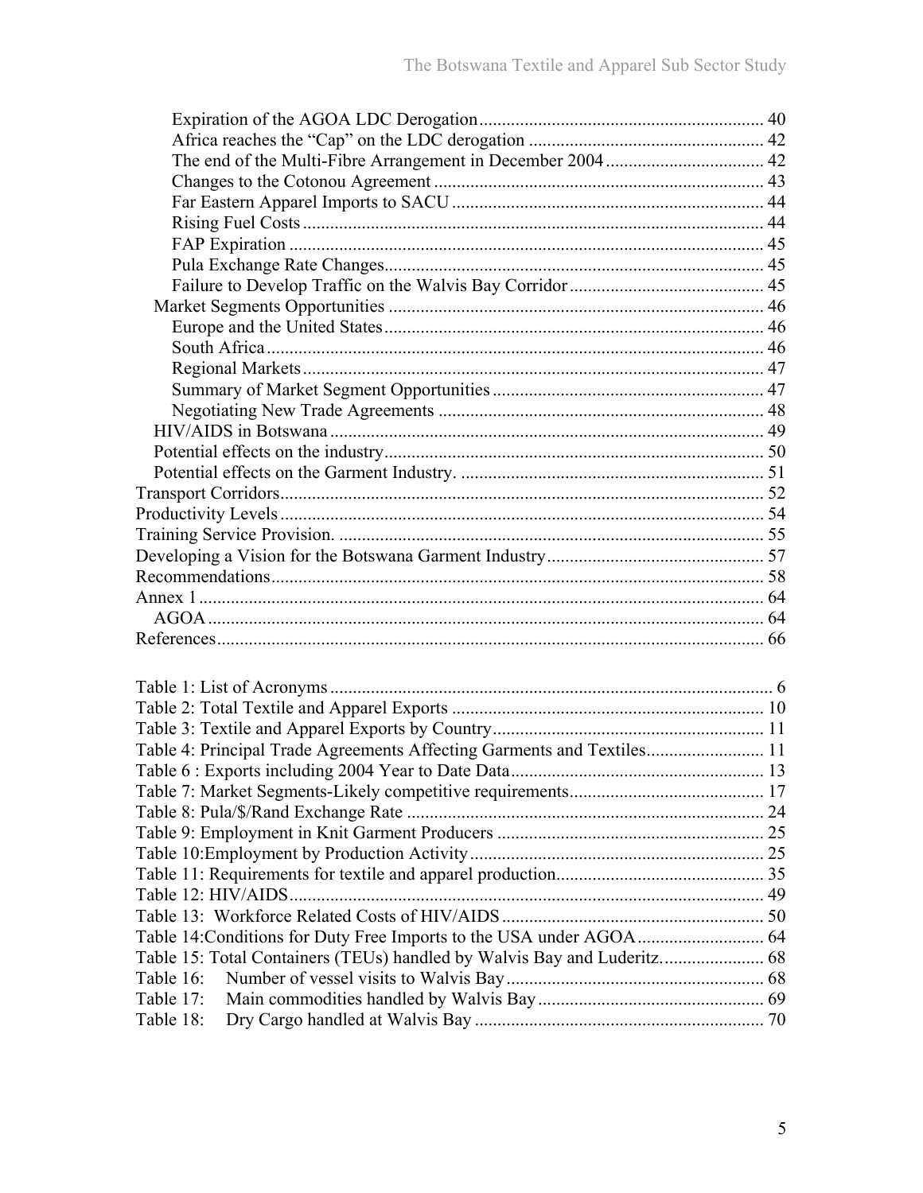- Expiration of the AGOA LDC Derogation .......... 40
- Africa reaches the "Cap" on the LDC derogation .......... 42
- The end of the Multi-Fibre Arrangement in December 2004 .......... 42
- Changes to the Cotonou Agreement .......... 43
- Far Eastern Apparel Imports to SACU .......... 44
- Rising Fuel Costs .......... 44
- FAP Expiration .......... 45
- Pula Exchange Rate Changes .......... 45
- Failure to Develop Traffic on the Walvis Bay Corridor .......... 45

Market Segments Opportunities .......... 46
- Europe and the United States .......... 46
- South Africa .......... 46
- Regional Markets .......... 47
- Summary of Market Segment Opportunities .......... 47
- Negotiating New Trade Agreements .......... 48

HIV/AIDS in Botswana .......... 49
Potential effects on the industry .......... 50
Potential effects on the Garment Industry. .......... 51

Transport Corridors .......... 52
Productivity Levels .......... 54
Training Service Provision. .......... 55
Developing a Vision for the Botswana Garment Industry .......... 57
Recommendations .......... 58
Annex 1 .......... 64
- AGOA .......... 64

References .......... 66

Table 1: List of Acronyms .......... 6
Table 2: Total Textile and Apparel Exports .......... 10
Table 3: Textile and Apparel Exports by Country .......... 11
Table 4: Principal Trade Agreements Affecting Garments and Textiles .......... 11
Table 6 : Exports including 2004 Year to Date Data .......... 13
Table 7: Market Segments-Likely competitive requirements .......... 17
Table 8: Pula/$/Rand Exchange Rate .......... 24
Table 9: Employment in Knit Garment Producers .......... 25
Table 10:Employment by Production Activity .......... 25
Table 11: Requirements for textile and apparel production .......... 35
Table 12: HIV/AIDS .......... 49
Table 13: Workforce Related Costs of HIV/AIDS .......... 50
Table 14:Conditions for Duty Free Imports to the USA under AGOA .......... 64
Table 15: Total Containers (TEUs) handled by Walvis Bay and Luderitz. .......... 68
Table 16: Number of vessel visits to Walvis Bay .......... 68
Table 17: Main commodities handled by Walvis Bay .......... 69
Table 18: Dry Cargo handled at Walvis Bay .......... 70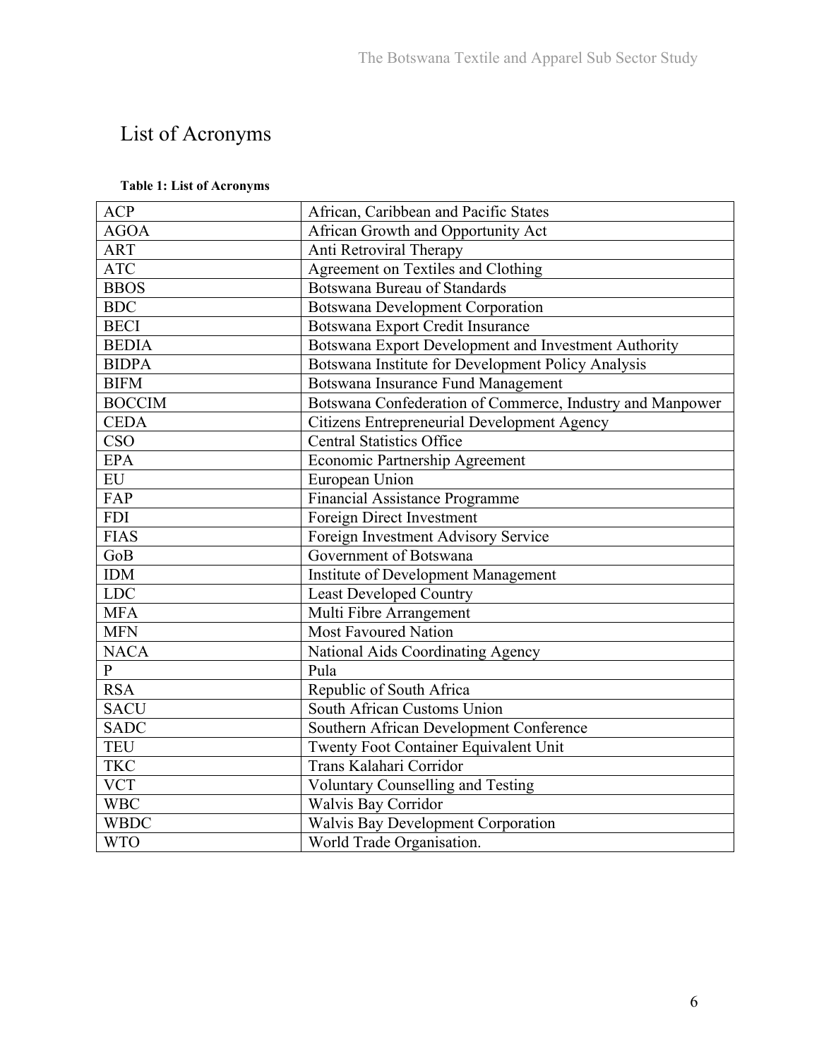# List of Acronyms

**Table 1: List of Acronyms**

| | |
|---|---|
| ACP | African, Caribbean and Pacific States |
| AGOA | African Growth and Opportunity Act |
| ART | Anti Retroviral Therapy |
| ATC | Agreement on Textiles and Clothing |
| BBOS | Botswana Bureau of Standards |
| BDC | Botswana Development Corporation |
| BECI | Botswana Export Credit Insurance |
| BEDIA | Botswana Export Development and Investment Authority |
| BIDPA | Botswana Institute for Development Policy Analysis |
| BIFM | Botswana Insurance Fund Management |
| BOCCIM | Botswana Confederation of Commerce, Industry and Manpower |
| CEDA | Citizens Entrepreneurial Development Agency |
| CSO | Central Statistics Office |
| EPA | Economic Partnership Agreement |
| EU | European Union |
| FAP | Financial Assistance Programme |
| FDI | Foreign Direct Investment |
| FIAS | Foreign Investment Advisory Service |
| GoB | Government of Botswana |
| IDM | Institute of Development Management |
| LDC | Least Developed Country |
| MFA | Multi Fibre Arrangement |
| MFN | Most Favoured Nation |
| NACA | National Aids Coordinating Agency |
| P | Pula |
| RSA | Republic of South Africa |
| SACU | South African Customs Union |
| SADC | Southern African Development Conference |
| TEU | Twenty Foot Container Equivalent Unit |
| TKC | Trans Kalahari Corridor |
| VCT | Voluntary Counselling and Testing |
| WBC | Walvis Bay Corridor |
| WBDC | Walvis Bay Development Corporation |
| WTO | World Trade Organisation. |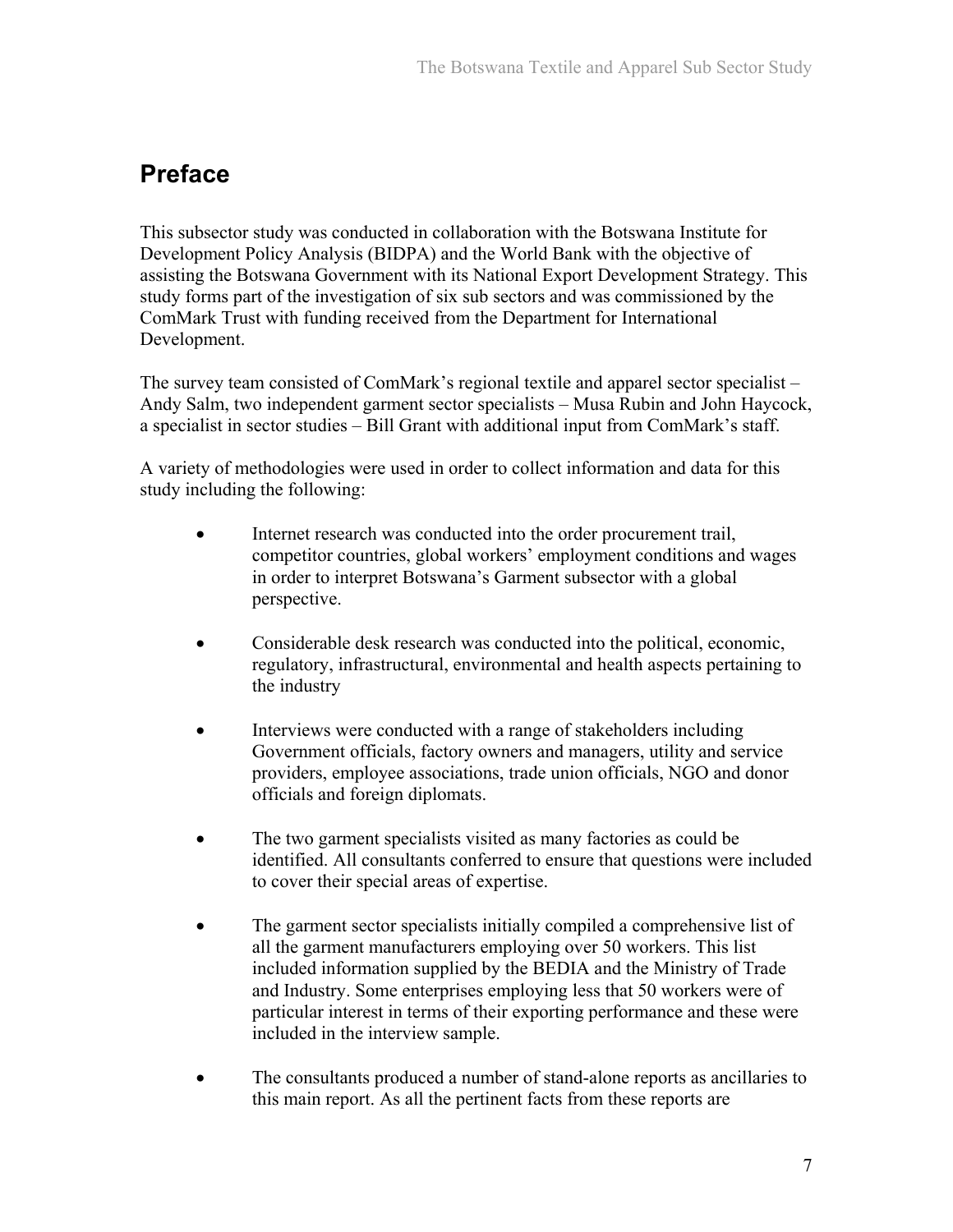# Preface

This subsector study was conducted in collaboration with the Botswana Institute for Development Policy Analysis (BIDPA) and the World Bank with the objective of assisting the Botswana Government with its National Export Development Strategy. This study forms part of the investigation of six sub sectors and was commissioned by the ComMark Trust with funding received from the Department for International Development.

The survey team consisted of ComMark's regional textile and apparel sector specialist – Andy Salm, two independent garment sector specialists – Musa Rubin and John Haycock, a specialist in sector studies – Bill Grant with additional input from ComMark's staff.

A variety of methodologies were used in order to collect information and data for this study including the following:

- Internet research was conducted into the order procurement trail, competitor countries, global workers' employment conditions and wages in order to interpret Botswana's Garment subsector with a global perspective.

- Considerable desk research was conducted into the political, economic, regulatory, infrastructural, environmental and health aspects pertaining to the industry

- Interviews were conducted with a range of stakeholders including Government officials, factory owners and managers, utility and service providers, employee associations, trade union officials, NGO and donor officials and foreign diplomats.

- The two garment specialists visited as many factories as could be identified. All consultants conferred to ensure that questions were included to cover their special areas of expertise.

- The garment sector specialists initially compiled a comprehensive list of all the garment manufacturers employing over 50 workers. This list included information supplied by the BEDIA and the Ministry of Trade and Industry. Some enterprises employing less that 50 workers were of particular interest in terms of their exporting performance and these were included in the interview sample.

- The consultants produced a number of stand-alone reports as ancillaries to this main report. As all the pertinent facts from these reports are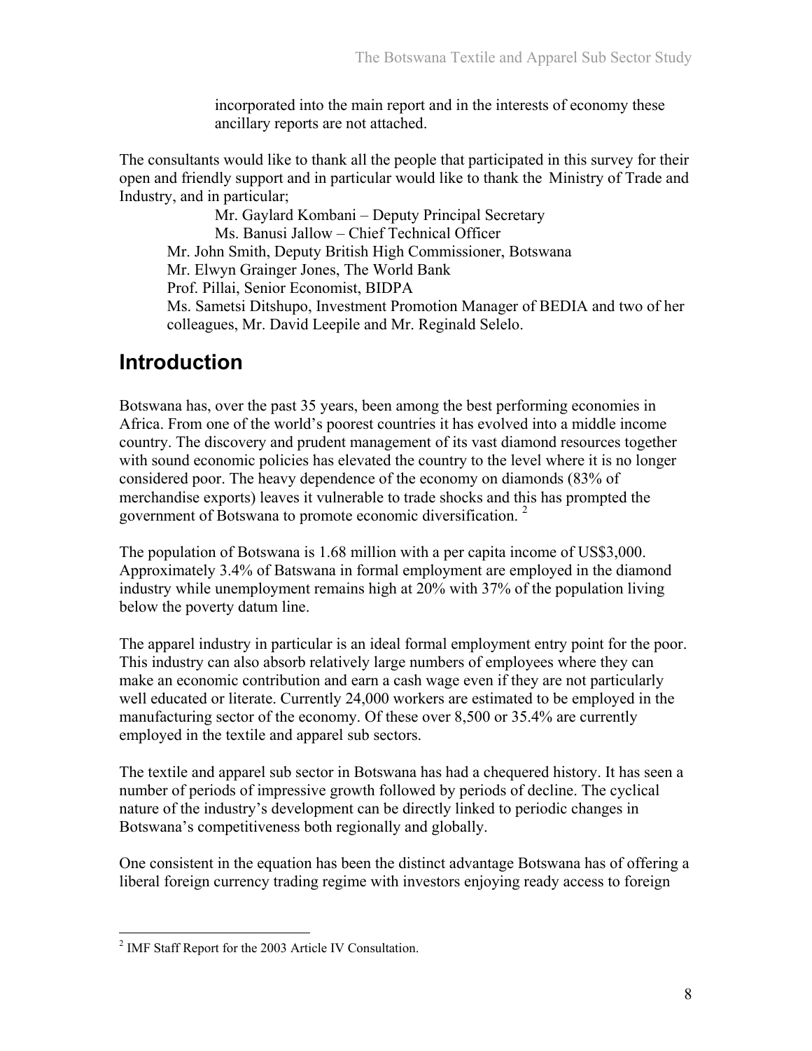incorporated into the main report and in the interests of economy these ancillary reports are not attached.

The consultants would like to thank all the people that participated in this survey for their open and friendly support and in particular would like to thank the Ministry of Trade and Industry, and in particular;

Mr. Gaylard Kombani – Deputy Principal Secretary
Ms. Banusi Jallow – Chief Technical Officer
Mr. John Smith, Deputy British High Commissioner, Botswana
Mr. Elwyn Grainger Jones, The World Bank
Prof. Pillai, Senior Economist, BIDPA
Ms. Sametsi Ditshupo, Investment Promotion Manager of BEDIA and two of her colleagues, Mr. David Leepile and Mr. Reginald Selelo.

# Introduction

Botswana has, over the past 35 years, been among the best performing economies in Africa. From one of the world's poorest countries it has evolved into a middle income country. The discovery and prudent management of its vast diamond resources together with sound economic policies has elevated the country to the level where it is no longer considered poor. The heavy dependence of the economy on diamonds (83% of merchandise exports) leaves it vulnerable to trade shocks and this has prompted the government of Botswana to promote economic diversification. [2]

The population of Botswana is 1.68 million with a per capita income of US$3,000. Approximately 3.4% of Batswana in formal employment are employed in the diamond industry while unemployment remains high at 20% with 37% of the population living below the poverty datum line.

The apparel industry in particular is an ideal formal employment entry point for the poor. This industry can also absorb relatively large numbers of employees where they can make an economic contribution and earn a cash wage even if they are not particularly well educated or literate. Currently 24,000 workers are estimated to be employed in the manufacturing sector of the economy. Of these over 8,500 or 35.4% are currently employed in the textile and apparel sub sectors.

The textile and apparel sub sector in Botswana has had a chequered history. It has seen a number of periods of impressive growth followed by periods of decline. The cyclical nature of the industry's development can be directly linked to periodic changes in Botswana's competitiveness both regionally and globally.

One consistent in the equation has been the distinct advantage Botswana has of offering a liberal foreign currency trading regime with investors enjoying ready access to foreign

[2] IMF Staff Report for the 2003 Article IV Consultation.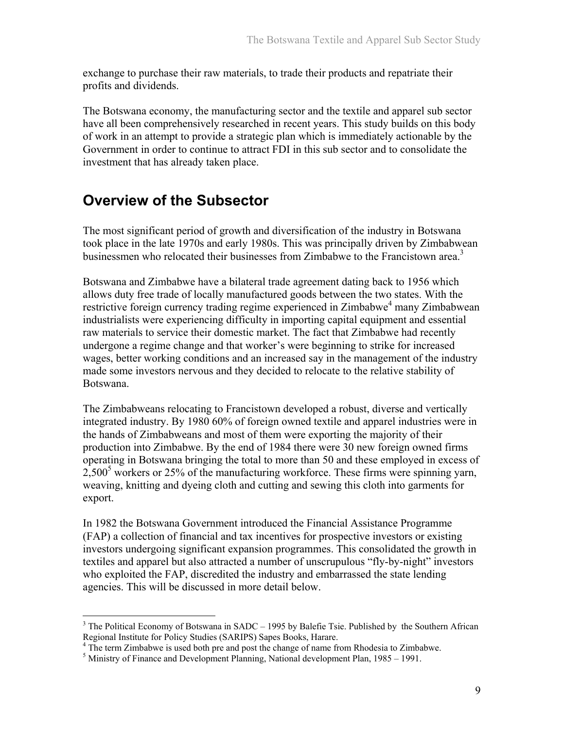exchange to purchase their raw materials, to trade their products and repatriate their profits and dividends.

The Botswana economy, the manufacturing sector and the textile and apparel sub sector have all been comprehensively researched in recent years. This study builds on this body of work in an attempt to provide a strategic plan which is immediately actionable by the Government in order to continue to attract FDI in this sub sector and to consolidate the investment that has already taken place.

## Overview of the Subsector

The most significant period of growth and diversification of the industry in Botswana took place in the late 1970s and early 1980s. This was principally driven by Zimbabwean businessmen who relocated their businesses from Zimbabwe to the Francistown area.[3]

Botswana and Zimbabwe have a bilateral trade agreement dating back to 1956 which allows duty free trade of locally manufactured goods between the two states. With the restrictive foreign currency trading regime experienced in Zimbabwe[4] many Zimbabwean industrialists were experiencing difficulty in importing capital equipment and essential raw materials to service their domestic market. The fact that Zimbabwe had recently undergone a regime change and that worker's were beginning to strike for increased wages, better working conditions and an increased say in the management of the industry made some investors nervous and they decided to relocate to the relative stability of Botswana.

The Zimbabweans relocating to Francistown developed a robust, diverse and vertically integrated industry. By 1980 60% of foreign owned textile and apparel industries were in the hands of Zimbabweans and most of them were exporting the majority of their production into Zimbabwe. By the end of 1984 there were 30 new foreign owned firms operating in Botswana bringing the total to more than 50 and these employed in excess of 2,500[5] workers or 25% of the manufacturing workforce. These firms were spinning yarn, weaving, knitting and dyeing cloth and cutting and sewing this cloth into garments for export.

In 1982 the Botswana Government introduced the Financial Assistance Programme (FAP) a collection of financial and tax incentives for prospective investors or existing investors undergoing significant expansion programmes. This consolidated the growth in textiles and apparel but also attracted a number of unscrupulous "fly-by-night" investors who exploited the FAP, discredited the industry and embarrassed the state lending agencies. This will be discussed in more detail below.

---

[3] The Political Economy of Botswana in SADC – 1995 by Balefie Tsie. Published by the Southern African Regional Institute for Policy Studies (SARIPS) Sapes Books, Harare.

[4] The term Zimbabwe is used both pre and post the change of name from Rhodesia to Zimbabwe.

[5] Ministry of Finance and Development Planning, National development Plan, 1985 – 1991.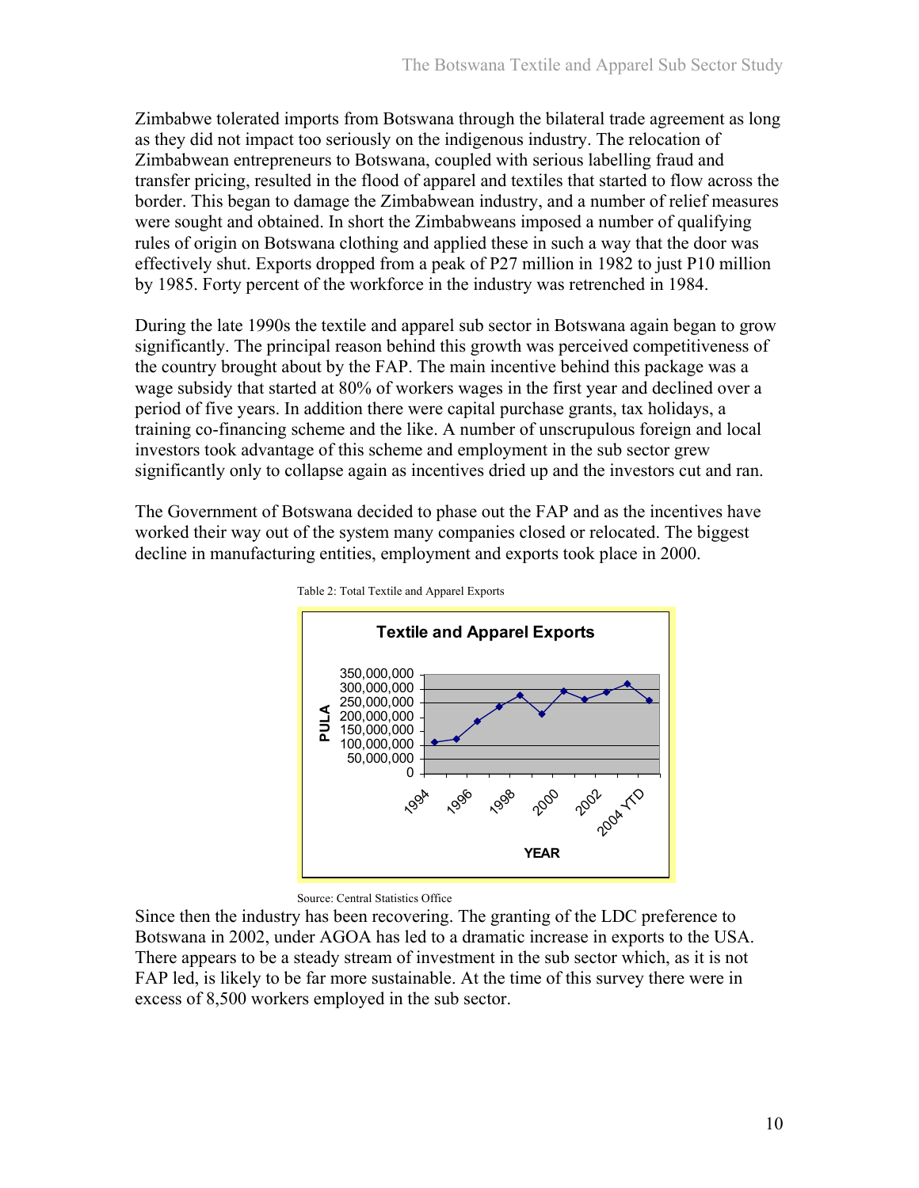Zimbabwe tolerated imports from Botswana through the bilateral trade agreement as long as they did not impact too seriously on the indigenous industry. The relocation of Zimbabwean entrepreneurs to Botswana, coupled with serious labelling fraud and transfer pricing, resulted in the flood of apparel and textiles that started to flow across the border. This began to damage the Zimbabwean industry, and a number of relief measures were sought and obtained. In short the Zimbabweans imposed a number of qualifying rules of origin on Botswana clothing and applied these in such a way that the door was effectively shut. Exports dropped from a peak of P27 million in 1982 to just P10 million by 1985. Forty percent of the workforce in the industry was retrenched in 1984.

During the late 1990s the textile and apparel sub sector in Botswana again began to grow significantly. The principal reason behind this growth was perceived competitiveness of the country brought about by the FAP. The main incentive behind this package was a wage subsidy that started at 80% of workers wages in the first year and declined over a period of five years. In addition there were capital purchase grants, tax holidays, a training co-financing scheme and the like. A number of unscrupulous foreign and local investors took advantage of this scheme and employment in the sub sector grew significantly only to collapse again as incentives dried up and the investors cut and ran.

The Government of Botswana decided to phase out the FAP and as the incentives have worked their way out of the system many companies closed or relocated. The biggest decline in manufacturing entities, employment and exports took place in 2000.

Table 2: Total Textile and Apparel Exports

Source: Central Statistics Office

Since then the industry has been recovering. The granting of the LDC preference to Botswana in 2002, under AGOA has led to a dramatic increase in exports to the USA. There appears to be a steady stream of investment in the sub sector which, as it is not FAP led, is likely to be far more sustainable. At the time of this survey there were in excess of 8,500 workers employed in the sub sector.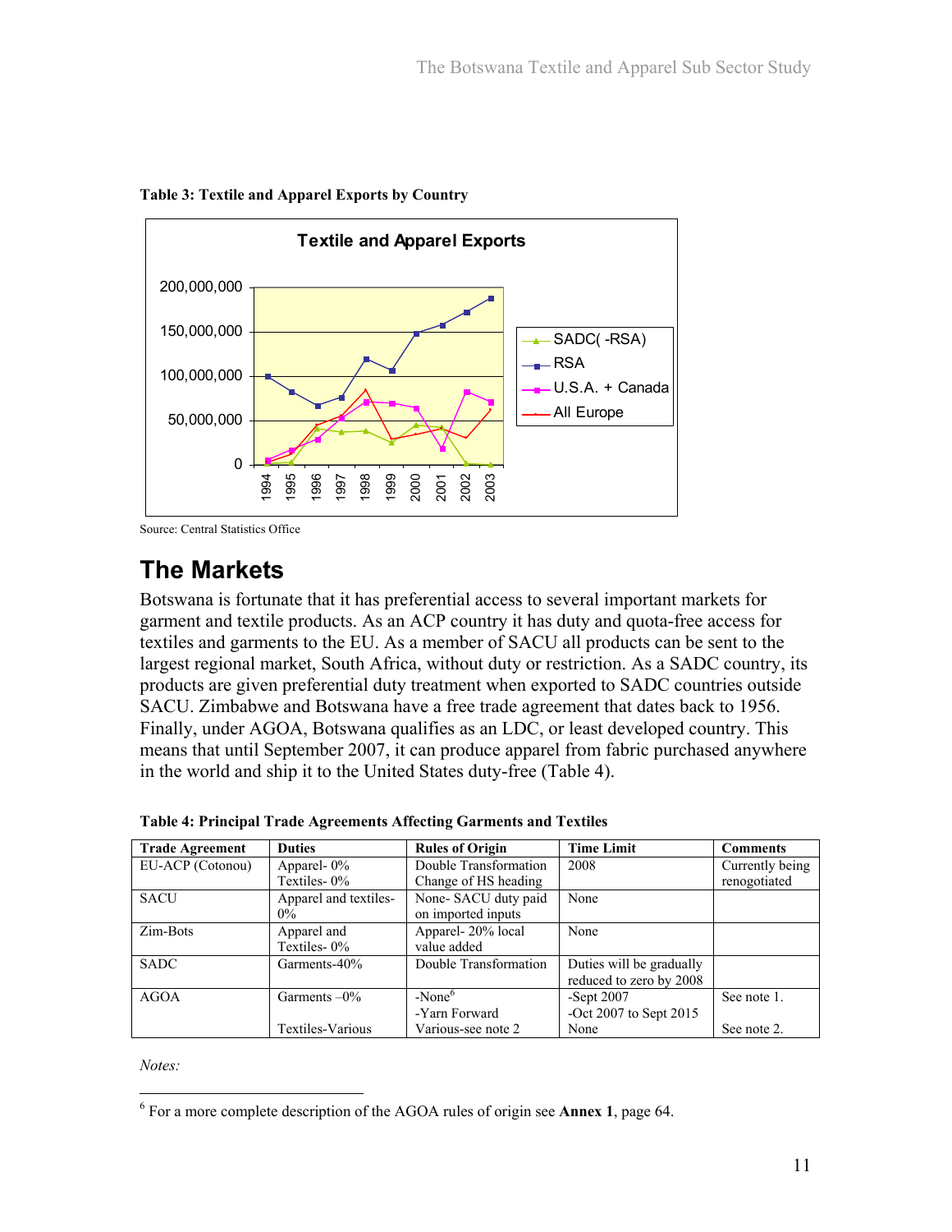**Table 3: Textile and Apparel Exports by Country**

Source: Central Statistics Office

# The Markets

Botswana is fortunate that it has preferential access to several important markets for garment and textile products. As an ACP country it has duty and quota-free access for textiles and garments to the EU. As a member of SACU all products can be sent to the largest regional market, South Africa, without duty or restriction. As a SADC country, its products are given preferential duty treatment when exported to SADC countries outside SACU. Zimbabwe and Botswana have a free trade agreement that dates back to 1956. Finally, under AGOA, Botswana qualifies as an LDC, or least developed country. This means that until September 2007, it can produce apparel from fabric purchased anywhere in the world and ship it to the United States duty-free (Table 4).

**Table 4: Principal Trade Agreements Affecting Garments and Textiles**

| Trade Agreement | Duties | Rules of Origin | Time Limit | Comments |
|---|---|---|---|---|
| EU-ACP (Cotonou) | Apparel- 0%<br>Textiles- 0% | Double Transformation<br>Change of HS heading | 2008 | Currently being renogotiated |
| SACU | Apparel and textiles- 0% | None- SACU duty paid on imported inputs | None | |
| Zim-Bots | Apparel and Textiles- 0% | Apparel- 20% local value added | None | |
| SADC | Garments-40% | Double Transformation | Duties will be gradually reduced to zero by 2008 | |
| AGOA | Garments –0%<br><br>Textiles-Various | -None[6]<br>-Yarn Forward<br>Various-see note 2 | -Sept 2007<br>-Oct 2007 to Sept 2015<br>None | See note 1.<br><br>See note 2. |

*Notes:*

[6] For a more complete description of the AGOA rules of origin see **Annex 1**, page 64.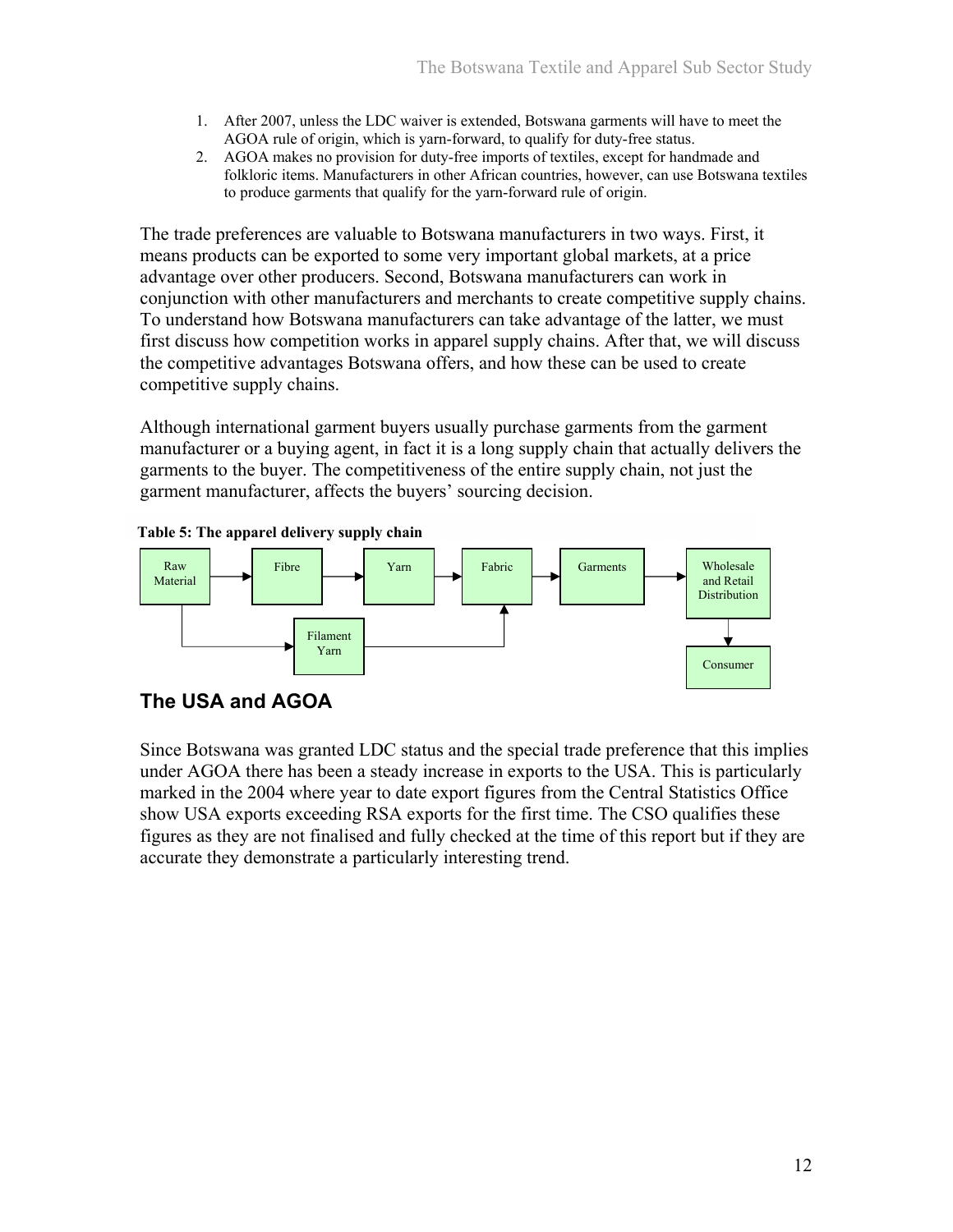1. After 2007, unless the LDC waiver is extended, Botswana garments will have to meet the AGOA rule of origin, which is yarn-forward, to qualify for duty-free status.
2. AGOA makes no provision for duty-free imports of textiles, except for handmade and folkloric items. Manufacturers in other African countries, however, can use Botswana textiles to produce garments that qualify for the yarn-forward rule of origin.

The trade preferences are valuable to Botswana manufacturers in two ways. First, it means products can be exported to some very important global markets, at a price advantage over other producers. Second, Botswana manufacturers can work in conjunction with other manufacturers and merchants to create competitive supply chains. To understand how Botswana manufacturers can take advantage of the latter, we must first discuss how competition works in apparel supply chains. After that, we will discuss the competitive advantages Botswana offers, and how these can be used to create competitive supply chains.

Although international garment buyers usually purchase garments from the garment manufacturer or a buying agent, in fact it is a long supply chain that actually delivers the garments to the buyer. The competitiveness of the entire supply chain, not just the garment manufacturer, affects the buyers' sourcing decision.

**Table 5: The apparel delivery supply chain**

Raw Material → Fibre → Yarn → Fabric → Garments → Wholesale and Retail Distribution → Consumer

Raw Material → Filament Yarn → Fabric

## The USA and AGOA

Since Botswana was granted LDC status and the special trade preference that this implies under AGOA there has been a steady increase in exports to the USA. This is particularly marked in the 2004 where year to date export figures from the Central Statistics Office show USA exports exceeding RSA exports for the first time. The CSO qualifies these figures as they are not finalised and fully checked at the time of this report but if they are accurate they demonstrate a particularly interesting trend.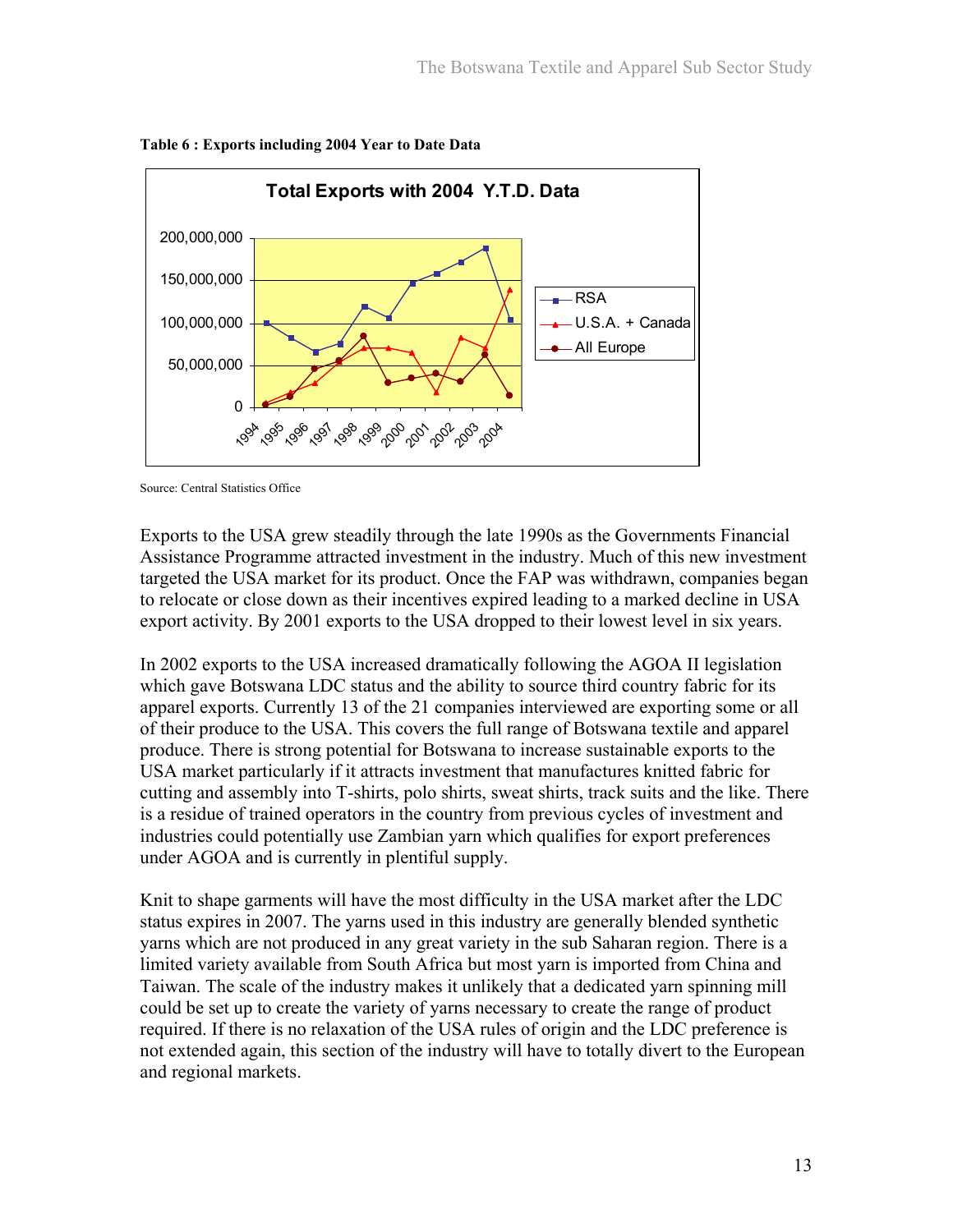**Table 6 : Exports including 2004 Year to Date Data**

Source: Central Statistics Office

Exports to the USA grew steadily through the late 1990s as the Governments Financial Assistance Programme attracted investment in the industry. Much of this new investment targeted the USA market for its product. Once the FAP was withdrawn, companies began to relocate or close down as their incentives expired leading to a marked decline in USA export activity. By 2001 exports to the USA dropped to their lowest level in six years.

In 2002 exports to the USA increased dramatically following the AGOA II legislation which gave Botswana LDC status and the ability to source third country fabric for its apparel exports. Currently 13 of the 21 companies interviewed are exporting some or all of their produce to the USA. This covers the full range of Botswana textile and apparel produce. There is strong potential for Botswana to increase sustainable exports to the USA market particularly if it attracts investment that manufactures knitted fabric for cutting and assembly into T-shirts, polo shirts, sweat shirts, track suits and the like. There is a residue of trained operators in the country from previous cycles of investment and industries could potentially use Zambian yarn which qualifies for export preferences under AGOA and is currently in plentiful supply.

Knit to shape garments will have the most difficulty in the USA market after the LDC status expires in 2007. The yarns used in this industry are generally blended synthetic yarns which are not produced in any great variety in the sub Saharan region. There is a limited variety available from South Africa but most yarn is imported from China and Taiwan. The scale of the industry makes it unlikely that a dedicated yarn spinning mill could be set up to create the variety of yarns necessary to create the range of product required. If there is no relaxation of the USA rules of origin and the LDC preference is not extended again, this section of the industry will have to totally divert to the European and regional markets.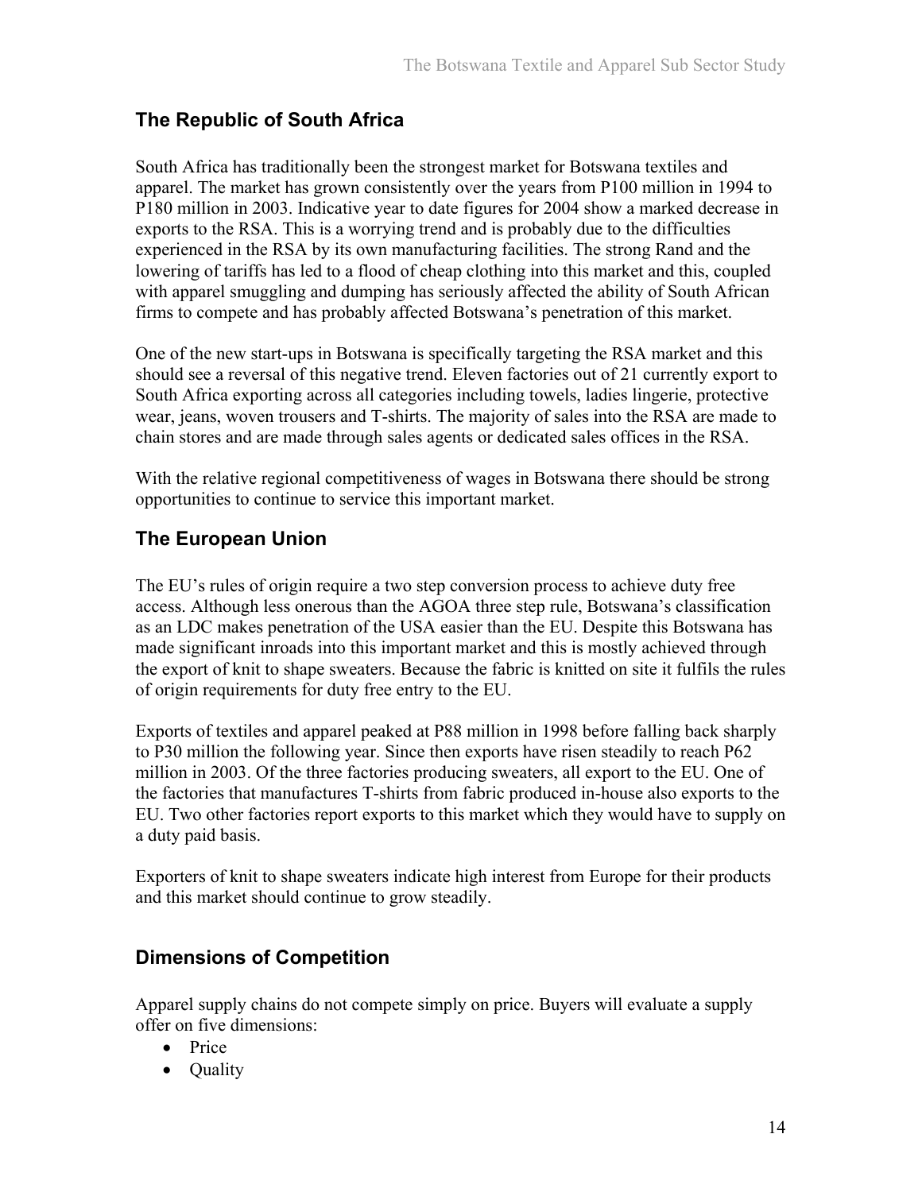## The Republic of South Africa

South Africa has traditionally been the strongest market for Botswana textiles and apparel. The market has grown consistently over the years from P100 million in 1994 to P180 million in 2003. Indicative year to date figures for 2004 show a marked decrease in exports to the RSA. This is a worrying trend and is probably due to the difficulties experienced in the RSA by its own manufacturing facilities. The strong Rand and the lowering of tariffs has led to a flood of cheap clothing into this market and this, coupled with apparel smuggling and dumping has seriously affected the ability of South African firms to compete and has probably affected Botswana's penetration of this market.

One of the new start-ups in Botswana is specifically targeting the RSA market and this should see a reversal of this negative trend. Eleven factories out of 21 currently export to South Africa exporting across all categories including towels, ladies lingerie, protective wear, jeans, woven trousers and T-shirts. The majority of sales into the RSA are made to chain stores and are made through sales agents or dedicated sales offices in the RSA.

With the relative regional competitiveness of wages in Botswana there should be strong opportunities to continue to service this important market.

## The European Union

The EU's rules of origin require a two step conversion process to achieve duty free access. Although less onerous than the AGOA three step rule, Botswana's classification as an LDC makes penetration of the USA easier than the EU. Despite this Botswana has made significant inroads into this important market and this is mostly achieved through the export of knit to shape sweaters. Because the fabric is knitted on site it fulfils the rules of origin requirements for duty free entry to the EU.

Exports of textiles and apparel peaked at P88 million in 1998 before falling back sharply to P30 million the following year. Since then exports have risen steadily to reach P62 million in 2003. Of the three factories producing sweaters, all export to the EU. One of the factories that manufactures T-shirts from fabric produced in-house also exports to the EU. Two other factories report exports to this market which they would have to supply on a duty paid basis.

Exporters of knit to shape sweaters indicate high interest from Europe for their products and this market should continue to grow steadily.

## Dimensions of Competition

Apparel supply chains do not compete simply on price. Buyers will evaluate a supply offer on five dimensions:

- Price
- Quality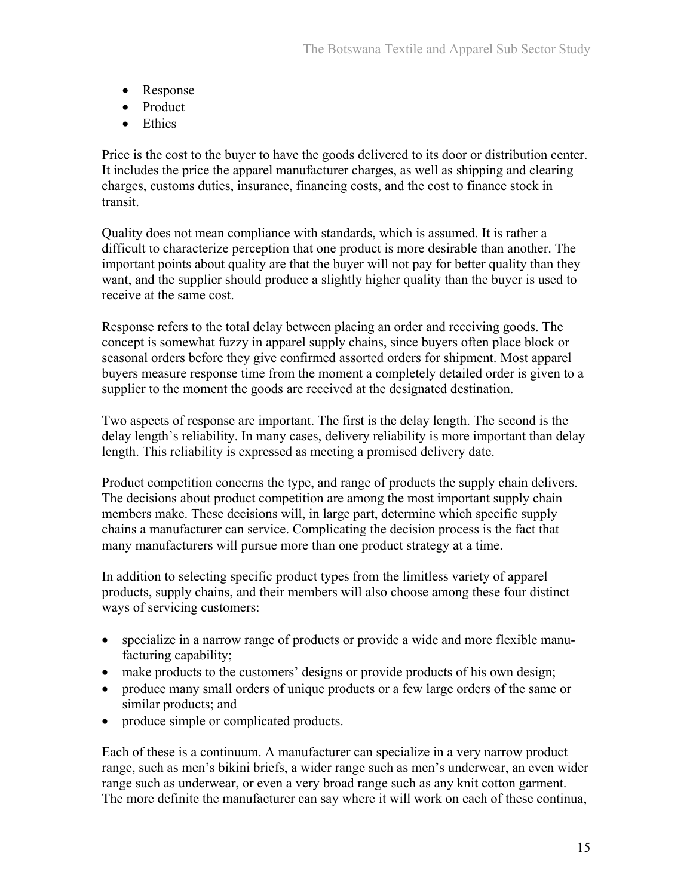- Response
- Product
- Ethics

Price is the cost to the buyer to have the goods delivered to its door or distribution center. It includes the price the apparel manufacturer charges, as well as shipping and clearing charges, customs duties, insurance, financing costs, and the cost to finance stock in transit.

Quality does not mean compliance with standards, which is assumed. It is rather a difficult to characterize perception that one product is more desirable than another. The important points about quality are that the buyer will not pay for better quality than they want, and the supplier should produce a slightly higher quality than the buyer is used to receive at the same cost.

Response refers to the total delay between placing an order and receiving goods. The concept is somewhat fuzzy in apparel supply chains, since buyers often place block or seasonal orders before they give confirmed assorted orders for shipment. Most apparel buyers measure response time from the moment a completely detailed order is given to a supplier to the moment the goods are received at the designated destination.

Two aspects of response are important. The first is the delay length. The second is the delay length's reliability. In many cases, delivery reliability is more important than delay length. This reliability is expressed as meeting a promised delivery date.

Product competition concerns the type, and range of products the supply chain delivers. The decisions about product competition are among the most important supply chain members make. These decisions will, in large part, determine which specific supply chains a manufacturer can service. Complicating the decision process is the fact that many manufacturers will pursue more than one product strategy at a time.

In addition to selecting specific product types from the limitless variety of apparel products, supply chains, and their members will also choose among these four distinct ways of servicing customers:

- specialize in a narrow range of products or provide a wide and more flexible manufacturing capability;
- make products to the customers' designs or provide products of his own design;
- produce many small orders of unique products or a few large orders of the same or similar products; and
- produce simple or complicated products.

Each of these is a continuum. A manufacturer can specialize in a very narrow product range, such as men's bikini briefs, a wider range such as men's underwear, an even wider range such as underwear, or even a very broad range such as any knit cotton garment. The more definite the manufacturer can say where it will work on each of these continua,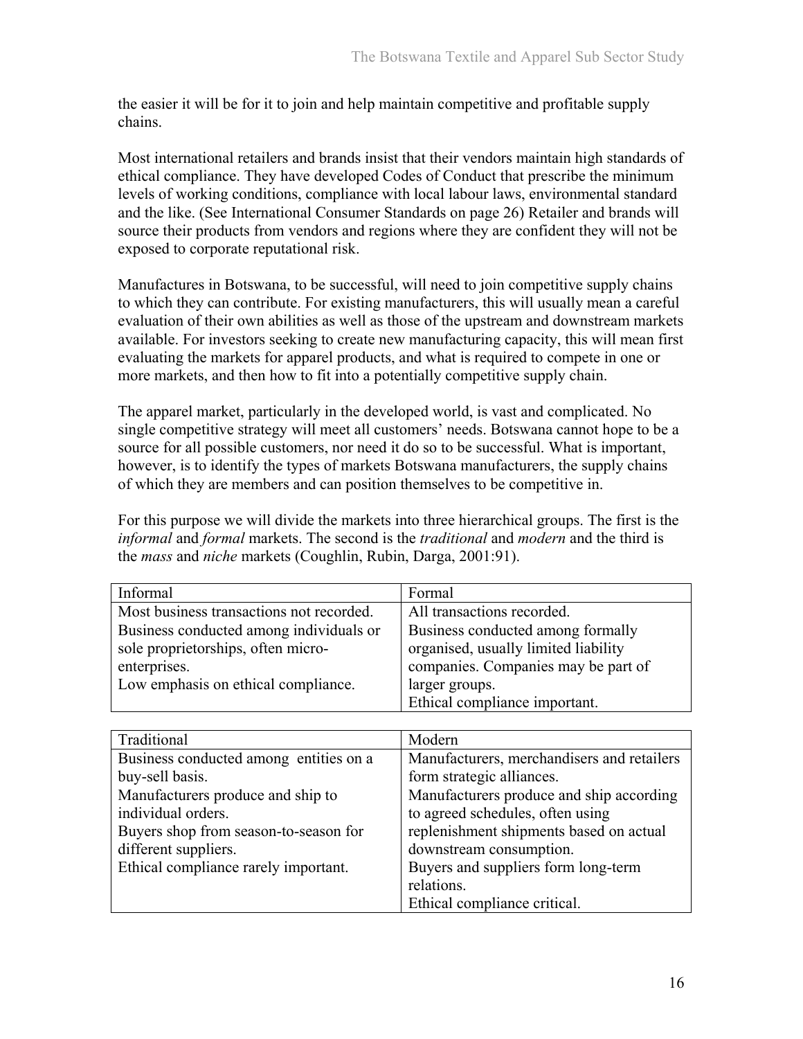the easier it will be for it to join and help maintain competitive and profitable supply chains.

Most international retailers and brands insist that their vendors maintain high standards of ethical compliance. They have developed Codes of Conduct that prescribe the minimum levels of working conditions, compliance with local labour laws, environmental standard and the like. (See International Consumer Standards on page 26) Retailer and brands will source their products from vendors and regions where they are confident they will not be exposed to corporate reputational risk.

Manufactures in Botswana, to be successful, will need to join competitive supply chains to which they can contribute. For existing manufacturers, this will usually mean a careful evaluation of their own abilities as well as those of the upstream and downstream markets available. For investors seeking to create new manufacturing capacity, this will mean first evaluating the markets for apparel products, and what is required to compete in one or more markets, and then how to fit into a potentially competitive supply chain.

The apparel market, particularly in the developed world, is vast and complicated. No single competitive strategy will meet all customers' needs. Botswana cannot hope to be a source for all possible customers, nor need it do so to be successful. What is important, however, is to identify the types of markets Botswana manufacturers, the supply chains of which they are members and can position themselves to be competitive in.

For this purpose we will divide the markets into three hierarchical groups. The first is the *informal* and *formal* markets. The second is the *traditional* and *modern* and the third is the *mass* and *niche* markets (Coughlin, Rubin, Darga, 2001:91).

| Informal | Formal |
|---|---|
| Most business transactions not recorded.<br>Business conducted among individuals or sole proprietorships, often micro-enterprises.<br>Low emphasis on ethical compliance. | All transactions recorded.<br>Business conducted among formally organised, usually limited liability companies. Companies may be part of larger groups.<br>Ethical compliance important. |

| Traditional | Modern |
|---|---|
| Business conducted among entities on a buy-sell basis.<br>Manufacturers produce and ship to individual orders.<br>Buyers shop from season-to-season for different suppliers.<br>Ethical compliance rarely important. | Manufacturers, merchandisers and retailers form strategic alliances.<br>Manufacturers produce and ship according to agreed schedules, often using replenishment shipments based on actual downstream consumption.<br>Buyers and suppliers form long-term relations.<br>Ethical compliance critical. |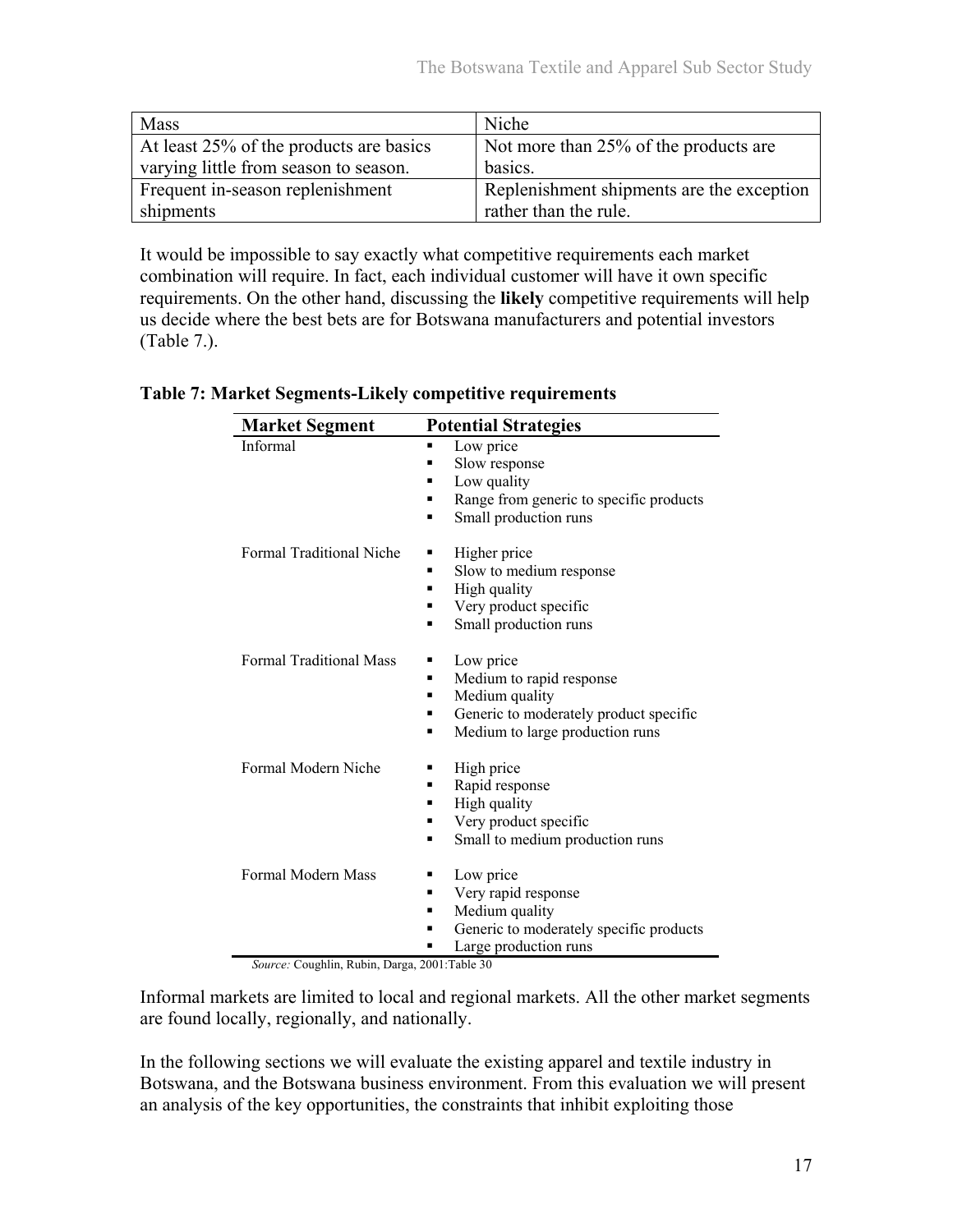| Mass | Niche |
|---|---|
| At least 25% of the products are basics varying little from season to season. | Not more than 25% of the products are basics. |
| Frequent in-season replenishment shipments | Replenishment shipments are the exception rather than the rule. |

It would be impossible to say exactly what competitive requirements each market combination will require. In fact, each individual customer will have it own specific requirements. On the other hand, discussing the **likely** competitive requirements will help us decide where the best bets are for Botswana manufacturers and potential investors (Table 7.).

**Table 7: Market Segments-Likely competitive requirements**

| Market Segment | Potential Strategies |
|---|---|
| Informal | ▪ Low price<br>▪ Slow response<br>▪ Low quality<br>▪ Range from generic to specific products<br>▪ Small production runs |
| Formal Traditional Niche | ▪ Higher price<br>▪ Slow to medium response<br>▪ High quality<br>▪ Very product specific<br>▪ Small production runs |
| Formal Traditional Mass | ▪ Low price<br>▪ Medium to rapid response<br>▪ Medium quality<br>▪ Generic to moderately product specific<br>▪ Medium to large production runs |
| Formal Modern Niche | ▪ High price<br>▪ Rapid response<br>▪ High quality<br>▪ Very product specific<br>▪ Small to medium production runs |
| Formal Modern Mass | ▪ Low price<br>▪ Very rapid response<br>▪ Medium quality<br>▪ Generic to moderately specific products<br>▪ Large production runs |

*Source:* Coughlin, Rubin, Darga, 2001:Table 30

Informal markets are limited to local and regional markets. All the other market segments are found locally, regionally, and nationally.

In the following sections we will evaluate the existing apparel and textile industry in Botswana, and the Botswana business environment. From this evaluation we will present an analysis of the key opportunities, the constraints that inhibit exploiting those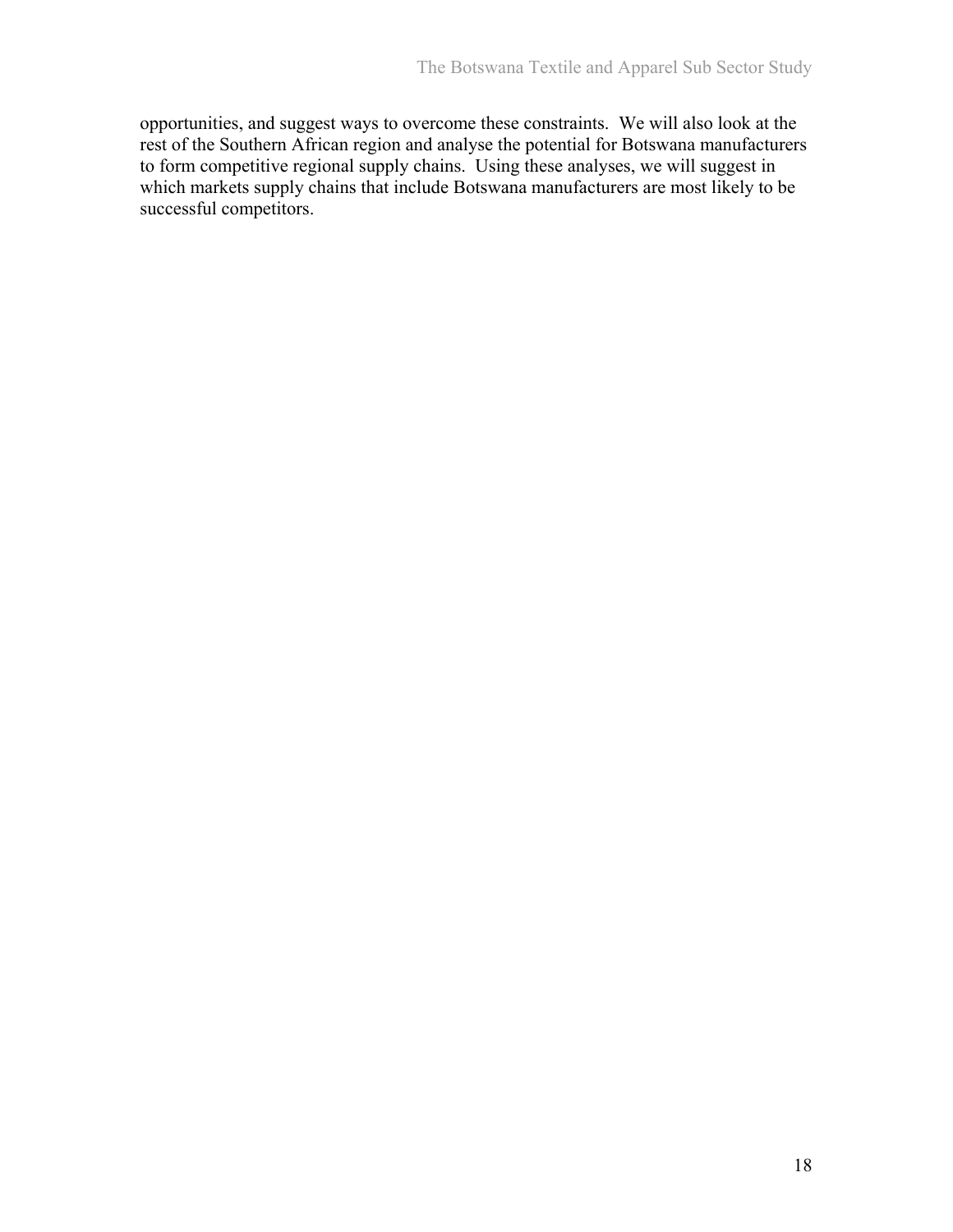opportunities, and suggest ways to overcome these constraints. We will also look at the rest of the Southern African region and analyse the potential for Botswana manufacturers to form competitive regional supply chains. Using these analyses, we will suggest in which markets supply chains that include Botswana manufacturers are most likely to be successful competitors.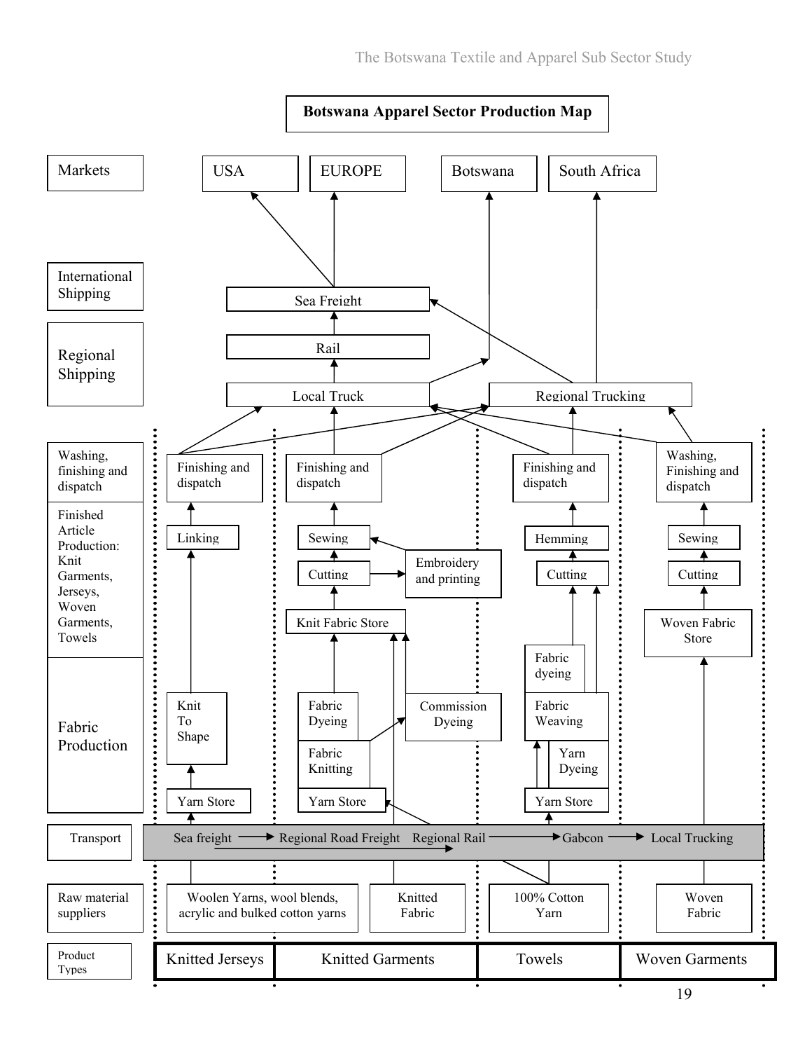# Botswana Apparel Sector Production Map

| Stage | Knitted Jerseys | Knitted Garments | | Towels | Woven Garments |
|---|---|---|---|---|---|
| Markets | USA | EUROPE | | Botswana | South Africa |
| International Shipping | Sea Freight | | | | |
| Regional Shipping | Rail | | | | |
| | Local Truck | | | Regional Trucking | |
| Washing, finishing and dispatch | Finishing and dispatch | Finishing and dispatch | | Finishing and dispatch | Washing, Finishing and dispatch |
| Finished Article Production: Knit Garments, Jerseys, Woven Garments, Towels | Linking | Sewing | Embroidery and printing | Hemming | Sewing |
| | | Cutting | | Cutting | Cutting |
| | | Knit Fabric Store | | | Woven Fabric Store |
| Fabric Production | Knit To Shape | Fabric Dyeing | Commission Dyeing | Fabric dyeing | |
| | | Fabric Knitting | | Fabric Weaving | |
| | | | | Yarn Dyeing | |
| | Yarn Store | Yarn Store | | Yarn Store | |
| Transport | Sea freight → Regional Road Freight | Regional Rail → | | Gabcon → | Local Trucking |
| Raw material suppliers | Woolen Yarns, wool blends, acrylic and bulked cotton yarns | | Knitted Fabric | 100% Cotton Yarn | Woven Fabric |
| Product Types | Knitted Jerseys | Knitted Garments | | Towels | Woven Garments |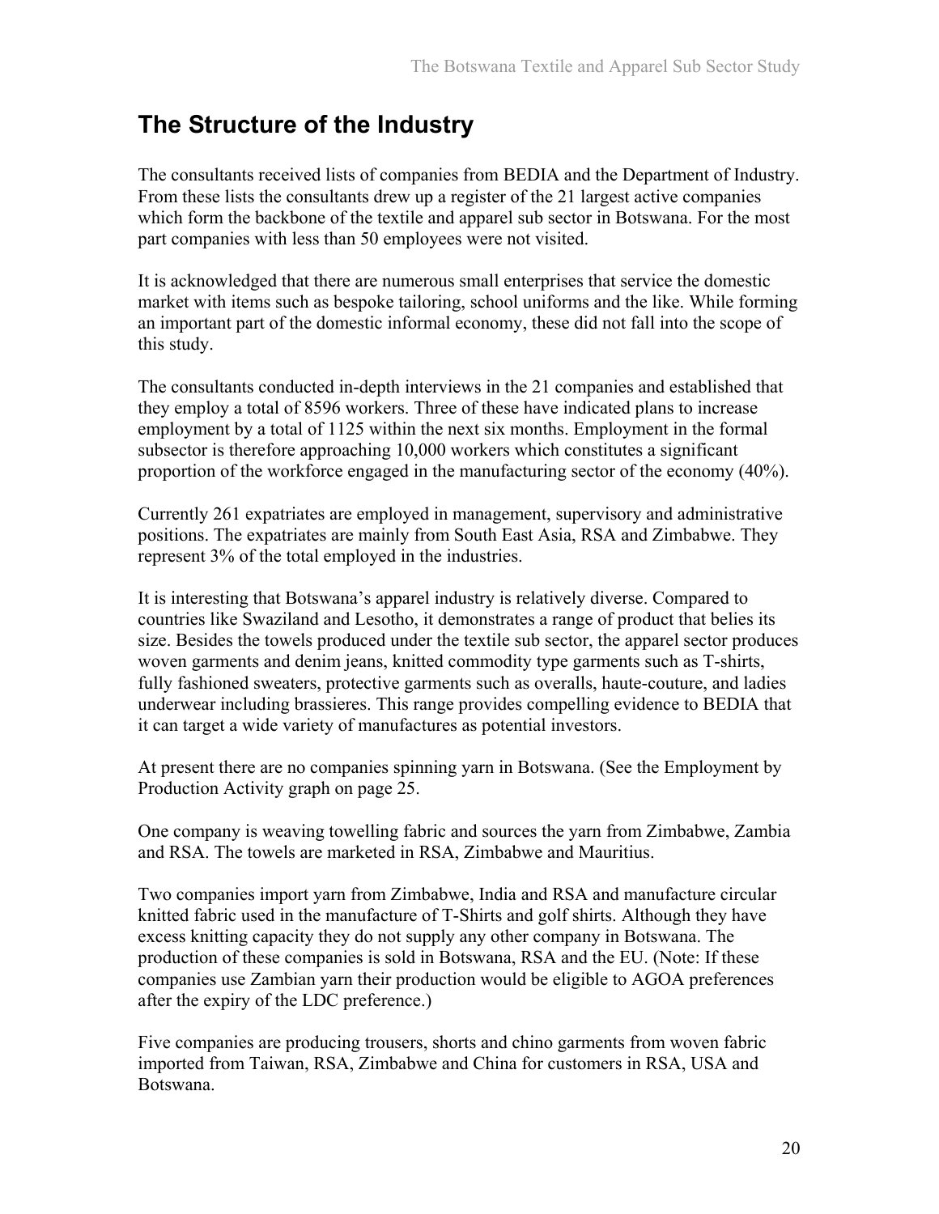## The Structure of the Industry

The consultants received lists of companies from BEDIA and the Department of Industry. From these lists the consultants drew up a register of the 21 largest active companies which form the backbone of the textile and apparel sub sector in Botswana. For the most part companies with less than 50 employees were not visited.

It is acknowledged that there are numerous small enterprises that service the domestic market with items such as bespoke tailoring, school uniforms and the like. While forming an important part of the domestic informal economy, these did not fall into the scope of this study.

The consultants conducted in-depth interviews in the 21 companies and established that they employ a total of 8596 workers. Three of these have indicated plans to increase employment by a total of 1125 within the next six months. Employment in the formal subsector is therefore approaching 10,000 workers which constitutes a significant proportion of the workforce engaged in the manufacturing sector of the economy (40%).

Currently 261 expatriates are employed in management, supervisory and administrative positions. The expatriates are mainly from South East Asia, RSA and Zimbabwe. They represent 3% of the total employed in the industries.

It is interesting that Botswana's apparel industry is relatively diverse. Compared to countries like Swaziland and Lesotho, it demonstrates a range of product that belies its size. Besides the towels produced under the textile sub sector, the apparel sector produces woven garments and denim jeans, knitted commodity type garments such as T-shirts, fully fashioned sweaters, protective garments such as overalls, haute-couture, and ladies underwear including brassieres. This range provides compelling evidence to BEDIA that it can target a wide variety of manufactures as potential investors.

At present there are no companies spinning yarn in Botswana. (See the Employment by Production Activity graph on page 25.

One company is weaving towelling fabric and sources the yarn from Zimbabwe, Zambia and RSA. The towels are marketed in RSA, Zimbabwe and Mauritius.

Two companies import yarn from Zimbabwe, India and RSA and manufacture circular knitted fabric used in the manufacture of T-Shirts and golf shirts. Although they have excess knitting capacity they do not supply any other company in Botswana. The production of these companies is sold in Botswana, RSA and the EU. (Note: If these companies use Zambian yarn their production would be eligible to AGOA preferences after the expiry of the LDC preference.)

Five companies are producing trousers, shorts and chino garments from woven fabric imported from Taiwan, RSA, Zimbabwe and China for customers in RSA, USA and Botswana.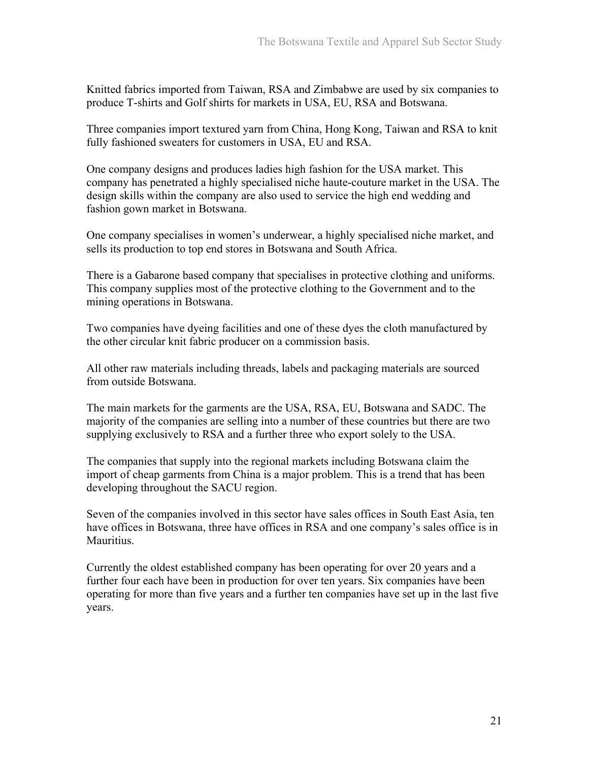Knitted fabrics imported from Taiwan, RSA and Zimbabwe are used by six companies to produce T-shirts and Golf shirts for markets in USA, EU, RSA and Botswana.

Three companies import textured yarn from China, Hong Kong, Taiwan and RSA to knit fully fashioned sweaters for customers in USA, EU and RSA.

One company designs and produces ladies high fashion for the USA market. This company has penetrated a highly specialised niche haute-couture market in the USA. The design skills within the company are also used to service the high end wedding and fashion gown market in Botswana.

One company specialises in women's underwear, a highly specialised niche market, and sells its production to top end stores in Botswana and South Africa.

There is a Gabarone based company that specialises in protective clothing and uniforms. This company supplies most of the protective clothing to the Government and to the mining operations in Botswana.

Two companies have dyeing facilities and one of these dyes the cloth manufactured by the other circular knit fabric producer on a commission basis.

All other raw materials including threads, labels and packaging materials are sourced from outside Botswana.

The main markets for the garments are the USA, RSA, EU, Botswana and SADC. The majority of the companies are selling into a number of these countries but there are two supplying exclusively to RSA and a further three who export solely to the USA.

The companies that supply into the regional markets including Botswana claim the import of cheap garments from China is a major problem. This is a trend that has been developing throughout the SACU region.

Seven of the companies involved in this sector have sales offices in South East Asia, ten have offices in Botswana, three have offices in RSA and one company's sales office is in Mauritius.

Currently the oldest established company has been operating for over 20 years and a further four each have been in production for over ten years. Six companies have been operating for more than five years and a further ten companies have set up in the last five years.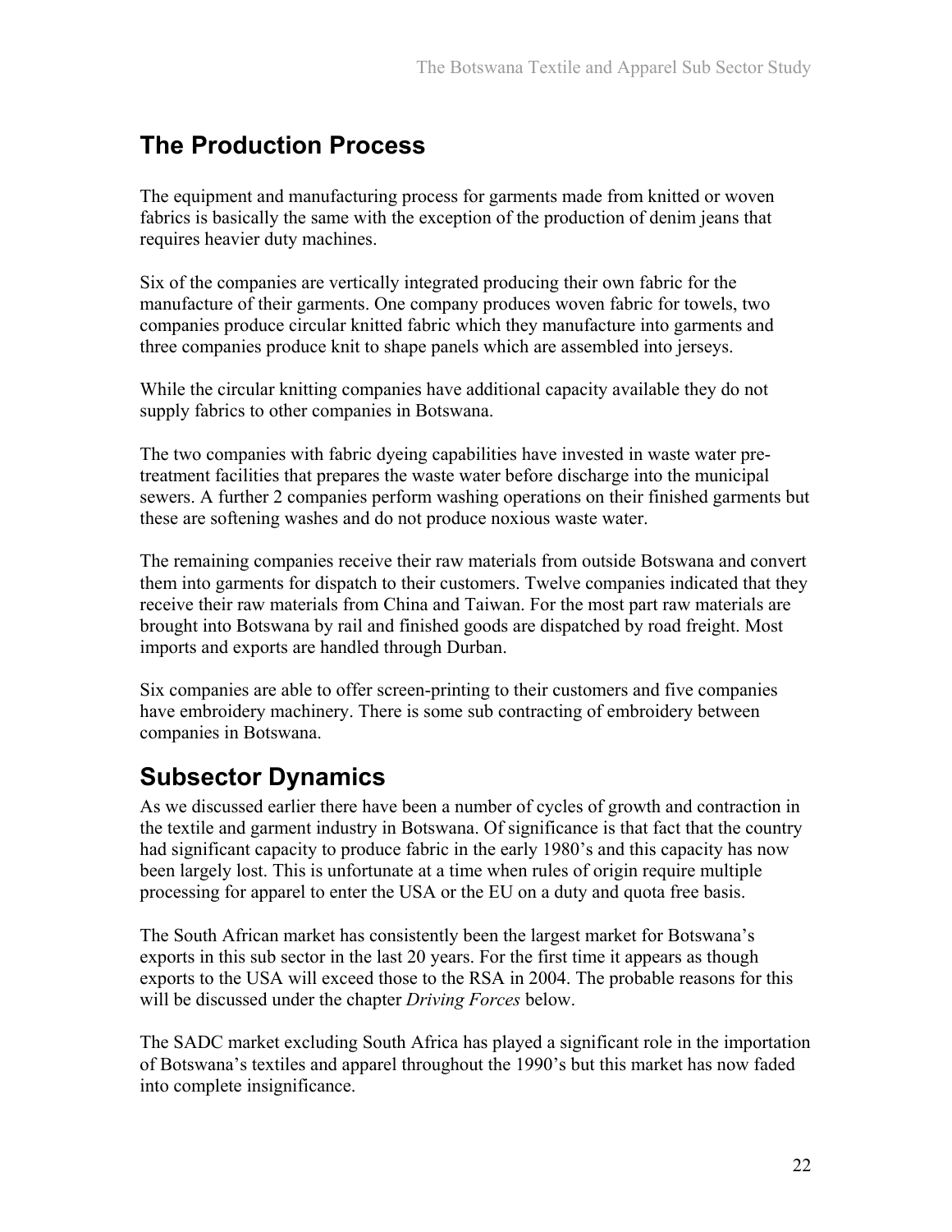## The Production Process

The equipment and manufacturing process for garments made from knitted or woven fabrics is basically the same with the exception of the production of denim jeans that requires heavier duty machines.

Six of the companies are vertically integrated producing their own fabric for the manufacture of their garments. One company produces woven fabric for towels, two companies produce circular knitted fabric which they manufacture into garments and three companies produce knit to shape panels which are assembled into jerseys.

While the circular knitting companies have additional capacity available they do not supply fabrics to other companies in Botswana.

The two companies with fabric dyeing capabilities have invested in waste water pre-treatment facilities that prepares the waste water before discharge into the municipal sewers. A further 2 companies perform washing operations on their finished garments but these are softening washes and do not produce noxious waste water.

The remaining companies receive their raw materials from outside Botswana and convert them into garments for dispatch to their customers. Twelve companies indicated that they receive their raw materials from China and Taiwan. For the most part raw materials are brought into Botswana by rail and finished goods are dispatched by road freight. Most imports and exports are handled through Durban.

Six companies are able to offer screen-printing to their customers and five companies have embroidery machinery. There is some sub contracting of embroidery between companies in Botswana.

## Subsector Dynamics

As we discussed earlier there have been a number of cycles of growth and contraction in the textile and garment industry in Botswana. Of significance is that fact that the country had significant capacity to produce fabric in the early 1980's and this capacity has now been largely lost. This is unfortunate at a time when rules of origin require multiple processing for apparel to enter the USA or the EU on a duty and quota free basis.

The South African market has consistently been the largest market for Botswana's exports in this sub sector in the last 20 years. For the first time it appears as though exports to the USA will exceed those to the RSA in 2004. The probable reasons for this will be discussed under the chapter *Driving Forces* below.

The SADC market excluding South Africa has played a significant role in the importation of Botswana's textiles and apparel throughout the 1990's but this market has now faded into complete insignificance.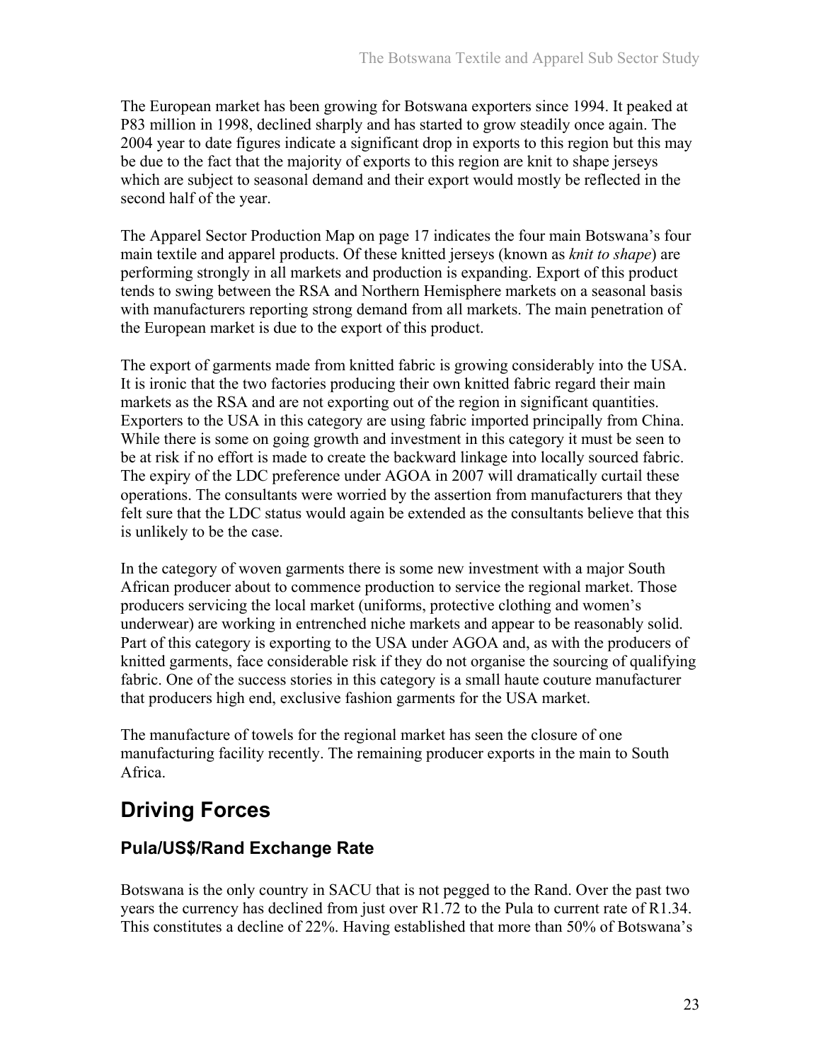The European market has been growing for Botswana exporters since 1994. It peaked at P83 million in 1998, declined sharply and has started to grow steadily once again. The 2004 year to date figures indicate a significant drop in exports to this region but this may be due to the fact that the majority of exports to this region are knit to shape jerseys which are subject to seasonal demand and their export would mostly be reflected in the second half of the year.

The Apparel Sector Production Map on page 17 indicates the four main Botswana's four main textile and apparel products. Of these knitted jerseys (known as *knit to shape*) are performing strongly in all markets and production is expanding. Export of this product tends to swing between the RSA and Northern Hemisphere markets on a seasonal basis with manufacturers reporting strong demand from all markets. The main penetration of the European market is due to the export of this product.

The export of garments made from knitted fabric is growing considerably into the USA. It is ironic that the two factories producing their own knitted fabric regard their main markets as the RSA and are not exporting out of the region in significant quantities. Exporters to the USA in this category are using fabric imported principally from China. While there is some on going growth and investment in this category it must be seen to be at risk if no effort is made to create the backward linkage into locally sourced fabric. The expiry of the LDC preference under AGOA in 2007 will dramatically curtail these operations. The consultants were worried by the assertion from manufacturers that they felt sure that the LDC status would again be extended as the consultants believe that this is unlikely to be the case.

In the category of woven garments there is some new investment with a major South African producer about to commence production to service the regional market. Those producers servicing the local market (uniforms, protective clothing and women's underwear) are working in entrenched niche markets and appear to be reasonably solid. Part of this category is exporting to the USA under AGOA and, as with the producers of knitted garments, face considerable risk if they do not organise the sourcing of qualifying fabric. One of the success stories in this category is a small haute couture manufacturer that producers high end, exclusive fashion garments for the USA market.

The manufacture of towels for the regional market has seen the closure of one manufacturing facility recently. The remaining producer exports in the main to South Africa.

# Driving Forces

## Pula/US$/Rand Exchange Rate

Botswana is the only country in SACU that is not pegged to the Rand. Over the past two years the currency has declined from just over R1.72 to the Pula to current rate of R1.34. This constitutes a decline of 22%. Having established that more than 50% of Botswana's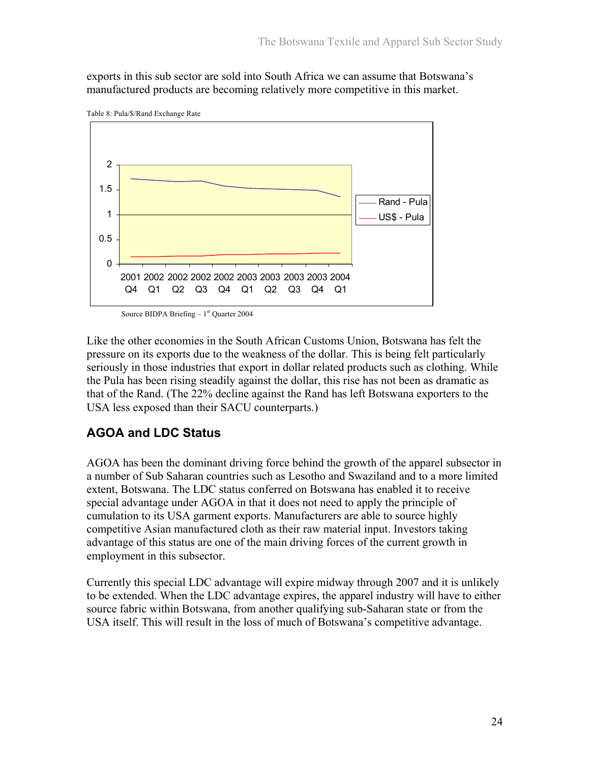exports in this sub sector are sold into South Africa we can assume that Botswana's manufactured products are becoming relatively more competitive in this market.

Table 8: Pula/$/Rand Exchange Rate

Source BIDPA Briefing – 1st Quarter 2004

Like the other economies in the South African Customs Union, Botswana has felt the pressure on its exports due to the weakness of the dollar. This is being felt particularly seriously in those industries that export in dollar related products such as clothing. While the Pula has been rising steadily against the dollar, this rise has not been as dramatic as that of the Rand. (The 22% decline against the Rand has left Botswana exporters to the USA less exposed than their SACU counterparts.)

## AGOA and LDC Status

AGOA has been the dominant driving force behind the growth of the apparel subsector in a number of Sub Saharan countries such as Lesotho and Swaziland and to a more limited extent, Botswana. The LDC status conferred on Botswana has enabled it to receive special advantage under AGOA in that it does not need to apply the principle of cumulation to its USA garment exports. Manufacturers are able to source highly competitive Asian manufactured cloth as their raw material input. Investors taking advantage of this status are one of the main driving forces of the current growth in employment in this subsector.

Currently this special LDC advantage will expire midway through 2007 and it is unlikely to be extended. When the LDC advantage expires, the apparel industry will have to either source fabric within Botswana, from another qualifying sub-Saharan state or from the USA itself. This will result in the loss of much of Botswana's competitive advantage.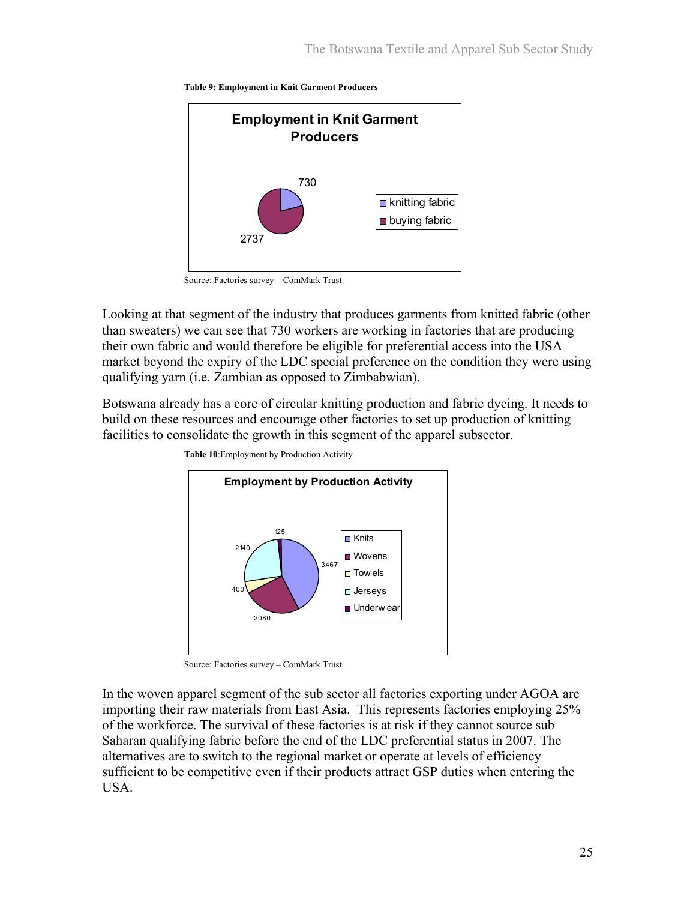**Table 9: Employment in Knit Garment Producers**

| Employment in Knit Garment Producers | |
|---|---|
| knitting fabric | 730 |
| buying fabric | 2737 |

Source: Factories survey – ComMark Trust

Looking at that segment of the industry that produces garments from knitted fabric (other than sweaters) we can see that 730 workers are working in factories that are producing their own fabric and would therefore be eligible for preferential access into the USA market beyond the expiry of the LDC special preference on the condition they were using qualifying yarn (i.e. Zambian as opposed to Zimbabwian).

Botswana already has a core of circular knitting production and fabric dyeing. It needs to build on these resources and encourage other factories to set up production of knitting facilities to consolidate the growth in this segment of the apparel subsector.

**Table 10**:Employment by Production Activity

| Employment by Production Activity | |
|---|---|
| Knits | 3467 |
| Wovens | 2080 |
| Towels | 400 |
| Jerseys | 2140 |
| Underwear | 125 |

Source: Factories survey – ComMark Trust

In the woven apparel segment of the sub sector all factories exporting under AGOA are importing their raw materials from East Asia. This represents factories employing 25% of the workforce. The survival of these factories is at risk if they cannot source sub Saharan qualifying fabric before the end of the LDC preferential status in 2007. The alternatives are to switch to the regional market or operate at levels of efficiency sufficient to be competitive even if their products attract GSP duties when entering the USA.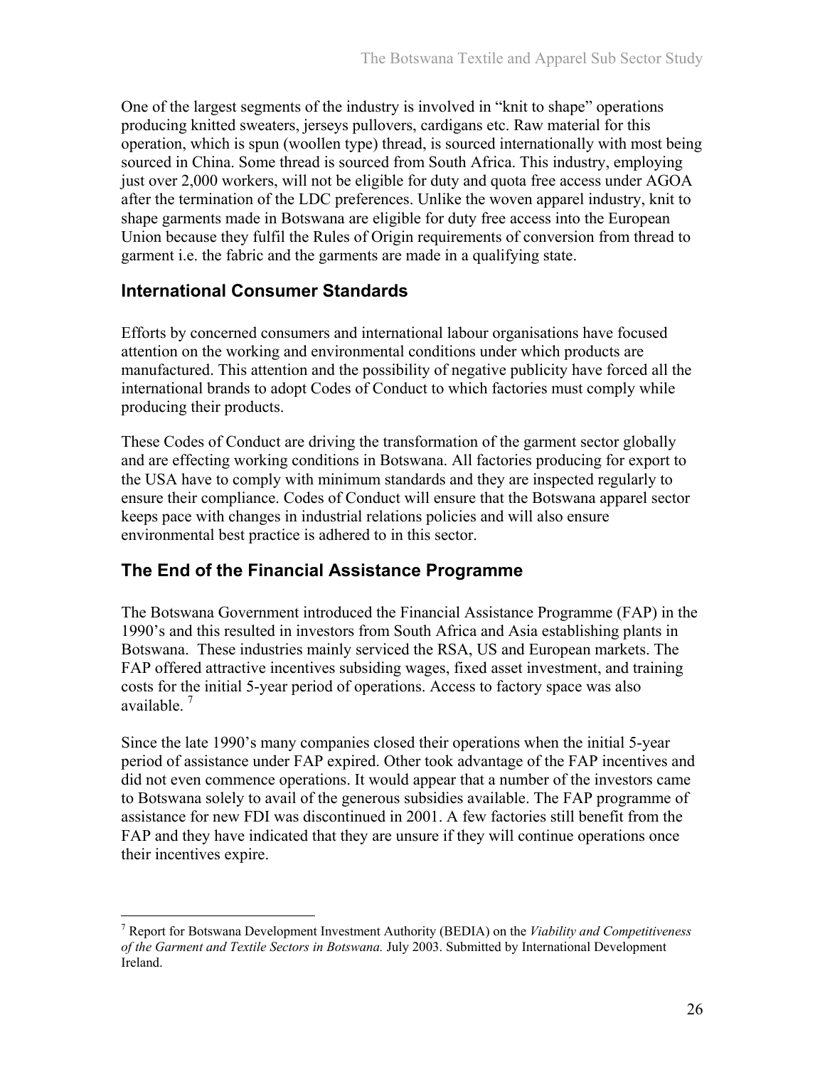One of the largest segments of the industry is involved in "knit to shape" operations producing knitted sweaters, jerseys pullovers, cardigans etc. Raw material for this operation, which is spun (woollen type) thread, is sourced internationally with most being sourced in China. Some thread is sourced from South Africa. This industry, employing just over 2,000 workers, will not be eligible for duty and quota free access under AGOA after the termination of the LDC preferences. Unlike the woven apparel industry, knit to shape garments made in Botswana are eligible for duty free access into the European Union because they fulfil the Rules of Origin requirements of conversion from thread to garment i.e. the fabric and the garments are made in a qualifying state.

## International Consumer Standards

Efforts by concerned consumers and international labour organisations have focused attention on the working and environmental conditions under which products are manufactured. This attention and the possibility of negative publicity have forced all the international brands to adopt Codes of Conduct to which factories must comply while producing their products.

These Codes of Conduct are driving the transformation of the garment sector globally and are effecting working conditions in Botswana. All factories producing for export to the USA have to comply with minimum standards and they are inspected regularly to ensure their compliance. Codes of Conduct will ensure that the Botswana apparel sector keeps pace with changes in industrial relations policies and will also ensure environmental best practice is adhered to in this sector.

## The End of the Financial Assistance Programme

The Botswana Government introduced the Financial Assistance Programme (FAP) in the 1990's and this resulted in investors from South Africa and Asia establishing plants in Botswana. These industries mainly serviced the RSA, US and European markets. The FAP offered attractive incentives subsiding wages, fixed asset investment, and training costs for the initial 5-year period of operations. Access to factory space was also available. [7]

Since the late 1990's many companies closed their operations when the initial 5-year period of assistance under FAP expired. Other took advantage of the FAP incentives and did not even commence operations. It would appear that a number of the investors came to Botswana solely to avail of the generous subsidies available. The FAP programme of assistance for new FDI was discontinued in 2001. A few factories still benefit from the FAP and they have indicated that they are unsure if they will continue operations once their incentives expire.

[7] Report for Botswana Development Investment Authority (BEDIA) on the *Viability and Competitiveness of the Garment and Textile Sectors in Botswana.* July 2003. Submitted by International Development Ireland.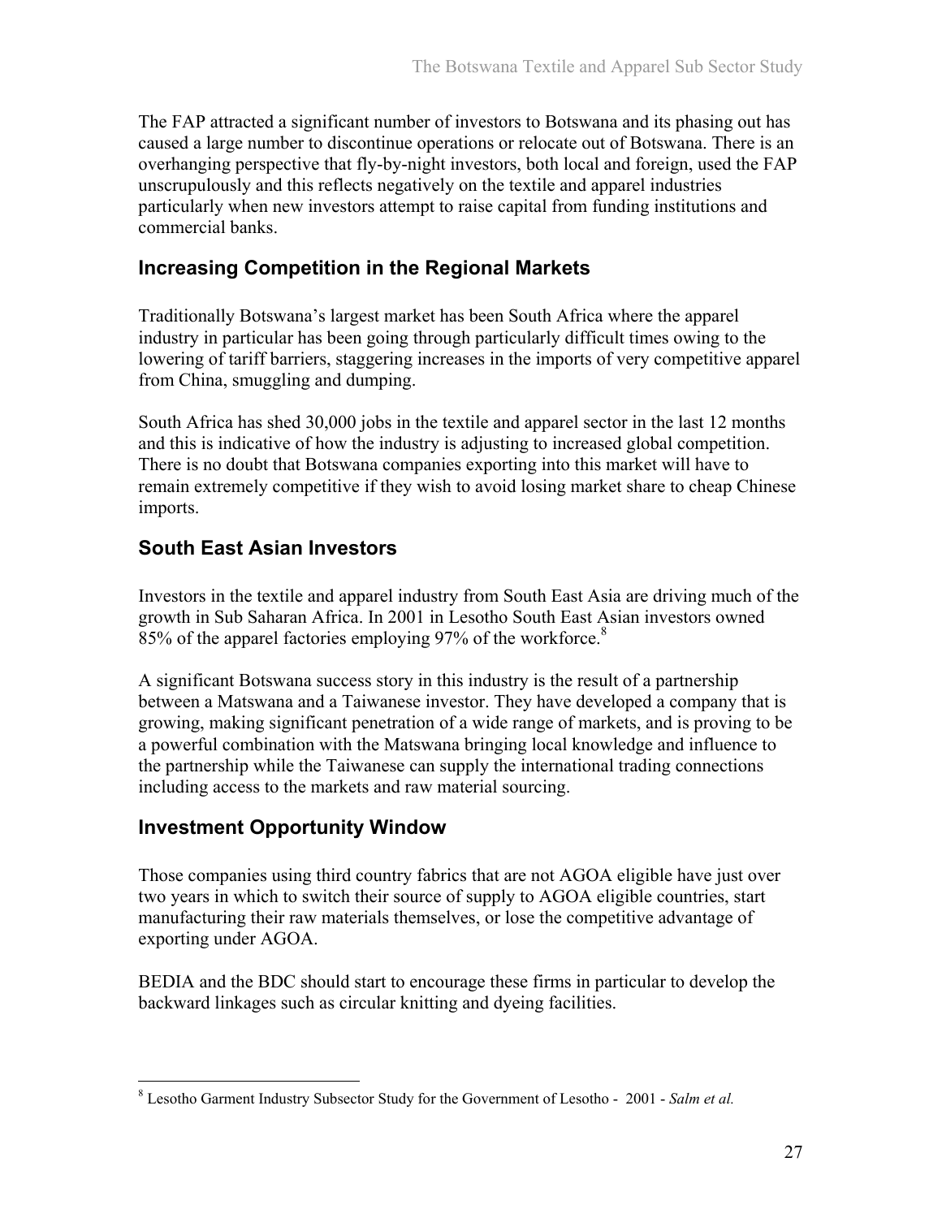The FAP attracted a significant number of investors to Botswana and its phasing out has caused a large number to discontinue operations or relocate out of Botswana. There is an overhanging perspective that fly-by-night investors, both local and foreign, used the FAP unscrupulously and this reflects negatively on the textile and apparel industries particularly when new investors attempt to raise capital from funding institutions and commercial banks.

## Increasing Competition in the Regional Markets

Traditionally Botswana's largest market has been South Africa where the apparel industry in particular has been going through particularly difficult times owing to the lowering of tariff barriers, staggering increases in the imports of very competitive apparel from China, smuggling and dumping.

South Africa has shed 30,000 jobs in the textile and apparel sector in the last 12 months and this is indicative of how the industry is adjusting to increased global competition. There is no doubt that Botswana companies exporting into this market will have to remain extremely competitive if they wish to avoid losing market share to cheap Chinese imports.

## South East Asian Investors

Investors in the textile and apparel industry from South East Asia are driving much of the growth in Sub Saharan Africa. In 2001 in Lesotho South East Asian investors owned 85% of the apparel factories employing 97% of the workforce.[8]

A significant Botswana success story in this industry is the result of a partnership between a Matswana and a Taiwanese investor. They have developed a company that is growing, making significant penetration of a wide range of markets, and is proving to be a powerful combination with the Matswana bringing local knowledge and influence to the partnership while the Taiwanese can supply the international trading connections including access to the markets and raw material sourcing.

## Investment Opportunity Window

Those companies using third country fabrics that are not AGOA eligible have just over two years in which to switch their source of supply to AGOA eligible countries, start manufacturing their raw materials themselves, or lose the competitive advantage of exporting under AGOA.

BEDIA and the BDC should start to encourage these firms in particular to develop the backward linkages such as circular knitting and dyeing facilities.

---

[8] Lesotho Garment Industry Subsector Study for the Government of Lesotho - 2001 - *Salm et al.*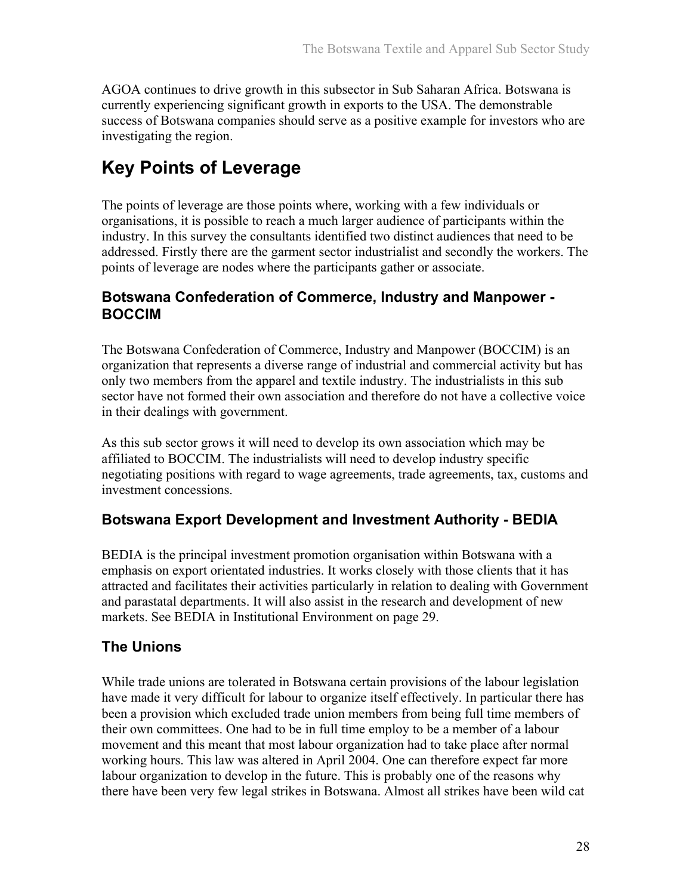AGOA continues to drive growth in this subsector in Sub Saharan Africa. Botswana is currently experiencing significant growth in exports to the USA. The demonstrable success of Botswana companies should serve as a positive example for investors who are investigating the region.

# Key Points of Leverage

The points of leverage are those points where, working with a few individuals or organisations, it is possible to reach a much larger audience of participants within the industry. In this survey the consultants identified two distinct audiences that need to be addressed. Firstly there are the garment sector industrialist and secondly the workers. The points of leverage are nodes where the participants gather or associate.

## Botswana Confederation of Commerce, Industry and Manpower - BOCCIM

The Botswana Confederation of Commerce, Industry and Manpower (BOCCIM) is an organization that represents a diverse range of industrial and commercial activity but has only two members from the apparel and textile industry. The industrialists in this sub sector have not formed their own association and therefore do not have a collective voice in their dealings with government.

As this sub sector grows it will need to develop its own association which may be affiliated to BOCCIM. The industrialists will need to develop industry specific negotiating positions with regard to wage agreements, trade agreements, tax, customs and investment concessions.

## Botswana Export Development and Investment Authority - BEDIA

BEDIA is the principal investment promotion organisation within Botswana with a emphasis on export orientated industries. It works closely with those clients that it has attracted and facilitates their activities particularly in relation to dealing with Government and parastatal departments. It will also assist in the research and development of new markets. See BEDIA in Institutional Environment on page 29.

## The Unions

While trade unions are tolerated in Botswana certain provisions of the labour legislation have made it very difficult for labour to organize itself effectively. In particular there has been a provision which excluded trade union members from being full time members of their own committees. One had to be in full time employ to be a member of a labour movement and this meant that most labour organization had to take place after normal working hours. This law was altered in April 2004. One can therefore expect far more labour organization to develop in the future. This is probably one of the reasons why there have been very few legal strikes in Botswana. Almost all strikes have been wild cat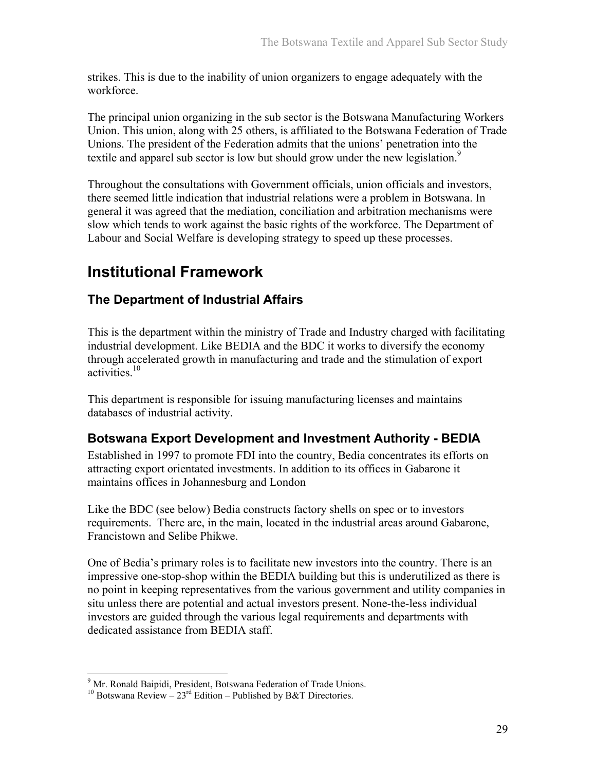strikes. This is due to the inability of union organizers to engage adequately with the workforce.

The principal union organizing in the sub sector is the Botswana Manufacturing Workers Union. This union, along with 25 others, is affiliated to the Botswana Federation of Trade Unions. The president of the Federation admits that the unions' penetration into the textile and apparel sub sector is low but should grow under the new legislation.[9]

Throughout the consultations with Government officials, union officials and investors, there seemed little indication that industrial relations were a problem in Botswana. In general it was agreed that the mediation, conciliation and arbitration mechanisms were slow which tends to work against the basic rights of the workforce. The Department of Labour and Social Welfare is developing strategy to speed up these processes.

# Institutional Framework

## The Department of Industrial Affairs

This is the department within the ministry of Trade and Industry charged with facilitating industrial development. Like BEDIA and the BDC it works to diversify the economy through accelerated growth in manufacturing and trade and the stimulation of export activities.[10]

This department is responsible for issuing manufacturing licenses and maintains databases of industrial activity.

## Botswana Export Development and Investment Authority - BEDIA

Established in 1997 to promote FDI into the country, Bedia concentrates its efforts on attracting export orientated investments. In addition to its offices in Gabarone it maintains offices in Johannesburg and London

Like the BDC (see below) Bedia constructs factory shells on spec or to investors requirements. There are, in the main, located in the industrial areas around Gabarone, Francistown and Selibe Phikwe.

One of Bedia's primary roles is to facilitate new investors into the country. There is an impressive one-stop-shop within the BEDIA building but this is underutilized as there is no point in keeping representatives from the various government and utility companies in situ unless there are potential and actual investors present. None-the-less individual investors are guided through the various legal requirements and departments with dedicated assistance from BEDIA staff.

---

[9] Mr. Ronald Baipidi, President, Botswana Federation of Trade Unions.

[10] Botswana Review – 23rd Edition – Published by B&T Directories.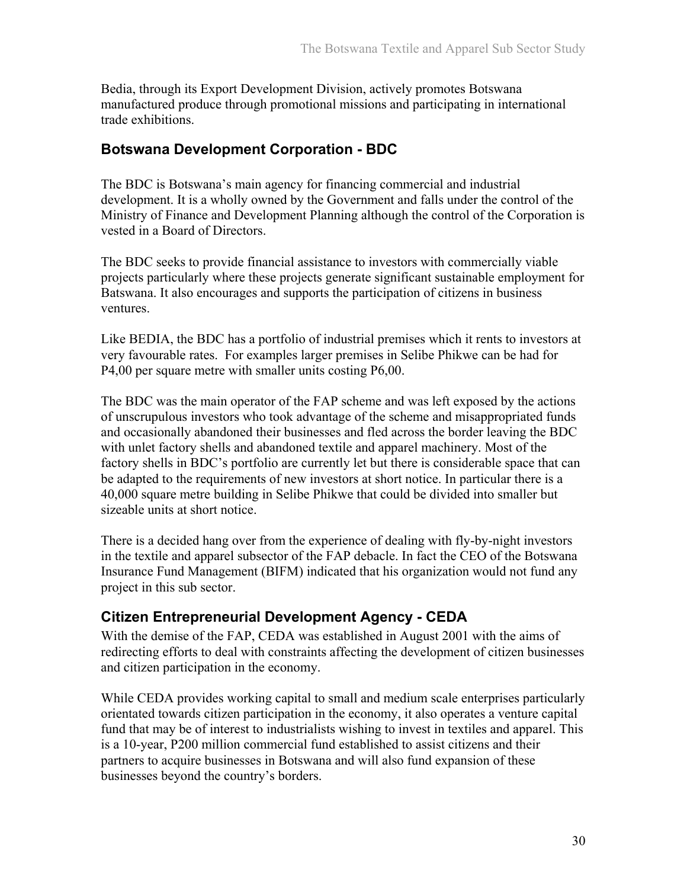Bedia, through its Export Development Division, actively promotes Botswana manufactured produce through promotional missions and participating in international trade exhibitions.

## Botswana Development Corporation - BDC

The BDC is Botswana's main agency for financing commercial and industrial development. It is a wholly owned by the Government and falls under the control of the Ministry of Finance and Development Planning although the control of the Corporation is vested in a Board of Directors.

The BDC seeks to provide financial assistance to investors with commercially viable projects particularly where these projects generate significant sustainable employment for Batswana. It also encourages and supports the participation of citizens in business ventures.

Like BEDIA, the BDC has a portfolio of industrial premises which it rents to investors at very favourable rates. For examples larger premises in Selibe Phikwe can be had for P4,00 per square metre with smaller units costing P6,00.

The BDC was the main operator of the FAP scheme and was left exposed by the actions of unscrupulous investors who took advantage of the scheme and misappropriated funds and occasionally abandoned their businesses and fled across the border leaving the BDC with unlet factory shells and abandoned textile and apparel machinery. Most of the factory shells in BDC's portfolio are currently let but there is considerable space that can be adapted to the requirements of new investors at short notice. In particular there is a 40,000 square metre building in Selibe Phikwe that could be divided into smaller but sizeable units at short notice.

There is a decided hang over from the experience of dealing with fly-by-night investors in the textile and apparel subsector of the FAP debacle. In fact the CEO of the Botswana Insurance Fund Management (BIFM) indicated that his organization would not fund any project in this sub sector.

## Citizen Entrepreneurial Development Agency - CEDA

With the demise of the FAP, CEDA was established in August 2001 with the aims of redirecting efforts to deal with constraints affecting the development of citizen businesses and citizen participation in the economy.

While CEDA provides working capital to small and medium scale enterprises particularly orientated towards citizen participation in the economy, it also operates a venture capital fund that may be of interest to industrialists wishing to invest in textiles and apparel. This is a 10-year, P200 million commercial fund established to assist citizens and their partners to acquire businesses in Botswana and will also fund expansion of these businesses beyond the country's borders.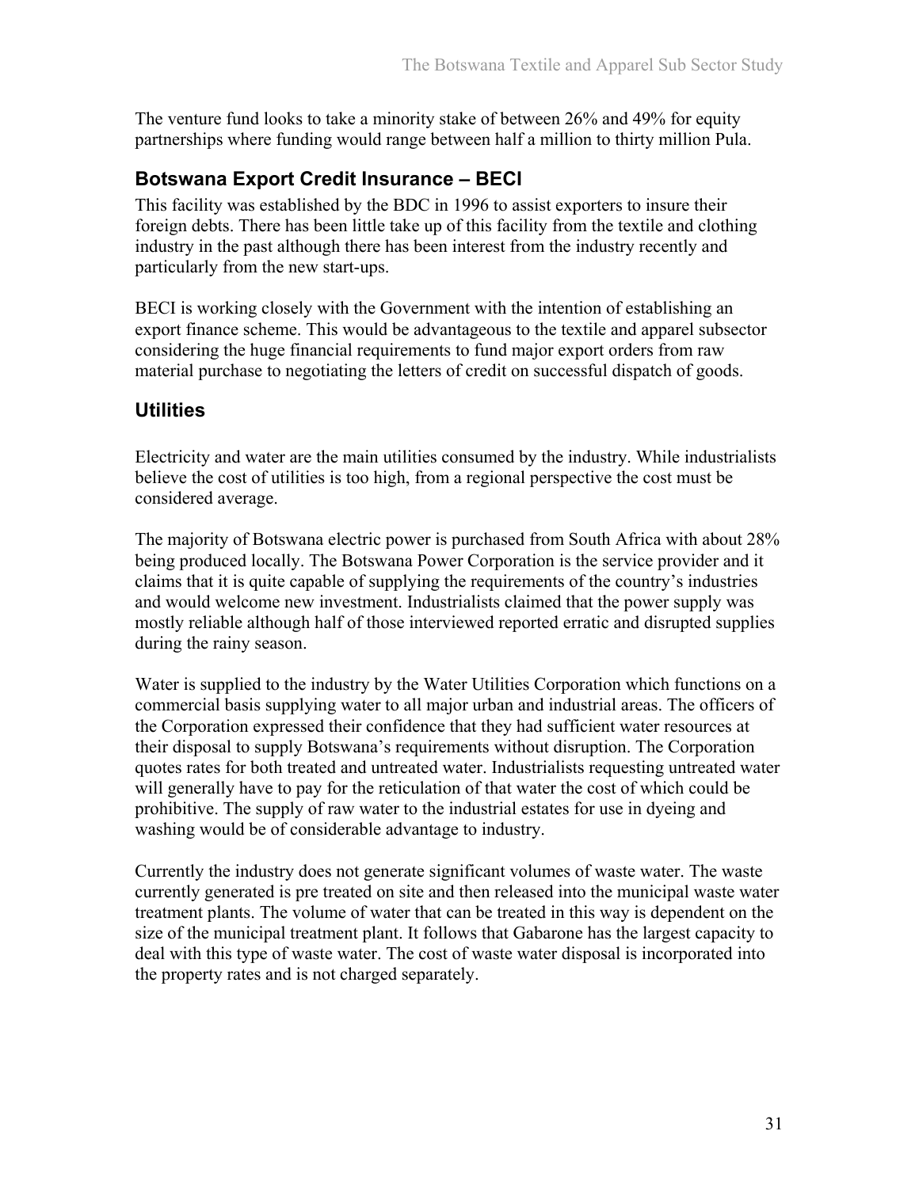The venture fund looks to take a minority stake of between 26% and 49% for equity partnerships where funding would range between half a million to thirty million Pula.

## Botswana Export Credit Insurance – BECI

This facility was established by the BDC in 1996 to assist exporters to insure their foreign debts. There has been little take up of this facility from the textile and clothing industry in the past although there has been interest from the industry recently and particularly from the new start-ups.

BECI is working closely with the Government with the intention of establishing an export finance scheme. This would be advantageous to the textile and apparel subsector considering the huge financial requirements to fund major export orders from raw material purchase to negotiating the letters of credit on successful dispatch of goods.

## Utilities

Electricity and water are the main utilities consumed by the industry. While industrialists believe the cost of utilities is too high, from a regional perspective the cost must be considered average.

The majority of Botswana electric power is purchased from South Africa with about 28% being produced locally. The Botswana Power Corporation is the service provider and it claims that it is quite capable of supplying the requirements of the country's industries and would welcome new investment. Industrialists claimed that the power supply was mostly reliable although half of those interviewed reported erratic and disrupted supplies during the rainy season.

Water is supplied to the industry by the Water Utilities Corporation which functions on a commercial basis supplying water to all major urban and industrial areas. The officers of the Corporation expressed their confidence that they had sufficient water resources at their disposal to supply Botswana's requirements without disruption. The Corporation quotes rates for both treated and untreated water. Industrialists requesting untreated water will generally have to pay for the reticulation of that water the cost of which could be prohibitive. The supply of raw water to the industrial estates for use in dyeing and washing would be of considerable advantage to industry.

Currently the industry does not generate significant volumes of waste water. The waste currently generated is pre treated on site and then released into the municipal waste water treatment plants. The volume of water that can be treated in this way is dependent on the size of the municipal treatment plant. It follows that Gabarone has the largest capacity to deal with this type of waste water. The cost of waste water disposal is incorporated into the property rates and is not charged separately.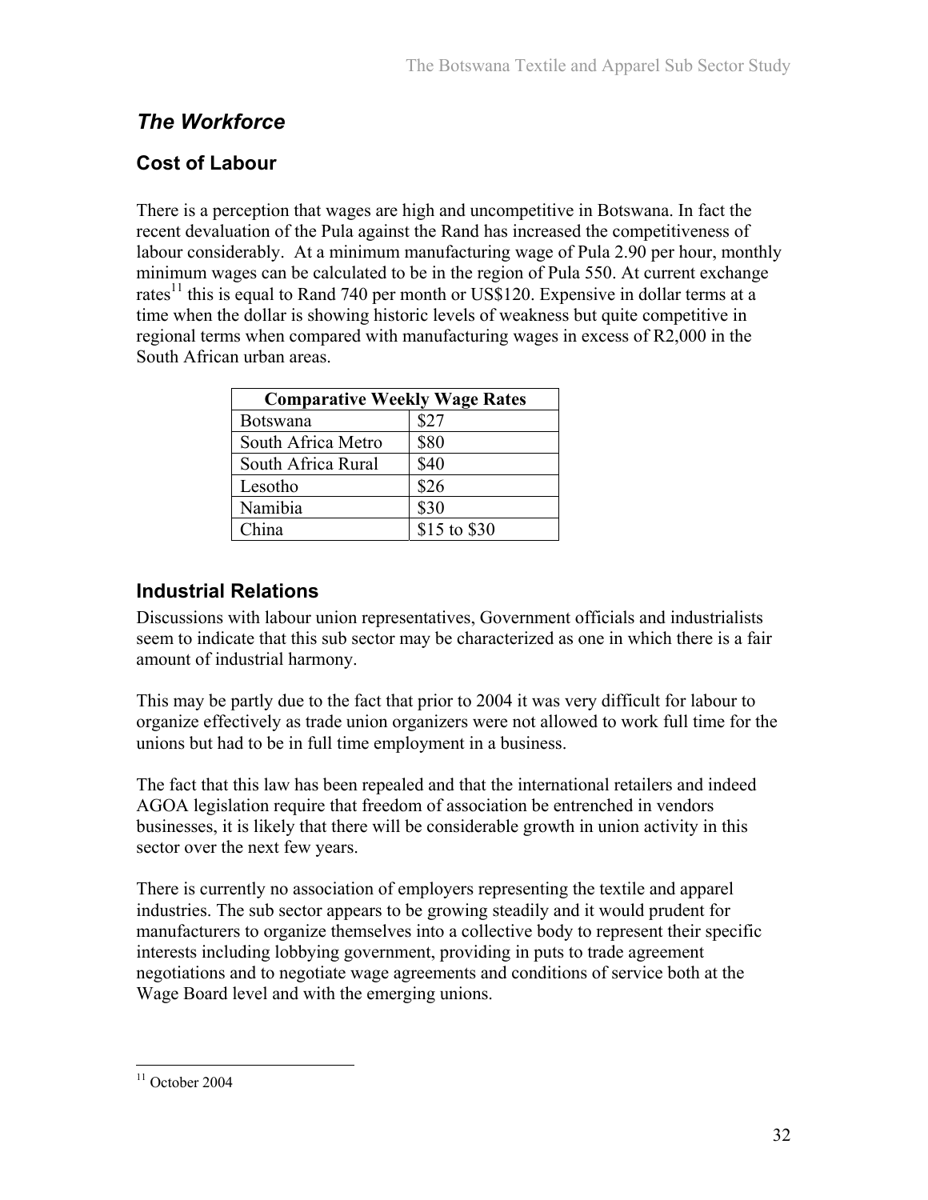## *The Workforce*

### Cost of Labour

There is a perception that wages are high and uncompetitive in Botswana. In fact the recent devaluation of the Pula against the Rand has increased the competitiveness of labour considerably. At a minimum manufacturing wage of Pula 2.90 per hour, monthly minimum wages can be calculated to be in the region of Pula 550. At current exchange rates[11] this is equal to Rand 740 per month or US$120. Expensive in dollar terms at a time when the dollar is showing historic levels of weakness but quite competitive in regional terms when compared with manufacturing wages in excess of R2,000 in the South African urban areas.

| Comparative Weekly Wage Rates | |
|---|---|
| Botswana | $27 |
| South Africa Metro | $80 |
| South Africa Rural | $40 |
| Lesotho | $26 |
| Namibia | $30 |
| China | $15 to $30 |

### Industrial Relations

Discussions with labour union representatives, Government officials and industrialists seem to indicate that this sub sector may be characterized as one in which there is a fair amount of industrial harmony.

This may be partly due to the fact that prior to 2004 it was very difficult for labour to organize effectively as trade union organizers were not allowed to work full time for the unions but had to be in full time employment in a business.

The fact that this law has been repealed and that the international retailers and indeed AGOA legislation require that freedom of association be entrenched in vendors businesses, it is likely that there will be considerable growth in union activity in this sector over the next few years.

There is currently no association of employers representing the textile and apparel industries. The sub sector appears to be growing steadily and it would prudent for manufacturers to organize themselves into a collective body to represent their specific interests including lobbying government, providing in puts to trade agreement negotiations and to negotiate wage agreements and conditions of service both at the Wage Board level and with the emerging unions.

[11] October 2004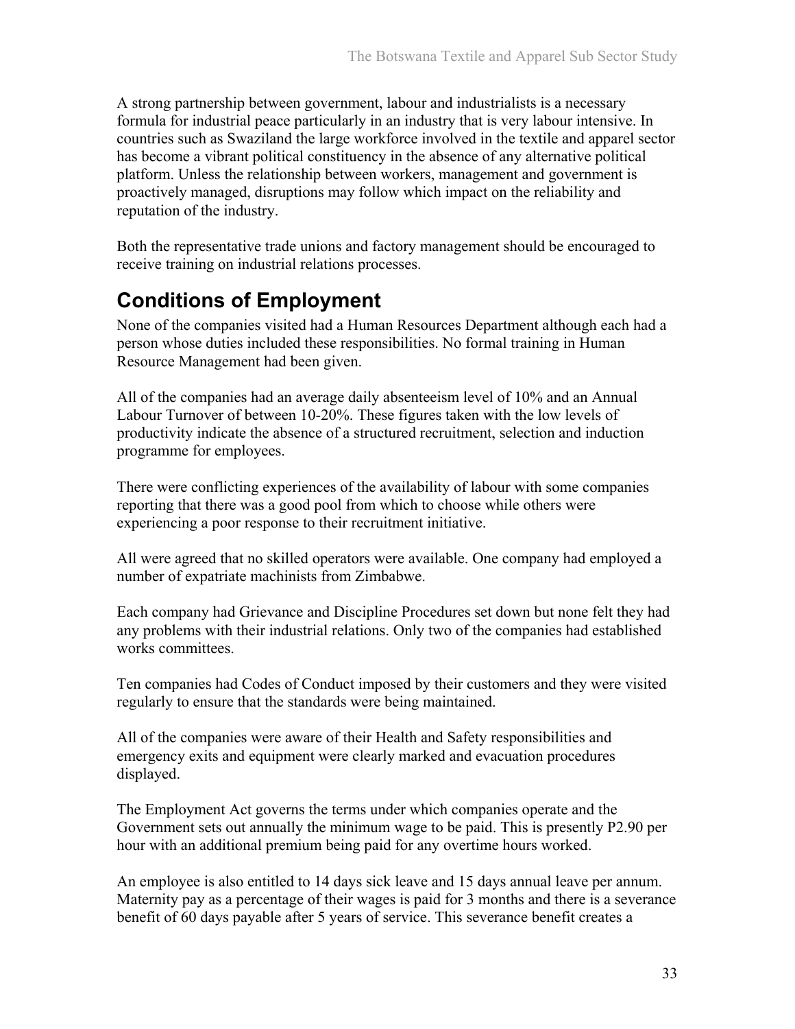A strong partnership between government, labour and industrialists is a necessary formula for industrial peace particularly in an industry that is very labour intensive. In countries such as Swaziland the large workforce involved in the textile and apparel sector has become a vibrant political constituency in the absence of any alternative political platform. Unless the relationship between workers, management and government is proactively managed, disruptions may follow which impact on the reliability and reputation of the industry.

Both the representative trade unions and factory management should be encouraged to receive training on industrial relations processes.

## Conditions of Employment

None of the companies visited had a Human Resources Department although each had a person whose duties included these responsibilities. No formal training in Human Resource Management had been given.

All of the companies had an average daily absenteeism level of 10% and an Annual Labour Turnover of between 10-20%. These figures taken with the low levels of productivity indicate the absence of a structured recruitment, selection and induction programme for employees.

There were conflicting experiences of the availability of labour with some companies reporting that there was a good pool from which to choose while others were experiencing a poor response to their recruitment initiative.

All were agreed that no skilled operators were available. One company had employed a number of expatriate machinists from Zimbabwe.

Each company had Grievance and Discipline Procedures set down but none felt they had any problems with their industrial relations. Only two of the companies had established works committees.

Ten companies had Codes of Conduct imposed by their customers and they were visited regularly to ensure that the standards were being maintained.

All of the companies were aware of their Health and Safety responsibilities and emergency exits and equipment were clearly marked and evacuation procedures displayed.

The Employment Act governs the terms under which companies operate and the Government sets out annually the minimum wage to be paid. This is presently P2.90 per hour with an additional premium being paid for any overtime hours worked.

An employee is also entitled to 14 days sick leave and 15 days annual leave per annum. Maternity pay as a percentage of their wages is paid for 3 months and there is a severance benefit of 60 days payable after 5 years of service. This severance benefit creates a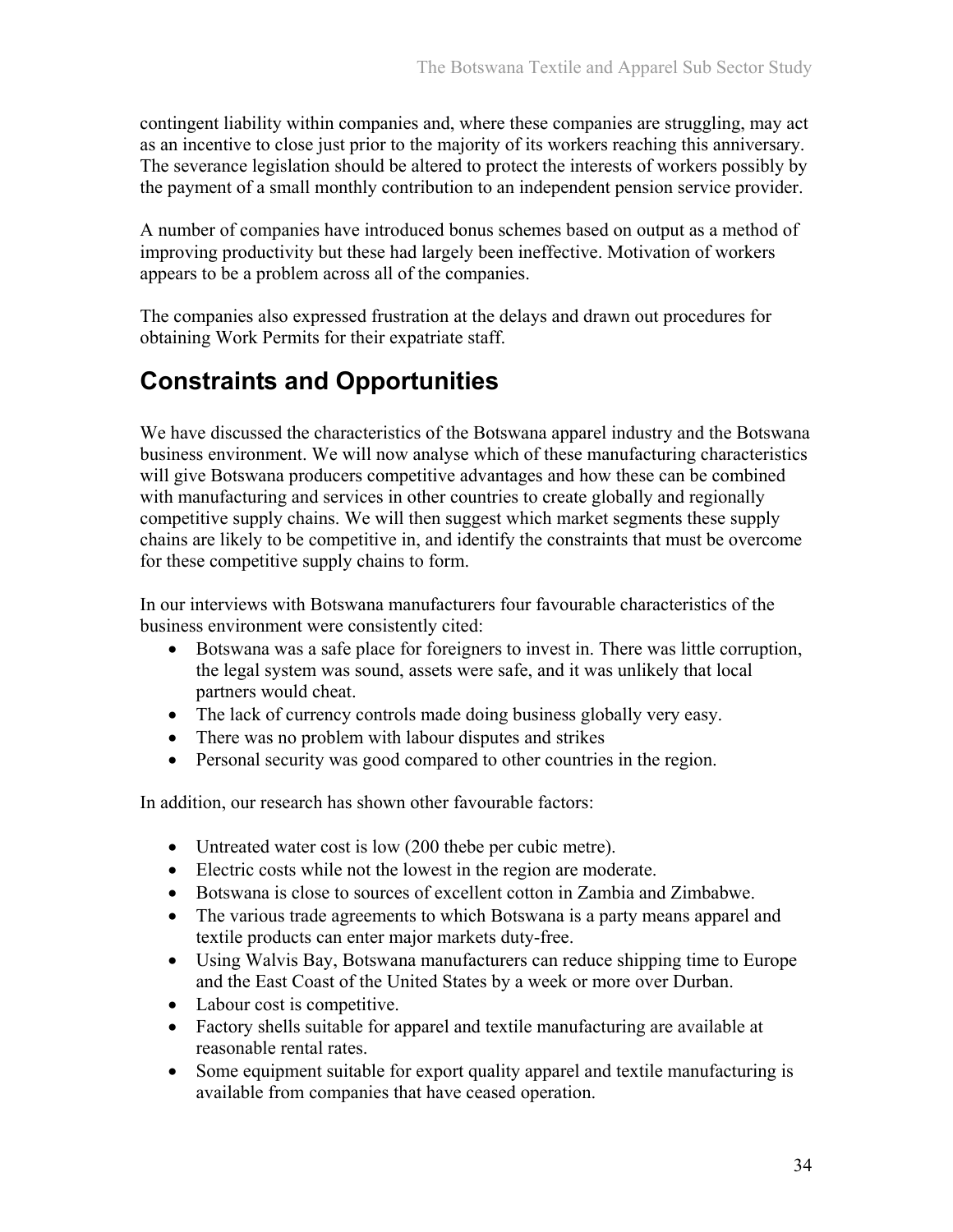contingent liability within companies and, where these companies are struggling, may act as an incentive to close just prior to the majority of its workers reaching this anniversary. The severance legislation should be altered to protect the interests of workers possibly by the payment of a small monthly contribution to an independent pension service provider.

A number of companies have introduced bonus schemes based on output as a method of improving productivity but these had largely been ineffective. Motivation of workers appears to be a problem across all of the companies.

The companies also expressed frustration at the delays and drawn out procedures for obtaining Work Permits for their expatriate staff.

# Constraints and Opportunities

We have discussed the characteristics of the Botswana apparel industry and the Botswana business environment. We will now analyse which of these manufacturing characteristics will give Botswana producers competitive advantages and how these can be combined with manufacturing and services in other countries to create globally and regionally competitive supply chains. We will then suggest which market segments these supply chains are likely to be competitive in, and identify the constraints that must be overcome for these competitive supply chains to form.

In our interviews with Botswana manufacturers four favourable characteristics of the business environment were consistently cited:

- Botswana was a safe place for foreigners to invest in. There was little corruption, the legal system was sound, assets were safe, and it was unlikely that local partners would cheat.
- The lack of currency controls made doing business globally very easy.
- There was no problem with labour disputes and strikes
- Personal security was good compared to other countries in the region.

In addition, our research has shown other favourable factors:

- Untreated water cost is low (200 thebe per cubic metre).
- Electric costs while not the lowest in the region are moderate.
- Botswana is close to sources of excellent cotton in Zambia and Zimbabwe.
- The various trade agreements to which Botswana is a party means apparel and textile products can enter major markets duty-free.
- Using Walvis Bay, Botswana manufacturers can reduce shipping time to Europe and the East Coast of the United States by a week or more over Durban.
- Labour cost is competitive.
- Factory shells suitable for apparel and textile manufacturing are available at reasonable rental rates.
- Some equipment suitable for export quality apparel and textile manufacturing is available from companies that have ceased operation.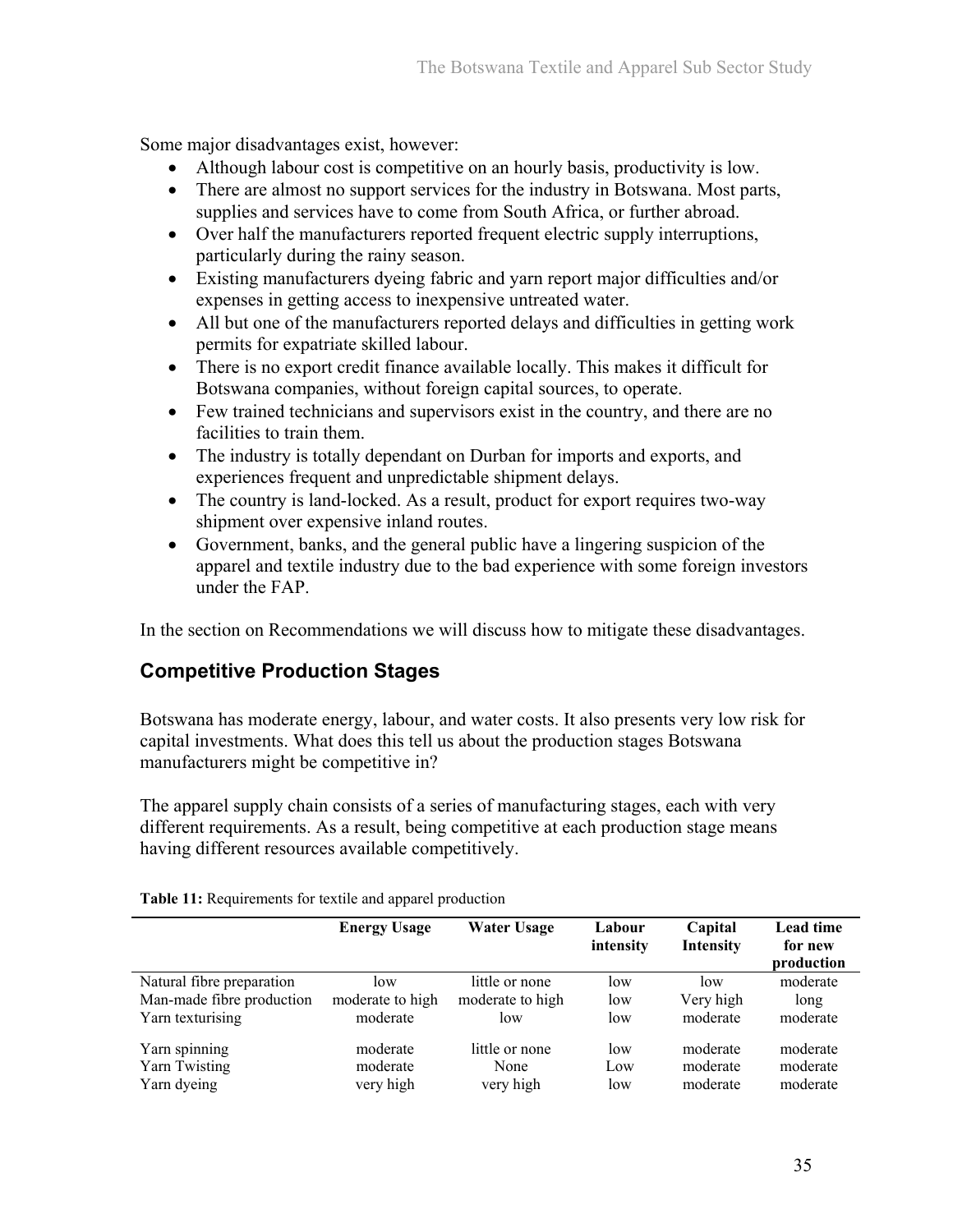Some major disadvantages exist, however:

- Although labour cost is competitive on an hourly basis, productivity is low.
- There are almost no support services for the industry in Botswana. Most parts, supplies and services have to come from South Africa, or further abroad.
- Over half the manufacturers reported frequent electric supply interruptions, particularly during the rainy season.
- Existing manufacturers dyeing fabric and yarn report major difficulties and/or expenses in getting access to inexpensive untreated water.
- All but one of the manufacturers reported delays and difficulties in getting work permits for expatriate skilled labour.
- There is no export credit finance available locally. This makes it difficult for Botswana companies, without foreign capital sources, to operate.
- Few trained technicians and supervisors exist in the country, and there are no facilities to train them.
- The industry is totally dependant on Durban for imports and exports, and experiences frequent and unpredictable shipment delays.
- The country is land-locked. As a result, product for export requires two-way shipment over expensive inland routes.
- Government, banks, and the general public have a lingering suspicion of the apparel and textile industry due to the bad experience with some foreign investors under the FAP.

In the section on Recommendations we will discuss how to mitigate these disadvantages.

## Competitive Production Stages

Botswana has moderate energy, labour, and water costs. It also presents very low risk for capital investments. What does this tell us about the production stages Botswana manufacturers might be competitive in?

The apparel supply chain consists of a series of manufacturing stages, each with very different requirements. As a result, being competitive at each production stage means having different resources available competitively.

**Table 11:** Requirements for textile and apparel production

| | Energy Usage | Water Usage | Labour intensity | Capital Intensity | Lead time for new production |
|---|---|---|---|---|---|
| Natural fibre preparation | low | little or none | low | low | moderate |
| Man-made fibre production | moderate to high | moderate to high | low | Very high | long |
| Yarn texturising | moderate | low | low | moderate | moderate |
| Yarn spinning | moderate | little or none | low | moderate | moderate |
| Yarn Twisting | moderate | None | Low | moderate | moderate |
| Yarn dyeing | very high | very high | low | moderate | moderate |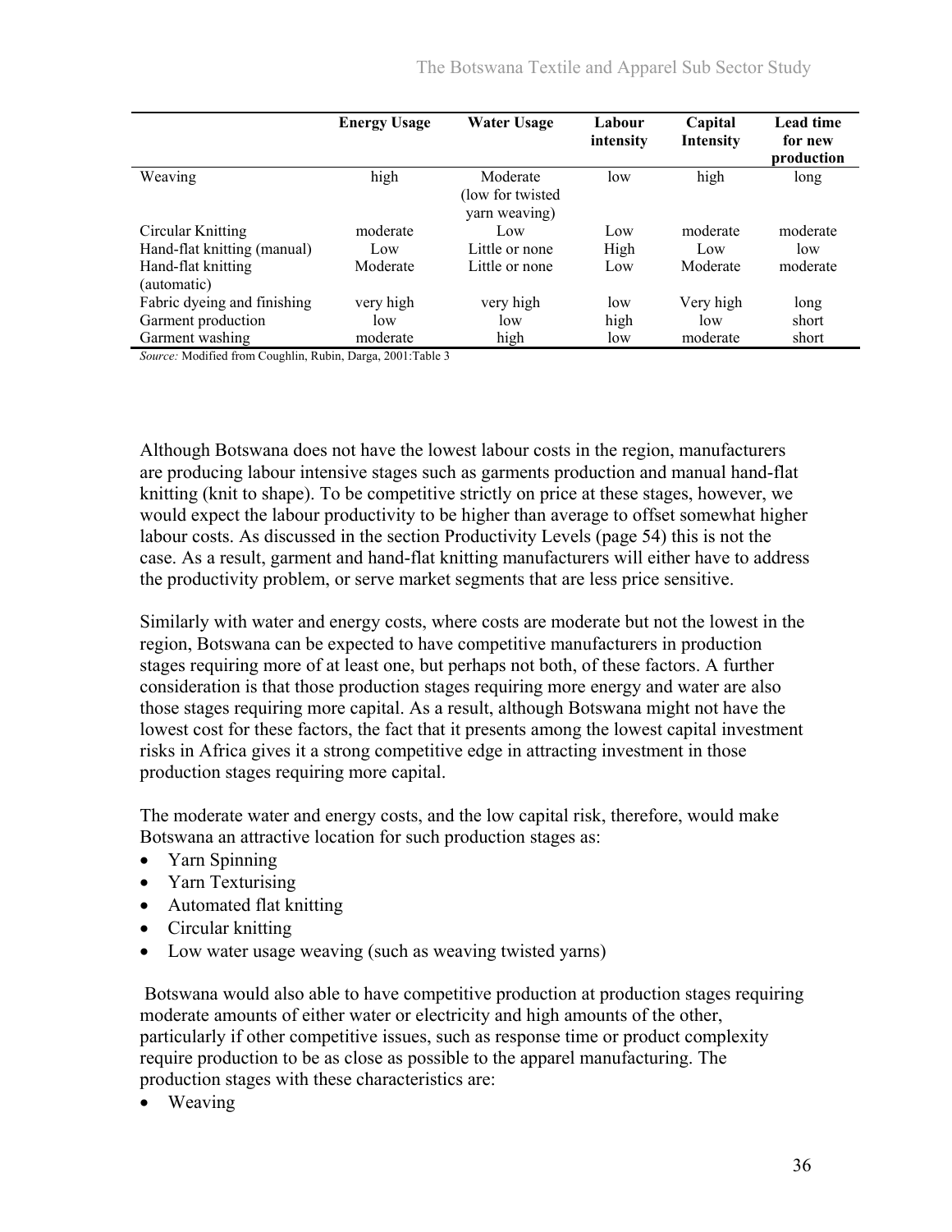| | Energy Usage | Water Usage | Labour intensity | Capital Intensity | Lead time for new production |
|---|---|---|---|---|---|
| Weaving | high | Moderate (low for twisted yarn weaving) | low | high | long |
| Circular Knitting | moderate | Low | Low | moderate | moderate |
| Hand-flat knitting (manual) | Low | Little or none | High | Low | low |
| Hand-flat knitting (automatic) | Moderate | Little or none | Low | Moderate | moderate |
| Fabric dyeing and finishing | very high | very high | low | Very high | long |
| Garment production | low | low | high | low | short |
| Garment washing | moderate | high | low | moderate | short |

*Source:* Modified from Coughlin, Rubin, Darga, 2001:Table 3

Although Botswana does not have the lowest labour costs in the region, manufacturers are producing labour intensive stages such as garments production and manual hand-flat knitting (knit to shape). To be competitive strictly on price at these stages, however, we would expect the labour productivity to be higher than average to offset somewhat higher labour costs. As discussed in the section Productivity Levels (page 54) this is not the case. As a result, garment and hand-flat knitting manufacturers will either have to address the productivity problem, or serve market segments that are less price sensitive.

Similarly with water and energy costs, where costs are moderate but not the lowest in the region, Botswana can be expected to have competitive manufacturers in production stages requiring more of at least one, but perhaps not both, of these factors. A further consideration is that those production stages requiring more energy and water are also those stages requiring more capital. As a result, although Botswana might not have the lowest cost for these factors, the fact that it presents among the lowest capital investment risks in Africa gives it a strong competitive edge in attracting investment in those production stages requiring more capital.

The moderate water and energy costs, and the low capital risk, therefore, would make Botswana an attractive location for such production stages as:

- Yarn Spinning
- Yarn Texturising
- Automated flat knitting
- Circular knitting
- Low water usage weaving (such as weaving twisted yarns)

Botswana would also able to have competitive production at production stages requiring moderate amounts of either water or electricity and high amounts of the other, particularly if other competitive issues, such as response time or product complexity require production to be as close as possible to the apparel manufacturing. The production stages with these characteristics are:

- Weaving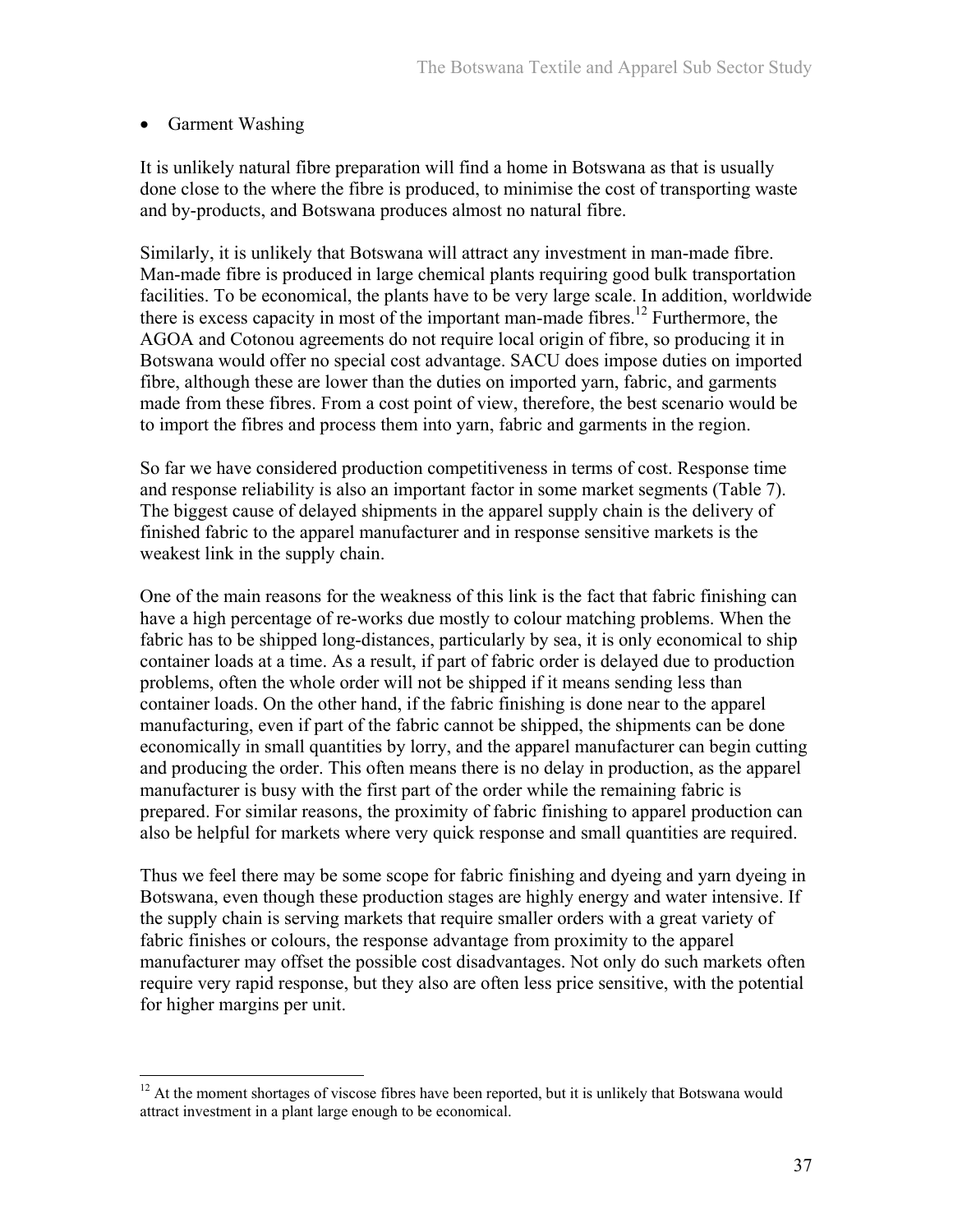- Garment Washing

It is unlikely natural fibre preparation will find a home in Botswana as that is usually done close to the where the fibre is produced, to minimise the cost of transporting waste and by-products, and Botswana produces almost no natural fibre.

Similarly, it is unlikely that Botswana will attract any investment in man-made fibre. Man-made fibre is produced in large chemical plants requiring good bulk transportation facilities. To be economical, the plants have to be very large scale. In addition, worldwide there is excess capacity in most of the important man-made fibres.[12] Furthermore, the AGOA and Cotonou agreements do not require local origin of fibre, so producing it in Botswana would offer no special cost advantage. SACU does impose duties on imported fibre, although these are lower than the duties on imported yarn, fabric, and garments made from these fibres. From a cost point of view, therefore, the best scenario would be to import the fibres and process them into yarn, fabric and garments in the region.

So far we have considered production competitiveness in terms of cost. Response time and response reliability is also an important factor in some market segments (Table 7). The biggest cause of delayed shipments in the apparel supply chain is the delivery of finished fabric to the apparel manufacturer and in response sensitive markets is the weakest link in the supply chain.

One of the main reasons for the weakness of this link is the fact that fabric finishing can have a high percentage of re-works due mostly to colour matching problems. When the fabric has to be shipped long-distances, particularly by sea, it is only economical to ship container loads at a time. As a result, if part of fabric order is delayed due to production problems, often the whole order will not be shipped if it means sending less than container loads. On the other hand, if the fabric finishing is done near to the apparel manufacturing, even if part of the fabric cannot be shipped, the shipments can be done economically in small quantities by lorry, and the apparel manufacturer can begin cutting and producing the order. This often means there is no delay in production, as the apparel manufacturer is busy with the first part of the order while the remaining fabric is prepared. For similar reasons, the proximity of fabric finishing to apparel production can also be helpful for markets where very quick response and small quantities are required.

Thus we feel there may be some scope for fabric finishing and dyeing and yarn dyeing in Botswana, even though these production stages are highly energy and water intensive. If the supply chain is serving markets that require smaller orders with a great variety of fabric finishes or colours, the response advantage from proximity to the apparel manufacturer may offset the possible cost disadvantages. Not only do such markets often require very rapid response, but they also are often less price sensitive, with the potential for higher margins per unit.

---

[12] At the moment shortages of viscose fibres have been reported, but it is unlikely that Botswana would attract investment in a plant large enough to be economical.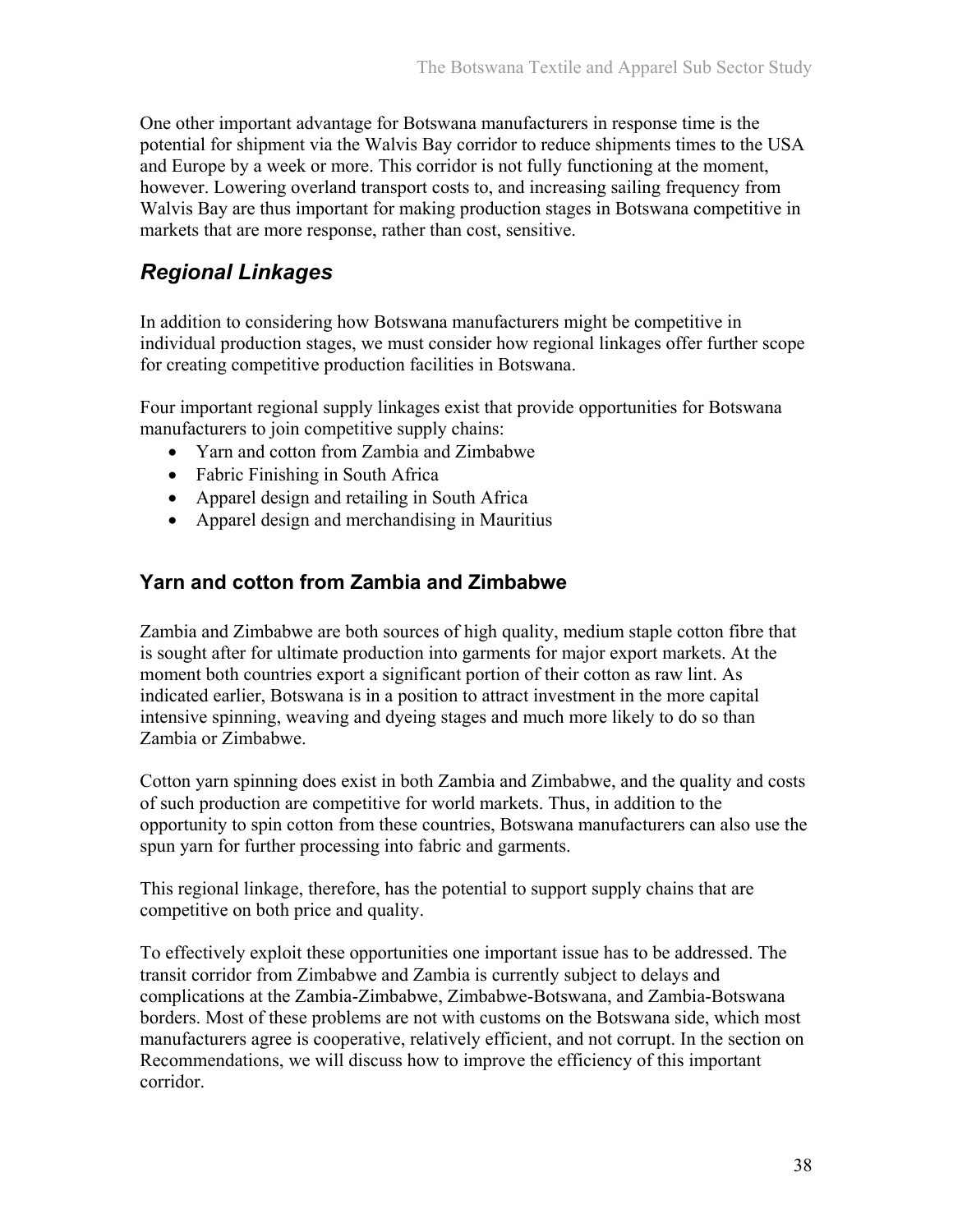One other important advantage for Botswana manufacturers in response time is the potential for shipment via the Walvis Bay corridor to reduce shipments times to the USA and Europe by a week or more. This corridor is not fully functioning at the moment, however. Lowering overland transport costs to, and increasing sailing frequency from Walvis Bay are thus important for making production stages in Botswana competitive in markets that are more response, rather than cost, sensitive.

## *Regional Linkages*

In addition to considering how Botswana manufacturers might be competitive in individual production stages, we must consider how regional linkages offer further scope for creating competitive production facilities in Botswana.

Four important regional supply linkages exist that provide opportunities for Botswana manufacturers to join competitive supply chains:

- Yarn and cotton from Zambia and Zimbabwe
- Fabric Finishing in South Africa
- Apparel design and retailing in South Africa
- Apparel design and merchandising in Mauritius

### Yarn and cotton from Zambia and Zimbabwe

Zambia and Zimbabwe are both sources of high quality, medium staple cotton fibre that is sought after for ultimate production into garments for major export markets. At the moment both countries export a significant portion of their cotton as raw lint. As indicated earlier, Botswana is in a position to attract investment in the more capital intensive spinning, weaving and dyeing stages and much more likely to do so than Zambia or Zimbabwe.

Cotton yarn spinning does exist in both Zambia and Zimbabwe, and the quality and costs of such production are competitive for world markets. Thus, in addition to the opportunity to spin cotton from these countries, Botswana manufacturers can also use the spun yarn for further processing into fabric and garments.

This regional linkage, therefore, has the potential to support supply chains that are competitive on both price and quality.

To effectively exploit these opportunities one important issue has to be addressed. The transit corridor from Zimbabwe and Zambia is currently subject to delays and complications at the Zambia-Zimbabwe, Zimbabwe-Botswana, and Zambia-Botswana borders. Most of these problems are not with customs on the Botswana side, which most manufacturers agree is cooperative, relatively efficient, and not corrupt. In the section on Recommendations, we will discuss how to improve the efficiency of this important corridor.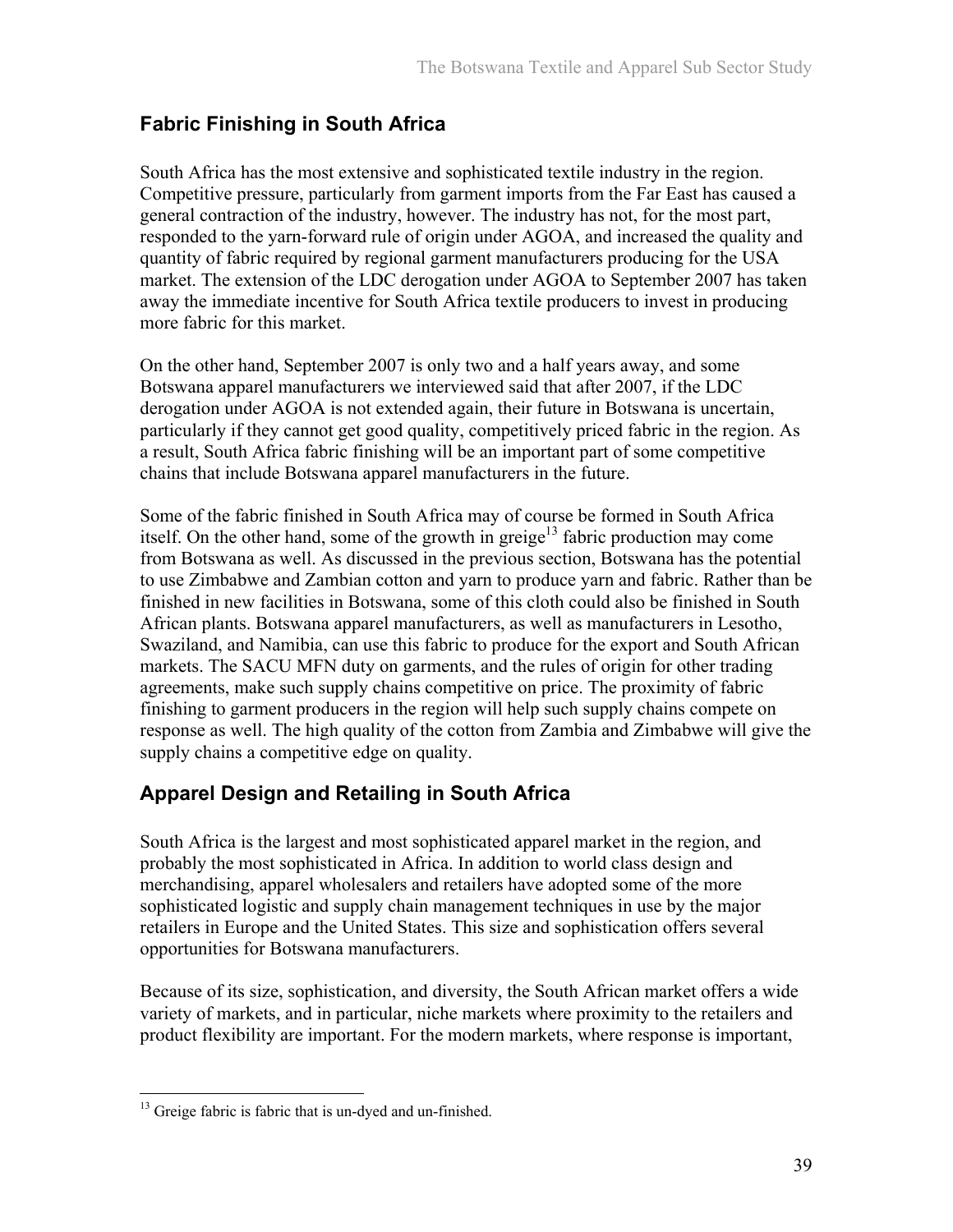## Fabric Finishing in South Africa

South Africa has the most extensive and sophisticated textile industry in the region. Competitive pressure, particularly from garment imports from the Far East has caused a general contraction of the industry, however. The industry has not, for the most part, responded to the yarn-forward rule of origin under AGOA, and increased the quality and quantity of fabric required by regional garment manufacturers producing for the USA market. The extension of the LDC derogation under AGOA to September 2007 has taken away the immediate incentive for South Africa textile producers to invest in producing more fabric for this market.

On the other hand, September 2007 is only two and a half years away, and some Botswana apparel manufacturers we interviewed said that after 2007, if the LDC derogation under AGOA is not extended again, their future in Botswana is uncertain, particularly if they cannot get good quality, competitively priced fabric in the region. As a result, South Africa fabric finishing will be an important part of some competitive chains that include Botswana apparel manufacturers in the future.

Some of the fabric finished in South Africa may of course be formed in South Africa itself. On the other hand, some of the growth in greige[13] fabric production may come from Botswana as well. As discussed in the previous section, Botswana has the potential to use Zimbabwe and Zambian cotton and yarn to produce yarn and fabric. Rather than be finished in new facilities in Botswana, some of this cloth could also be finished in South African plants. Botswana apparel manufacturers, as well as manufacturers in Lesotho, Swaziland, and Namibia, can use this fabric to produce for the export and South African markets. The SACU MFN duty on garments, and the rules of origin for other trading agreements, make such supply chains competitive on price. The proximity of fabric finishing to garment producers in the region will help such supply chains compete on response as well. The high quality of the cotton from Zambia and Zimbabwe will give the supply chains a competitive edge on quality.

## Apparel Design and Retailing in South Africa

South Africa is the largest and most sophisticated apparel market in the region, and probably the most sophisticated in Africa. In addition to world class design and merchandising, apparel wholesalers and retailers have adopted some of the more sophisticated logistic and supply chain management techniques in use by the major retailers in Europe and the United States. This size and sophistication offers several opportunities for Botswana manufacturers.

Because of its size, sophistication, and diversity, the South African market offers a wide variety of markets, and in particular, niche markets where proximity to the retailers and product flexibility are important. For the modern markets, where response is important,

[13] Greige fabric is fabric that is un-dyed and un-finished.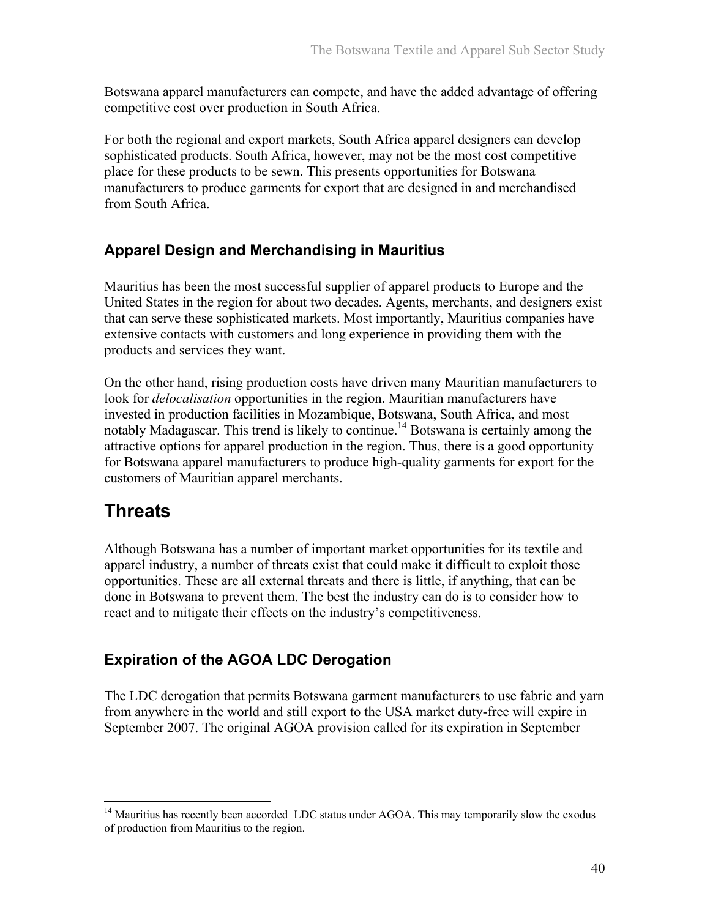Botswana apparel manufacturers can compete, and have the added advantage of offering competitive cost over production in South Africa.

For both the regional and export markets, South Africa apparel designers can develop sophisticated products. South Africa, however, may not be the most cost competitive place for these products to be sewn. This presents opportunities for Botswana manufacturers to produce garments for export that are designed in and merchandised from South Africa.

### Apparel Design and Merchandising in Mauritius

Mauritius has been the most successful supplier of apparel products to Europe and the United States in the region for about two decades. Agents, merchants, and designers exist that can serve these sophisticated markets. Most importantly, Mauritius companies have extensive contacts with customers and long experience in providing them with the products and services they want.

On the other hand, rising production costs have driven many Mauritian manufacturers to look for *delocalisation* opportunities in the region. Mauritian manufacturers have invested in production facilities in Mozambique, Botswana, South Africa, and most notably Madagascar. This trend is likely to continue.[14] Botswana is certainly among the attractive options for apparel production in the region. Thus, there is a good opportunity for Botswana apparel manufacturers to produce high-quality garments for export for the customers of Mauritian apparel merchants.

## Threats

Although Botswana has a number of important market opportunities for its textile and apparel industry, a number of threats exist that could make it difficult to exploit those opportunities. These are all external threats and there is little, if anything, that can be done in Botswana to prevent them. The best the industry can do is to consider how to react and to mitigate their effects on the industry's competitiveness.

### Expiration of the AGOA LDC Derogation

The LDC derogation that permits Botswana garment manufacturers to use fabric and yarn from anywhere in the world and still export to the USA market duty-free will expire in September 2007. The original AGOA provision called for its expiration in September

[14] Mauritius has recently been accorded LDC status under AGOA. This may temporarily slow the exodus of production from Mauritius to the region.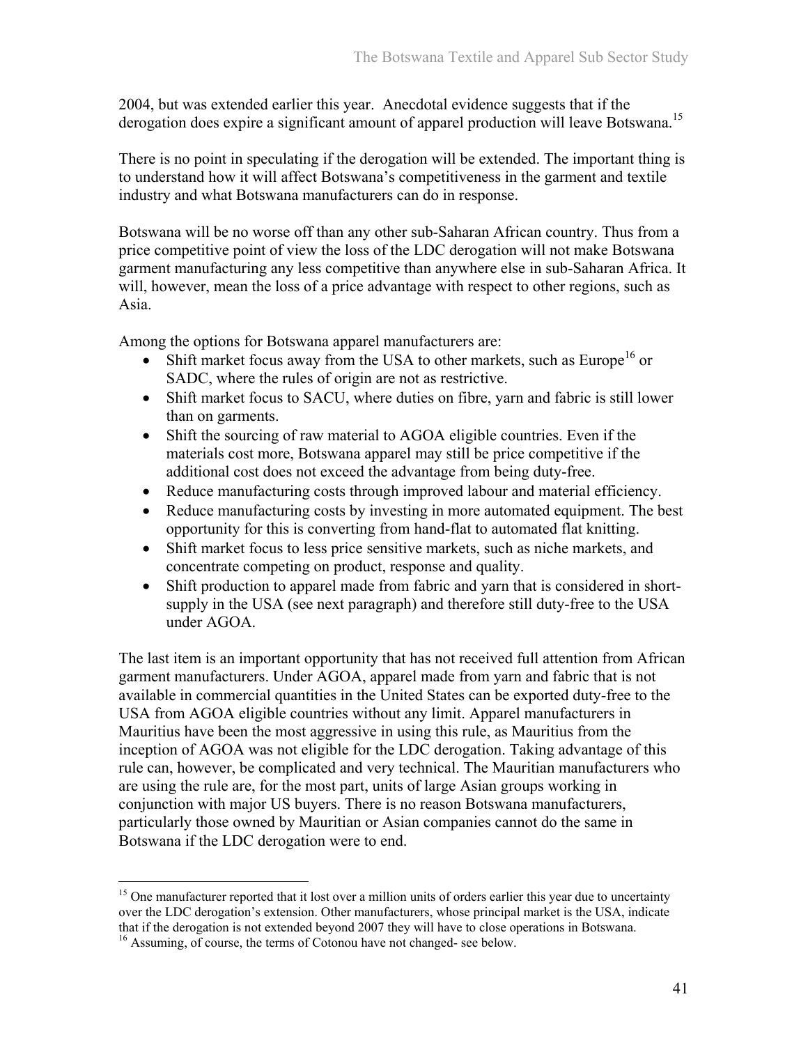2004, but was extended earlier this year. Anecdotal evidence suggests that if the derogation does expire a significant amount of apparel production will leave Botswana.[15]

There is no point in speculating if the derogation will be extended. The important thing is to understand how it will affect Botswana's competitiveness in the garment and textile industry and what Botswana manufacturers can do in response.

Botswana will be no worse off than any other sub-Saharan African country. Thus from a price competitive point of view the loss of the LDC derogation will not make Botswana garment manufacturing any less competitive than anywhere else in sub-Saharan Africa. It will, however, mean the loss of a price advantage with respect to other regions, such as Asia.

Among the options for Botswana apparel manufacturers are:

- Shift market focus away from the USA to other markets, such as Europe[16] or SADC, where the rules of origin are not as restrictive.
- Shift market focus to SACU, where duties on fibre, yarn and fabric is still lower than on garments.
- Shift the sourcing of raw material to AGOA eligible countries. Even if the materials cost more, Botswana apparel may still be price competitive if the additional cost does not exceed the advantage from being duty-free.
- Reduce manufacturing costs through improved labour and material efficiency.
- Reduce manufacturing costs by investing in more automated equipment. The best opportunity for this is converting from hand-flat to automated flat knitting.
- Shift market focus to less price sensitive markets, such as niche markets, and concentrate competing on product, response and quality.
- Shift production to apparel made from fabric and yarn that is considered in short-supply in the USA (see next paragraph) and therefore still duty-free to the USA under AGOA.

The last item is an important opportunity that has not received full attention from African garment manufacturers. Under AGOA, apparel made from yarn and fabric that is not available in commercial quantities in the United States can be exported duty-free to the USA from AGOA eligible countries without any limit. Apparel manufacturers in Mauritius have been the most aggressive in using this rule, as Mauritius from the inception of AGOA was not eligible for the LDC derogation. Taking advantage of this rule can, however, be complicated and very technical. The Mauritian manufacturers who are using the rule are, for the most part, units of large Asian groups working in conjunction with major US buyers. There is no reason Botswana manufacturers, particularly those owned by Mauritian or Asian companies cannot do the same in Botswana if the LDC derogation were to end.

---

[15] One manufacturer reported that it lost over a million units of orders earlier this year due to uncertainty over the LDC derogation's extension. Other manufacturers, whose principal market is the USA, indicate that if the derogation is not extended beyond 2007 they will have to close operations in Botswana.

[16] Assuming, of course, the terms of Cotonou have not changed- see below.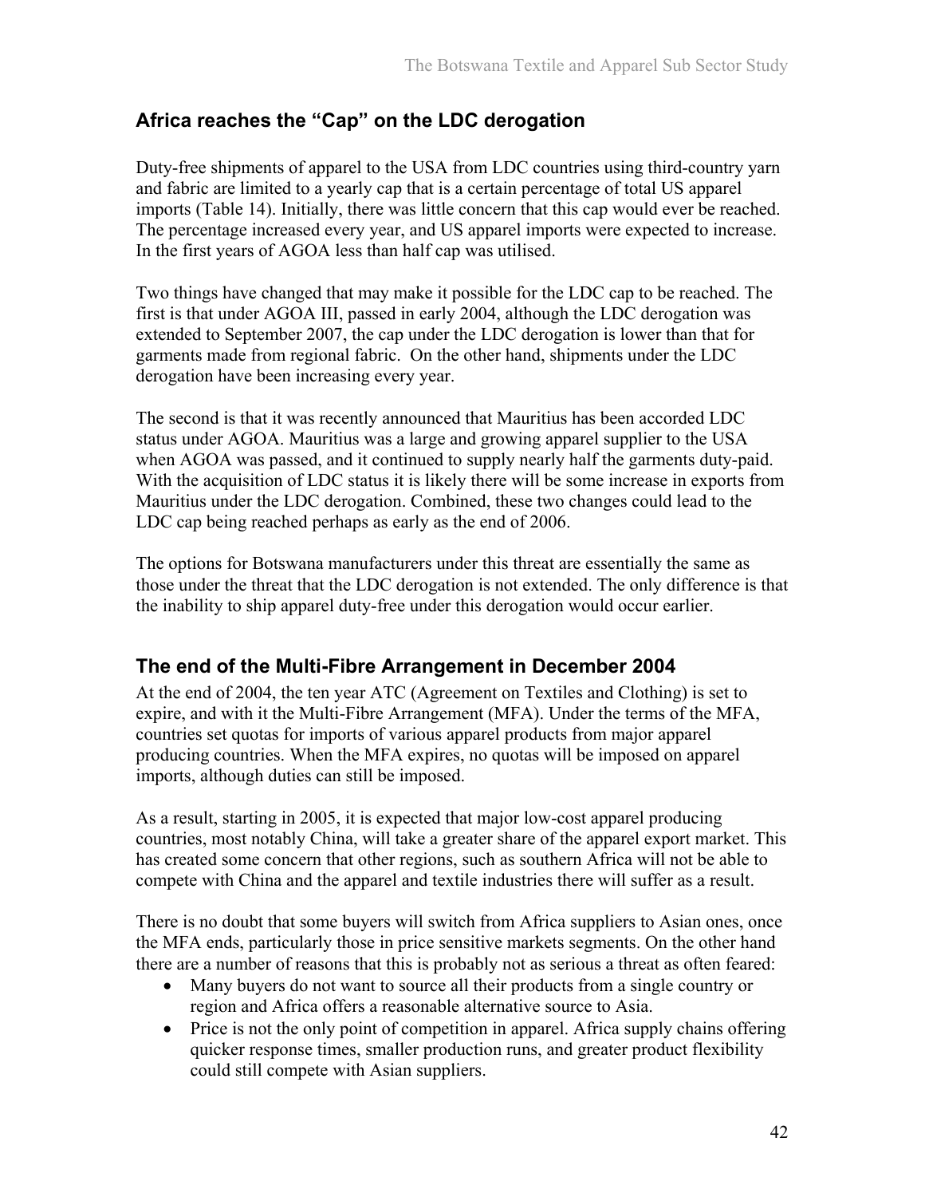## Africa reaches the "Cap" on the LDC derogation

Duty-free shipments of apparel to the USA from LDC countries using third-country yarn and fabric are limited to a yearly cap that is a certain percentage of total US apparel imports (Table 14). Initially, there was little concern that this cap would ever be reached. The percentage increased every year, and US apparel imports were expected to increase. In the first years of AGOA less than half cap was utilised.

Two things have changed that may make it possible for the LDC cap to be reached. The first is that under AGOA III, passed in early 2004, although the LDC derogation was extended to September 2007, the cap under the LDC derogation is lower than that for garments made from regional fabric. On the other hand, shipments under the LDC derogation have been increasing every year.

The second is that it was recently announced that Mauritius has been accorded LDC status under AGOA. Mauritius was a large and growing apparel supplier to the USA when AGOA was passed, and it continued to supply nearly half the garments duty-paid. With the acquisition of LDC status it is likely there will be some increase in exports from Mauritius under the LDC derogation. Combined, these two changes could lead to the LDC cap being reached perhaps as early as the end of 2006.

The options for Botswana manufacturers under this threat are essentially the same as those under the threat that the LDC derogation is not extended. The only difference is that the inability to ship apparel duty-free under this derogation would occur earlier.

## The end of the Multi-Fibre Arrangement in December 2004

At the end of 2004, the ten year ATC (Agreement on Textiles and Clothing) is set to expire, and with it the Multi-Fibre Arrangement (MFA). Under the terms of the MFA, countries set quotas for imports of various apparel products from major apparel producing countries. When the MFA expires, no quotas will be imposed on apparel imports, although duties can still be imposed.

As a result, starting in 2005, it is expected that major low-cost apparel producing countries, most notably China, will take a greater share of the apparel export market. This has created some concern that other regions, such as southern Africa will not be able to compete with China and the apparel and textile industries there will suffer as a result.

There is no doubt that some buyers will switch from Africa suppliers to Asian ones, once the MFA ends, particularly those in price sensitive markets segments. On the other hand there are a number of reasons that this is probably not as serious a threat as often feared:

- Many buyers do not want to source all their products from a single country or region and Africa offers a reasonable alternative source to Asia.
- Price is not the only point of competition in apparel. Africa supply chains offering quicker response times, smaller production runs, and greater product flexibility could still compete with Asian suppliers.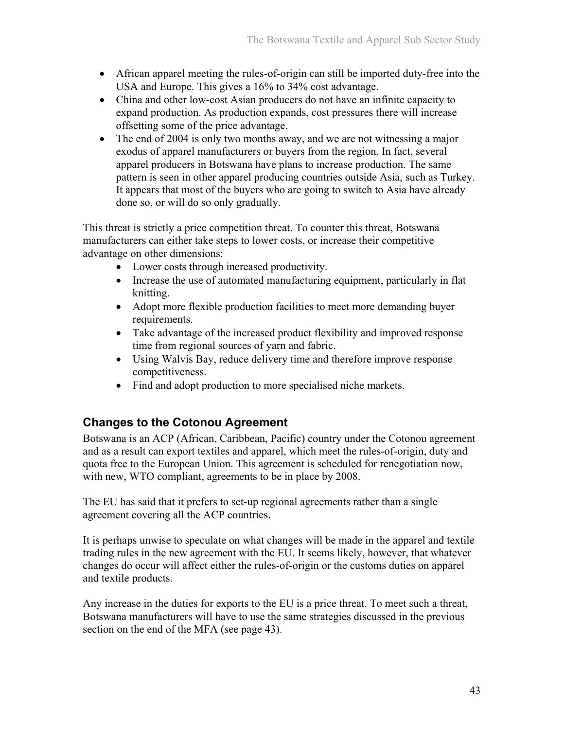- African apparel meeting the rules-of-origin can still be imported duty-free into the USA and Europe. This gives a 16% to 34% cost advantage.
- China and other low-cost Asian producers do not have an infinite capacity to expand production. As production expands, cost pressures there will increase offsetting some of the price advantage.
- The end of 2004 is only two months away, and we are not witnessing a major exodus of apparel manufacturers or buyers from the region. In fact, several apparel producers in Botswana have plans to increase production. The same pattern is seen in other apparel producing countries outside Asia, such as Turkey. It appears that most of the buyers who are going to switch to Asia have already done so, or will do so only gradually.

This threat is strictly a price competition threat. To counter this threat, Botswana manufacturers can either take steps to lower costs, or increase their competitive advantage on other dimensions:

- Lower costs through increased productivity.
- Increase the use of automated manufacturing equipment, particularly in flat knitting.
- Adopt more flexible production facilities to meet more demanding buyer requirements.
- Take advantage of the increased product flexibility and improved response time from regional sources of yarn and fabric.
- Using Walvis Bay, reduce delivery time and therefore improve response competitiveness.
- Find and adopt production to more specialised niche markets.

## Changes to the Cotonou Agreement

Botswana is an ACP (African, Caribbean, Pacific) country under the Cotonou agreement and as a result can export textiles and apparel, which meet the rules-of-origin, duty and quota free to the European Union. This agreement is scheduled for renegotiation now, with new, WTO compliant, agreements to be in place by 2008.

The EU has said that it prefers to set-up regional agreements rather than a single agreement covering all the ACP countries.

It is perhaps unwise to speculate on what changes will be made in the apparel and textile trading rules in the new agreement with the EU. It seems likely, however, that whatever changes do occur will affect either the rules-of-origin or the customs duties on apparel and textile products.

Any increase in the duties for exports to the EU is a price threat. To meet such a threat, Botswana manufacturers will have to use the same strategies discussed in the previous section on the end of the MFA (see page 43).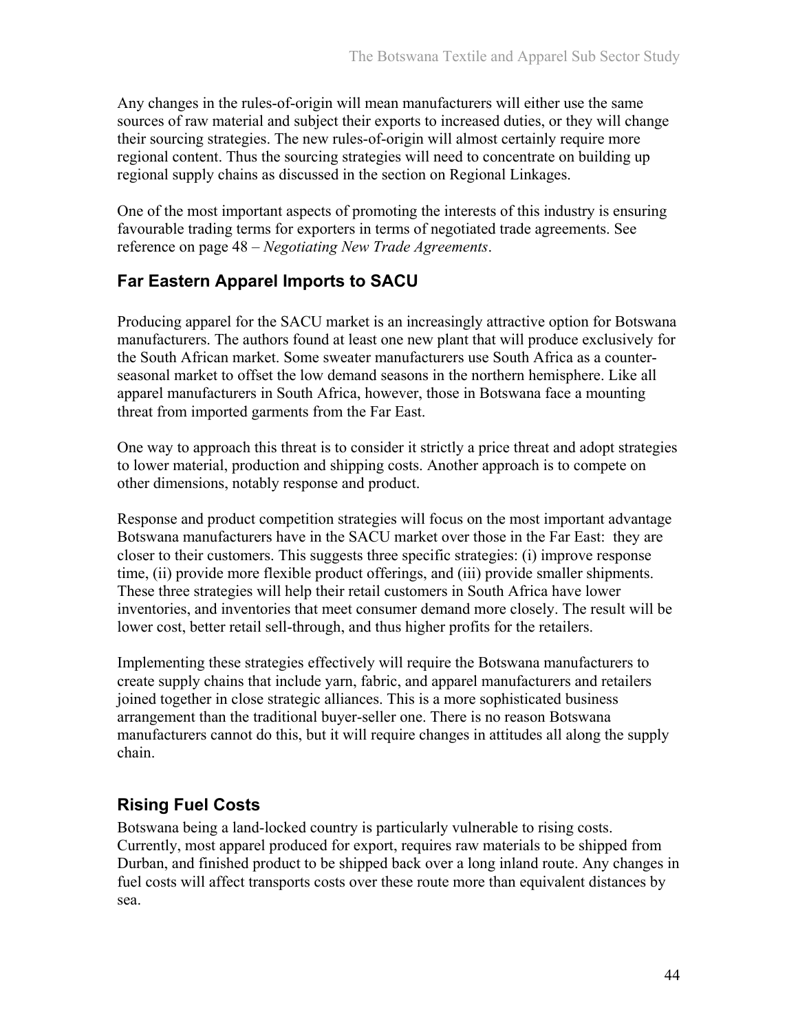Any changes in the rules-of-origin will mean manufacturers will either use the same sources of raw material and subject their exports to increased duties, or they will change their sourcing strategies. The new rules-of-origin will almost certainly require more regional content. Thus the sourcing strategies will need to concentrate on building up regional supply chains as discussed in the section on Regional Linkages.

One of the most important aspects of promoting the interests of this industry is ensuring favourable trading terms for exporters in terms of negotiated trade agreements. See reference on page 48 – *Negotiating New Trade Agreements*.

## Far Eastern Apparel Imports to SACU

Producing apparel for the SACU market is an increasingly attractive option for Botswana manufacturers. The authors found at least one new plant that will produce exclusively for the South African market. Some sweater manufacturers use South Africa as a counter-seasonal market to offset the low demand seasons in the northern hemisphere. Like all apparel manufacturers in South Africa, however, those in Botswana face a mounting threat from imported garments from the Far East.

One way to approach this threat is to consider it strictly a price threat and adopt strategies to lower material, production and shipping costs. Another approach is to compete on other dimensions, notably response and product.

Response and product competition strategies will focus on the most important advantage Botswana manufacturers have in the SACU market over those in the Far East: they are closer to their customers. This suggests three specific strategies: (i) improve response time, (ii) provide more flexible product offerings, and (iii) provide smaller shipments. These three strategies will help their retail customers in South Africa have lower inventories, and inventories that meet consumer demand more closely. The result will be lower cost, better retail sell-through, and thus higher profits for the retailers.

Implementing these strategies effectively will require the Botswana manufacturers to create supply chains that include yarn, fabric, and apparel manufacturers and retailers joined together in close strategic alliances. This is a more sophisticated business arrangement than the traditional buyer-seller one. There is no reason Botswana manufacturers cannot do this, but it will require changes in attitudes all along the supply chain.

## Rising Fuel Costs

Botswana being a land-locked country is particularly vulnerable to rising costs. Currently, most apparel produced for export, requires raw materials to be shipped from Durban, and finished product to be shipped back over a long inland route. Any changes in fuel costs will affect transports costs over these route more than equivalent distances by sea.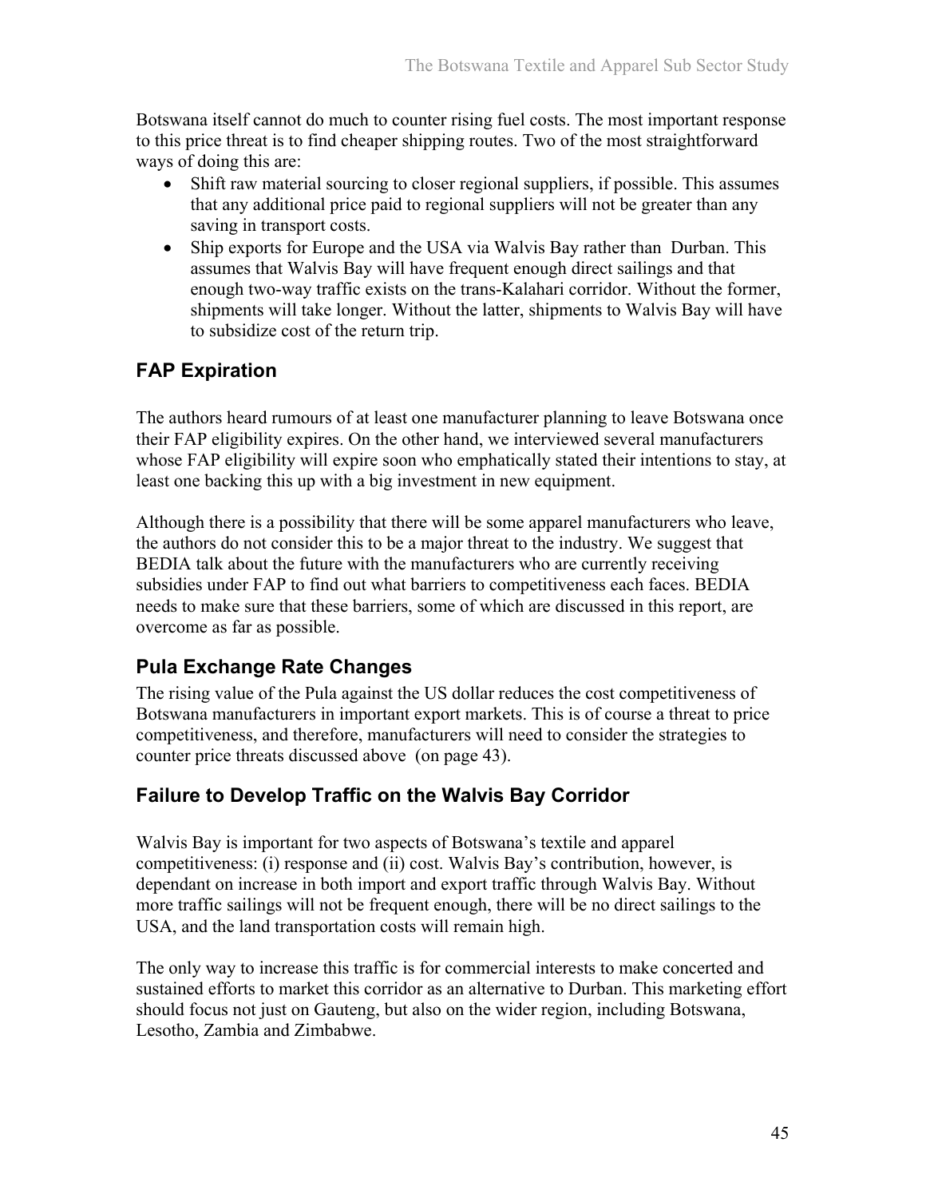Botswana itself cannot do much to counter rising fuel costs. The most important response to this price threat is to find cheaper shipping routes. Two of the most straightforward ways of doing this are:

- Shift raw material sourcing to closer regional suppliers, if possible. This assumes that any additional price paid to regional suppliers will not be greater than any saving in transport costs.
- Ship exports for Europe and the USA via Walvis Bay rather than Durban. This assumes that Walvis Bay will have frequent enough direct sailings and that enough two-way traffic exists on the trans-Kalahari corridor. Without the former, shipments will take longer. Without the latter, shipments to Walvis Bay will have to subsidize cost of the return trip.

## FAP Expiration

The authors heard rumours of at least one manufacturer planning to leave Botswana once their FAP eligibility expires. On the other hand, we interviewed several manufacturers whose FAP eligibility will expire soon who emphatically stated their intentions to stay, at least one backing this up with a big investment in new equipment.

Although there is a possibility that there will be some apparel manufacturers who leave, the authors do not consider this to be a major threat to the industry. We suggest that BEDIA talk about the future with the manufacturers who are currently receiving subsidies under FAP to find out what barriers to competitiveness each faces. BEDIA needs to make sure that these barriers, some of which are discussed in this report, are overcome as far as possible.

## Pula Exchange Rate Changes

The rising value of the Pula against the US dollar reduces the cost competitiveness of Botswana manufacturers in important export markets. This is of course a threat to price competitiveness, and therefore, manufacturers will need to consider the strategies to counter price threats discussed above (on page 43).

## Failure to Develop Traffic on the Walvis Bay Corridor

Walvis Bay is important for two aspects of Botswana's textile and apparel competitiveness: (i) response and (ii) cost. Walvis Bay's contribution, however, is dependant on increase in both import and export traffic through Walvis Bay. Without more traffic sailings will not be frequent enough, there will be no direct sailings to the USA, and the land transportation costs will remain high.

The only way to increase this traffic is for commercial interests to make concerted and sustained efforts to market this corridor as an alternative to Durban. This marketing effort should focus not just on Gauteng, but also on the wider region, including Botswana, Lesotho, Zambia and Zimbabwe.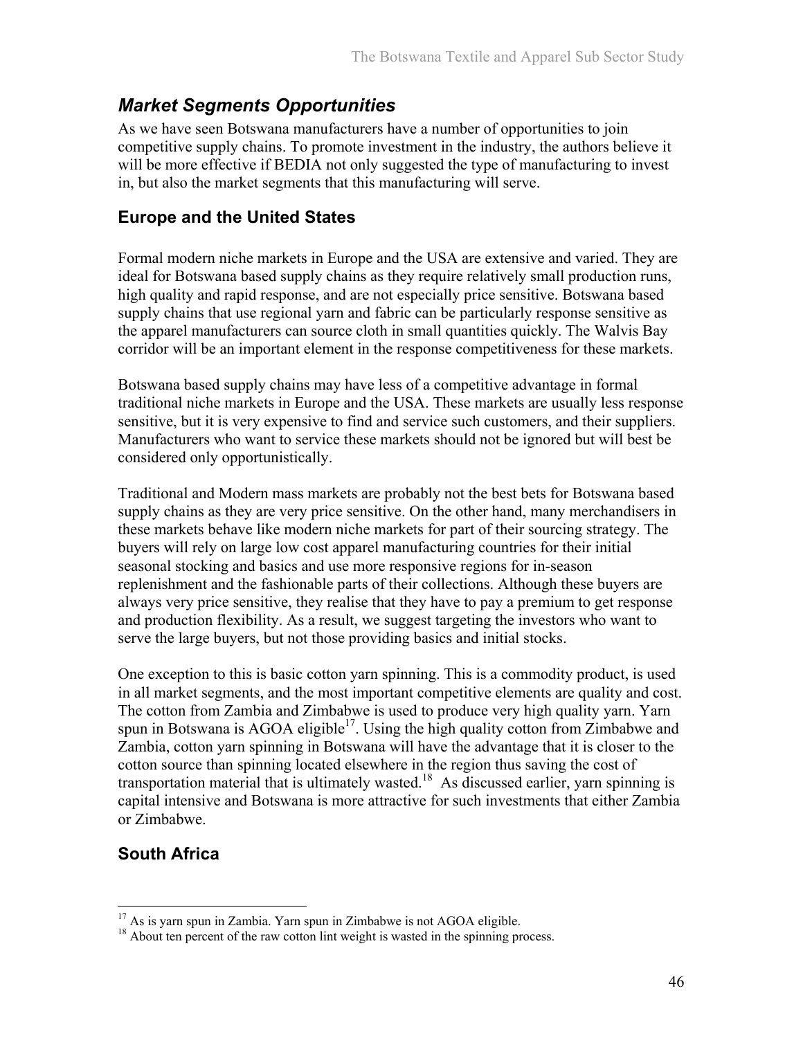## *Market Segments Opportunities*

As we have seen Botswana manufacturers have a number of opportunities to join competitive supply chains. To promote investment in the industry, the authors believe it will be more effective if BEDIA not only suggested the type of manufacturing to invest in, but also the market segments that this manufacturing will serve.

### Europe and the United States

Formal modern niche markets in Europe and the USA are extensive and varied. They are ideal for Botswana based supply chains as they require relatively small production runs, high quality and rapid response, and are not especially price sensitive. Botswana based supply chains that use regional yarn and fabric can be particularly response sensitive as the apparel manufacturers can source cloth in small quantities quickly. The Walvis Bay corridor will be an important element in the response competitiveness for these markets.

Botswana based supply chains may have less of a competitive advantage in formal traditional niche markets in Europe and the USA. These markets are usually less response sensitive, but it is very expensive to find and service such customers, and their suppliers. Manufacturers who want to service these markets should not be ignored but will best be considered only opportunistically.

Traditional and Modern mass markets are probably not the best bets for Botswana based supply chains as they are very price sensitive. On the other hand, many merchandisers in these markets behave like modern niche markets for part of their sourcing strategy. The buyers will rely on large low cost apparel manufacturing countries for their initial seasonal stocking and basics and use more responsive regions for in-season replenishment and the fashionable parts of their collections. Although these buyers are always very price sensitive, they realise that they have to pay a premium to get response and production flexibility. As a result, we suggest targeting the investors who want to serve the large buyers, but not those providing basics and initial stocks.

One exception to this is basic cotton yarn spinning. This is a commodity product, is used in all market segments, and the most important competitive elements are quality and cost. The cotton from Zambia and Zimbabwe is used to produce very high quality yarn. Yarn spun in Botswana is AGOA eligible[17]. Using the high quality cotton from Zimbabwe and Zambia, cotton yarn spinning in Botswana will have the advantage that it is closer to the cotton source than spinning located elsewhere in the region thus saving the cost of transportation material that is ultimately wasted.[18] As discussed earlier, yarn spinning is capital intensive and Botswana is more attractive for such investments that either Zambia or Zimbabwe.

### South Africa

---

[17] As is yarn spun in Zambia. Yarn spun in Zimbabwe is not AGOA eligible.

[18] About ten percent of the raw cotton lint weight is wasted in the spinning process.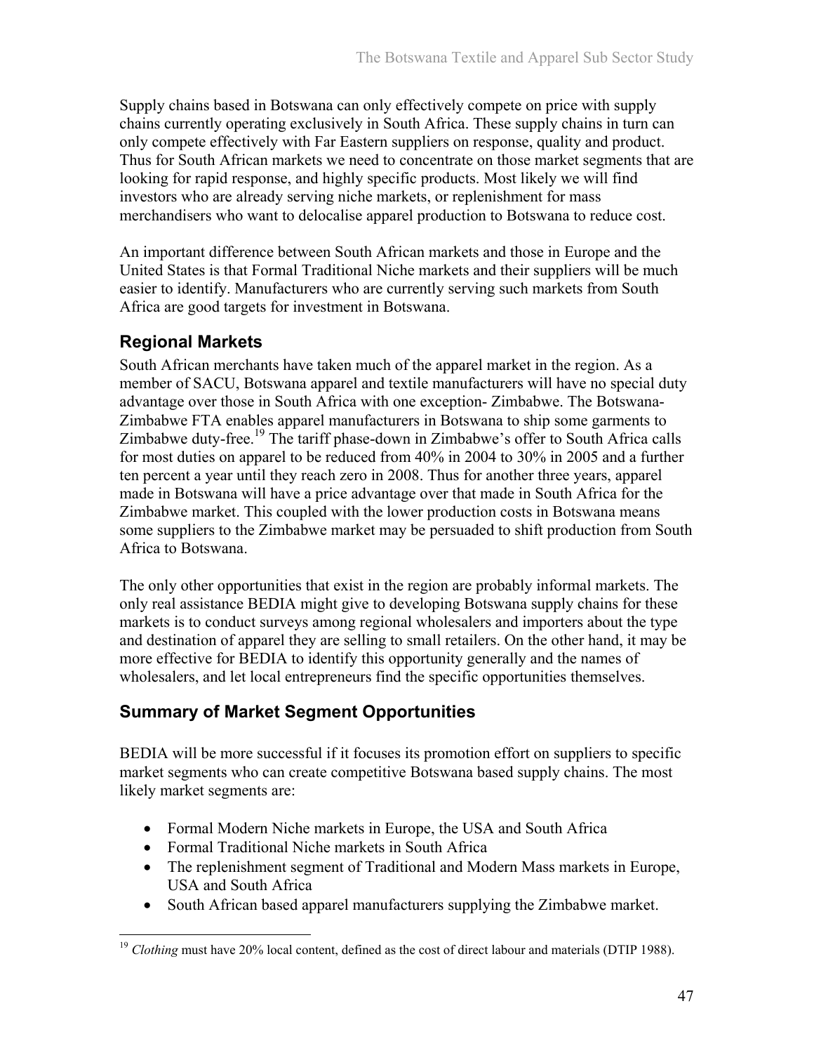Supply chains based in Botswana can only effectively compete on price with supply chains currently operating exclusively in South Africa. These supply chains in turn can only compete effectively with Far Eastern suppliers on response, quality and product. Thus for South African markets we need to concentrate on those market segments that are looking for rapid response, and highly specific products. Most likely we will find investors who are already serving niche markets, or replenishment for mass merchandisers who want to delocalise apparel production to Botswana to reduce cost.

An important difference between South African markets and those in Europe and the United States is that Formal Traditional Niche markets and their suppliers will be much easier to identify. Manufacturers who are currently serving such markets from South Africa are good targets for investment in Botswana.

## Regional Markets

South African merchants have taken much of the apparel market in the region. As a member of SACU, Botswana apparel and textile manufacturers will have no special duty advantage over those in South Africa with one exception- Zimbabwe. The Botswana-Zimbabwe FTA enables apparel manufacturers in Botswana to ship some garments to Zimbabwe duty-free.[19] The tariff phase-down in Zimbabwe's offer to South Africa calls for most duties on apparel to be reduced from 40% in 2004 to 30% in 2005 and a further ten percent a year until they reach zero in 2008. Thus for another three years, apparel made in Botswana will have a price advantage over that made in South Africa for the Zimbabwe market. This coupled with the lower production costs in Botswana means some suppliers to the Zimbabwe market may be persuaded to shift production from South Africa to Botswana.

The only other opportunities that exist in the region are probably informal markets. The only real assistance BEDIA might give to developing Botswana supply chains for these markets is to conduct surveys among regional wholesalers and importers about the type and destination of apparel they are selling to small retailers. On the other hand, it may be more effective for BEDIA to identify this opportunity generally and the names of wholesalers, and let local entrepreneurs find the specific opportunities themselves.

## Summary of Market Segment Opportunities

BEDIA will be more successful if it focuses its promotion effort on suppliers to specific market segments who can create competitive Botswana based supply chains. The most likely market segments are:

- Formal Modern Niche markets in Europe, the USA and South Africa
- Formal Traditional Niche markets in South Africa
- The replenishment segment of Traditional and Modern Mass markets in Europe, USA and South Africa
- South African based apparel manufacturers supplying the Zimbabwe market.

---

[19] *Clothing* must have 20% local content, defined as the cost of direct labour and materials (DTIP 1988).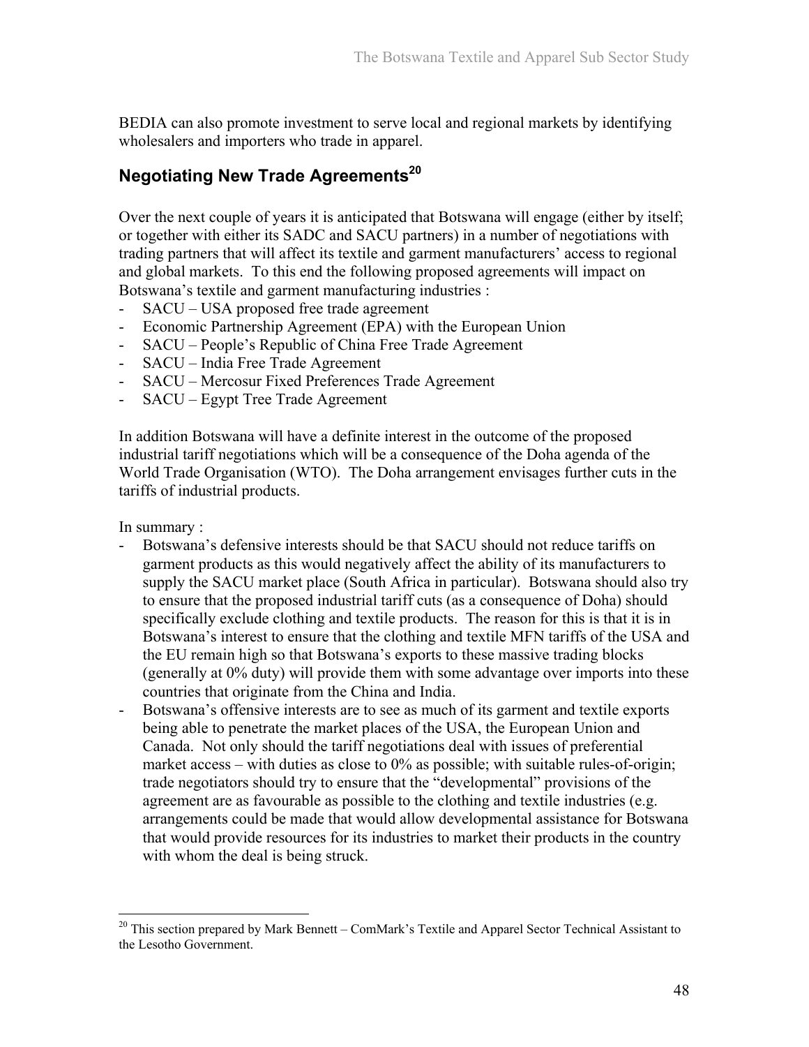BEDIA can also promote investment to serve local and regional markets by identifying wholesalers and importers who trade in apparel.

## Negotiating New Trade Agreements[20]

Over the next couple of years it is anticipated that Botswana will engage (either by itself; or together with either its SADC and SACU partners) in a number of negotiations with trading partners that will affect its textile and garment manufacturers' access to regional and global markets. To this end the following proposed agreements will impact on Botswana's textile and garment manufacturing industries :

- SACU – USA proposed free trade agreement
- Economic Partnership Agreement (EPA) with the European Union
- SACU – People's Republic of China Free Trade Agreement
- SACU – India Free Trade Agreement
- SACU – Mercosur Fixed Preferences Trade Agreement
- SACU – Egypt Tree Trade Agreement

In addition Botswana will have a definite interest in the outcome of the proposed industrial tariff negotiations which will be a consequence of the Doha agenda of the World Trade Organisation (WTO). The Doha arrangement envisages further cuts in the tariffs of industrial products.

In summary :

- Botswana's defensive interests should be that SACU should not reduce tariffs on garment products as this would negatively affect the ability of its manufacturers to supply the SACU market place (South Africa in particular). Botswana should also try to ensure that the proposed industrial tariff cuts (as a consequence of Doha) should specifically exclude clothing and textile products. The reason for this is that it is in Botswana's interest to ensure that the clothing and textile MFN tariffs of the USA and the EU remain high so that Botswana's exports to these massive trading blocks (generally at 0% duty) will provide them with some advantage over imports into these countries that originate from the China and India.
- Botswana's offensive interests are to see as much of its garment and textile exports being able to penetrate the market places of the USA, the European Union and Canada. Not only should the tariff negotiations deal with issues of preferential market access – with duties as close to 0% as possible; with suitable rules-of-origin; trade negotiators should try to ensure that the "developmental" provisions of the agreement are as favourable as possible to the clothing and textile industries (e.g. arrangements could be made that would allow developmental assistance for Botswana that would provide resources for its industries to market their products in the country with whom the deal is being struck.

---

[20] This section prepared by Mark Bennett – ComMark's Textile and Apparel Sector Technical Assistant to the Lesotho Government.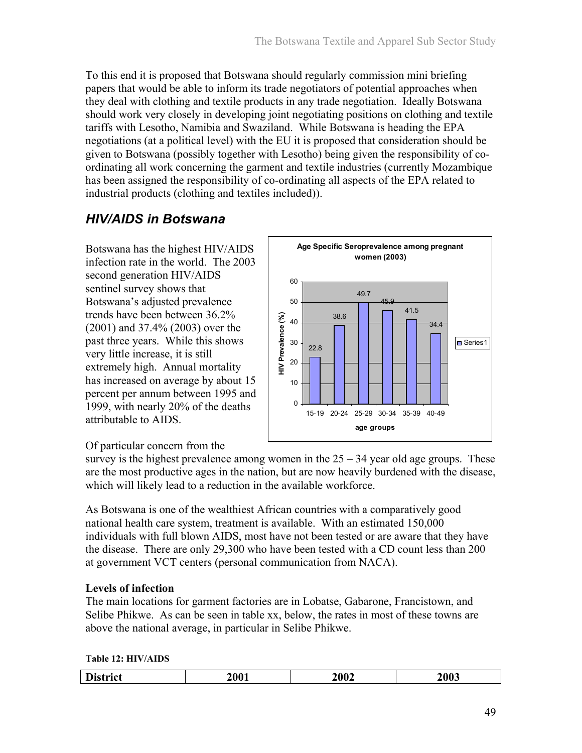To this end it is proposed that Botswana should regularly commission mini briefing papers that would be able to inform its trade negotiators of potential approaches when they deal with clothing and textile products in any trade negotiation. Ideally Botswana should work very closely in developing joint negotiating positions on clothing and textile tariffs with Lesotho, Namibia and Swaziland. While Botswana is heading the EPA negotiations (at a political level) with the EU it is proposed that consideration should be given to Botswana (possibly together with Lesotho) being given the responsibility of co-ordinating all work concerning the garment and textile industries (currently Mozambique has been assigned the responsibility of co-ordinating all aspects of the EPA related to industrial products (clothing and textiles included)).

## *HIV/AIDS in Botswana*

Botswana has the highest HIV/AIDS infection rate in the world. The 2003 second generation HIV/AIDS sentinel survey shows that Botswana's adjusted prevalence trends have been between 36.2% (2001) and 37.4% (2003) over the past three years. While this shows very little increase, it is still extremely high. Annual mortality has increased on average by about 15 percent per annum between 1995 and 1999, with nearly 20% of the deaths attributable to AIDS.

**Age Specific Seroprevalence among pregnant women (2003)**

| age groups | HIV Prevalence (%) |
|---|---|
| 15-19 | 22.8 |
| 20-24 | 38.6 |
| 25-29 | 49.7 |
| 30-34 | 45.9 |
| 35-39 | 41.5 |
| 40-49 | 34.4 |

Of particular concern from the survey is the highest prevalence among women in the 25 – 34 year old age groups. These are the most productive ages in the nation, but are now heavily burdened with the disease, which will likely lead to a reduction in the available workforce.

As Botswana is one of the wealthiest African countries with a comparatively good national health care system, treatment is available. With an estimated 150,000 individuals with full blown AIDS, most have not been tested or are aware that they have the disease. There are only 29,300 who have been tested with a CD count less than 200 at government VCT centers (personal communication from NACA).

**Levels of infection**

The main locations for garment factories are in Lobatse, Gabarone, Francistown, and Selibe Phikwe. As can be seen in table xx, below, the rates in most of these towns are above the national average, in particular in Selibe Phikwe.

**Table 12: HIV/AIDS**

| District | 2001 | 2002 | 2003 |
|---|---|---|---|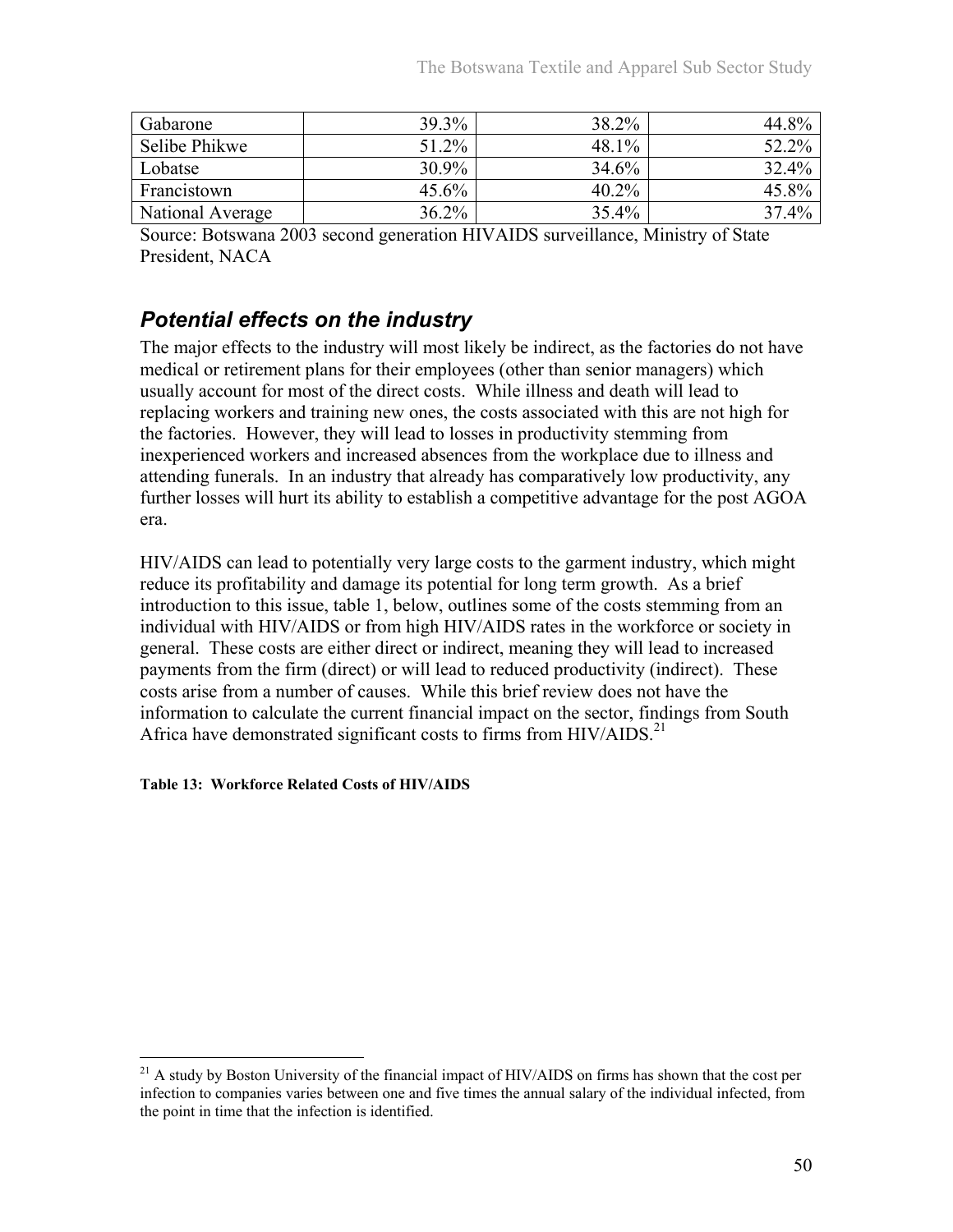| Gabarone | 39.3% | 38.2% | 44.8% |
|---|---|---|---|
| Selibe Phikwe | 51.2% | 48.1% | 52.2% |
| Lobatse | 30.9% | 34.6% | 32.4% |
| Francistown | 45.6% | 40.2% | 45.8% |
| National Average | 36.2% | 35.4% | 37.4% |

Source: Botswana 2003 second generation HIVAIDS surveillance, Ministry of State President, NACA

## *Potential effects on the industry*

The major effects to the industry will most likely be indirect, as the factories do not have medical or retirement plans for their employees (other than senior managers) which usually account for most of the direct costs. While illness and death will lead to replacing workers and training new ones, the costs associated with this are not high for the factories. However, they will lead to losses in productivity stemming from inexperienced workers and increased absences from the workplace due to illness and attending funerals. In an industry that already has comparatively low productivity, any further losses will hurt its ability to establish a competitive advantage for the post AGOA era.

HIV/AIDS can lead to potentially very large costs to the garment industry, which might reduce its profitability and damage its potential for long term growth. As a brief introduction to this issue, table 1, below, outlines some of the costs stemming from an individual with HIV/AIDS or from high HIV/AIDS rates in the workforce or society in general. These costs are either direct or indirect, meaning they will lead to increased payments from the firm (direct) or will lead to reduced productivity (indirect). These costs arise from a number of causes. While this brief review does not have the information to calculate the current financial impact on the sector, findings from South Africa have demonstrated significant costs to firms from HIV/AIDS.[21]

**Table 13: Workforce Related Costs of HIV/AIDS**

[21] A study by Boston University of the financial impact of HIV/AIDS on firms has shown that the cost per infection to companies varies between one and five times the annual salary of the individual infected, from the point in time that the infection is identified.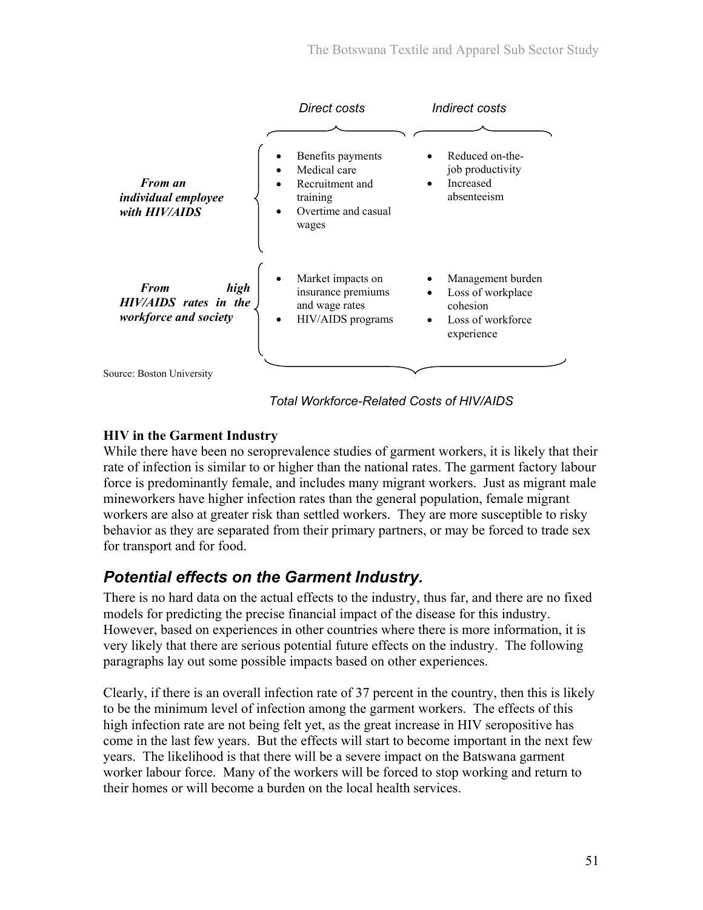| | Direct costs | Indirect costs |
| --- | --- | --- |
| ***From an individual employee with HIV/AIDS*** | • Benefits payments<br>• Medical care<br>• Recruitment and training<br>• Overtime and casual wages | • Reduced on-the-job productivity<br>• Increased absenteeism |
| ***From high HIV/AIDS rates in the workforce and society*** | • Market impacts on insurance premiums and wage rates<br>• HIV/AIDS programs | • Management burden<br>• Loss of workplace cohesion<br>• Loss of workforce experience |

Source: Boston University

*Total Workforce-Related Costs of HIV/AIDS*

**HIV in the Garment Industry**

While there have been no seroprevalence studies of garment workers, it is likely that their rate of infection is similar to or higher than the national rates. The garment factory labour force is predominantly female, and includes many migrant workers. Just as migrant male mineworkers have higher infection rates than the general population, female migrant workers are also at greater risk than settled workers. They are more susceptible to risky behavior as they are separated from their primary partners, or may be forced to trade sex for transport and for food.

## *Potential effects on the Garment Industry.*

There is no hard data on the actual effects to the industry, thus far, and there are no fixed models for predicting the precise financial impact of the disease for this industry. However, based on experiences in other countries where there is more information, it is very likely that there are serious potential future effects on the industry. The following paragraphs lay out some possible impacts based on other experiences.

Clearly, if there is an overall infection rate of 37 percent in the country, then this is likely to be the minimum level of infection among the garment workers. The effects of this high infection rate are not being felt yet, as the great increase in HIV seropositive has come in the last few years. But the effects will start to become important in the next few years. The likelihood is that there will be a severe impact on the Batswana garment worker labour force. Many of the workers will be forced to stop working and return to their homes or will become a burden on the local health services.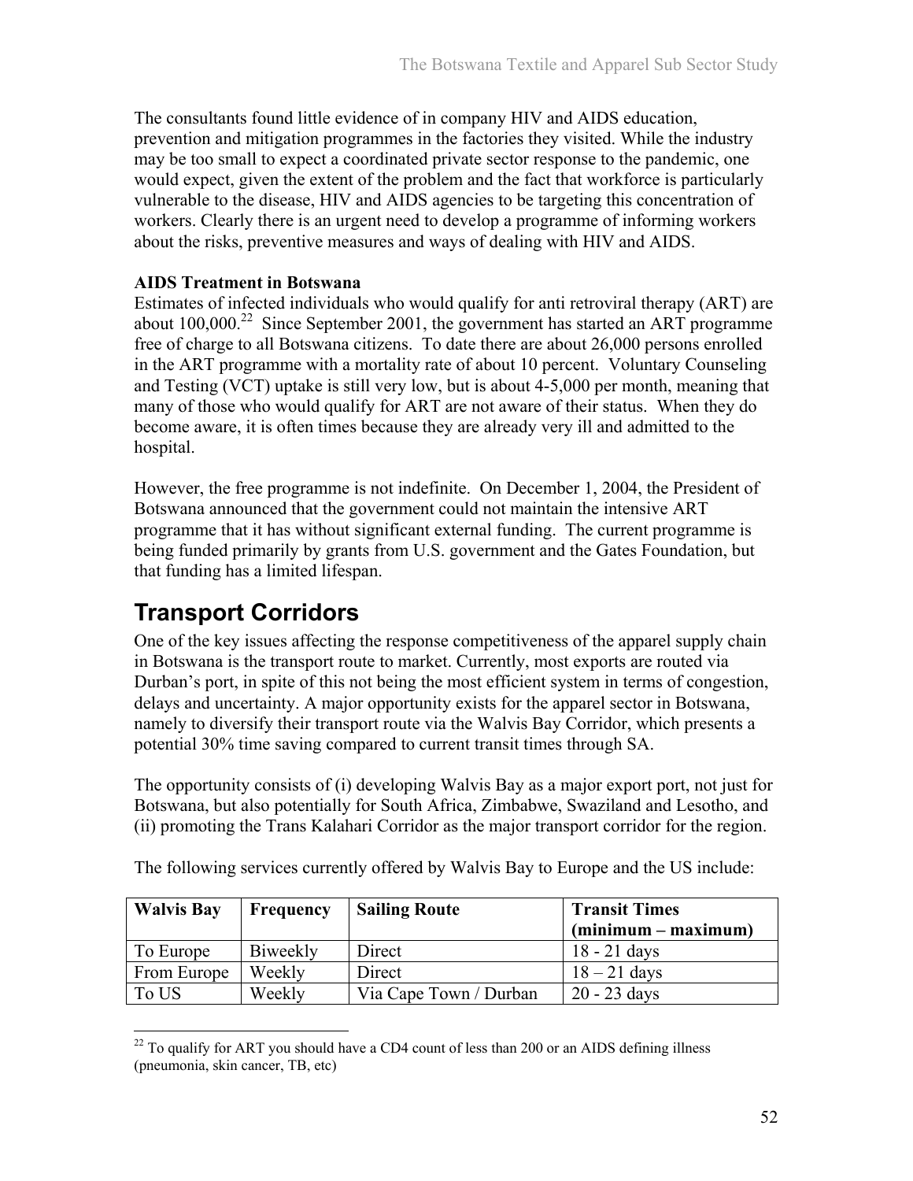The consultants found little evidence of in company HIV and AIDS education, prevention and mitigation programmes in the factories they visited. While the industry may be too small to expect a coordinated private sector response to the pandemic, one would expect, given the extent of the problem and the fact that workforce is particularly vulnerable to the disease, HIV and AIDS agencies to be targeting this concentration of workers. Clearly there is an urgent need to develop a programme of informing workers about the risks, preventive measures and ways of dealing with HIV and AIDS.

**AIDS Treatment in Botswana**

Estimates of infected individuals who would qualify for anti retroviral therapy (ART) are about 100,000.[22] Since September 2001, the government has started an ART programme free of charge to all Botswana citizens. To date there are about 26,000 persons enrolled in the ART programme with a mortality rate of about 10 percent. Voluntary Counseling and Testing (VCT) uptake is still very low, but is about 4-5,000 per month, meaning that many of those who would qualify for ART are not aware of their status. When they do become aware, it is often times because they are already very ill and admitted to the hospital.

However, the free programme is not indefinite. On December 1, 2004, the President of Botswana announced that the government could not maintain the intensive ART programme that it has without significant external funding. The current programme is being funded primarily by grants from U.S. government and the Gates Foundation, but that funding has a limited lifespan.

## Transport Corridors

One of the key issues affecting the response competitiveness of the apparel supply chain in Botswana is the transport route to market. Currently, most exports are routed via Durban's port, in spite of this not being the most efficient system in terms of congestion, delays and uncertainty. A major opportunity exists for the apparel sector in Botswana, namely to diversify their transport route via the Walvis Bay Corridor, which presents a potential 30% time saving compared to current transit times through SA.

The opportunity consists of (i) developing Walvis Bay as a major export port, not just for Botswana, but also potentially for South Africa, Zimbabwe, Swaziland and Lesotho, and (ii) promoting the Trans Kalahari Corridor as the major transport corridor for the region.

The following services currently offered by Walvis Bay to Europe and the US include:

| Walvis Bay | Frequency | Sailing Route | Transit Times (minimum – maximum) |
|---|---|---|---|
| To Europe | Biweekly | Direct | 18 - 21 days |
| From Europe | Weekly | Direct | 18 – 21 days |
| To US | Weekly | Via Cape Town / Durban | 20 - 23 days |

[22] To qualify for ART you should have a CD4 count of less than 200 or an AIDS defining illness (pneumonia, skin cancer, TB, etc)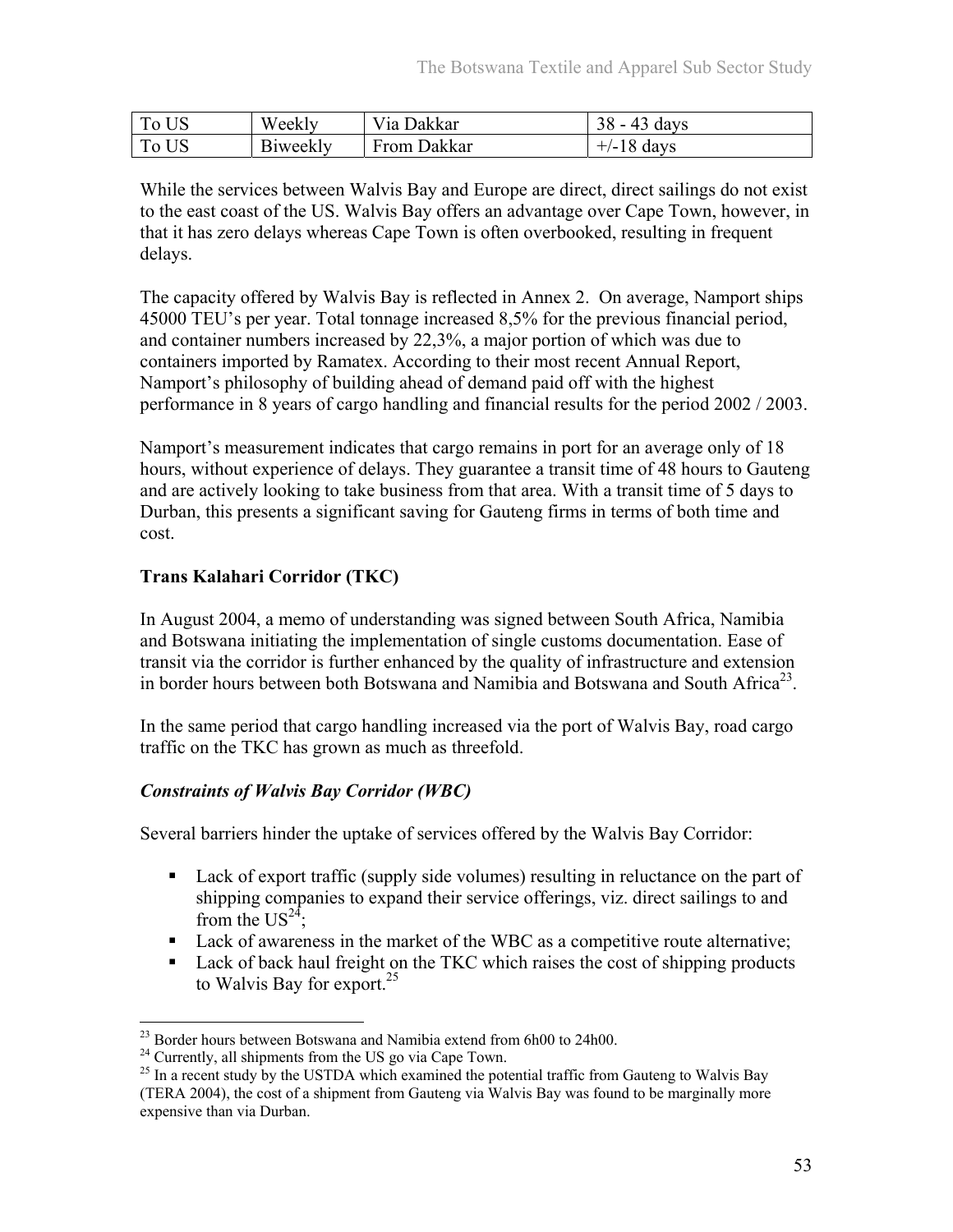| To US | Weekly | Via Dakkar | 38 - 43 days |
|---|---|---|---|
| To US | Biweekly | From Dakkar | +/-18 days |

While the services between Walvis Bay and Europe are direct, direct sailings do not exist to the east coast of the US. Walvis Bay offers an advantage over Cape Town, however, in that it has zero delays whereas Cape Town is often overbooked, resulting in frequent delays.

The capacity offered by Walvis Bay is reflected in Annex 2. On average, Namport ships 45000 TEU's per year. Total tonnage increased 8,5% for the previous financial period, and container numbers increased by 22,3%, a major portion of which was due to containers imported by Ramatex. According to their most recent Annual Report, Namport's philosophy of building ahead of demand paid off with the highest performance in 8 years of cargo handling and financial results for the period 2002 / 2003.

Namport's measurement indicates that cargo remains in port for an average only of 18 hours, without experience of delays. They guarantee a transit time of 48 hours to Gauteng and are actively looking to take business from that area. With a transit time of 5 days to Durban, this presents a significant saving for Gauteng firms in terms of both time and cost.

**Trans Kalahari Corridor (TKC)**

In August 2004, a memo of understanding was signed between South Africa, Namibia and Botswana initiating the implementation of single customs documentation. Ease of transit via the corridor is further enhanced by the quality of infrastructure and extension in border hours between both Botswana and Namibia and Botswana and South Africa[23].

In the same period that cargo handling increased via the port of Walvis Bay, road cargo traffic on the TKC has grown as much as threefold.

***Constraints of Walvis Bay Corridor (WBC)***

Several barriers hinder the uptake of services offered by the Walvis Bay Corridor:

- Lack of export traffic (supply side volumes) resulting in reluctance on the part of shipping companies to expand their service offerings, viz. direct sailings to and from the US[24];
- Lack of awareness in the market of the WBC as a competitive route alternative;
- Lack of back haul freight on the TKC which raises the cost of shipping products to Walvis Bay for export.[25]

---

[23] Border hours between Botswana and Namibia extend from 6h00 to 24h00.

[24] Currently, all shipments from the US go via Cape Town.

[25] In a recent study by the USTDA which examined the potential traffic from Gauteng to Walvis Bay (TERA 2004), the cost of a shipment from Gauteng via Walvis Bay was found to be marginally more expensive than via Durban.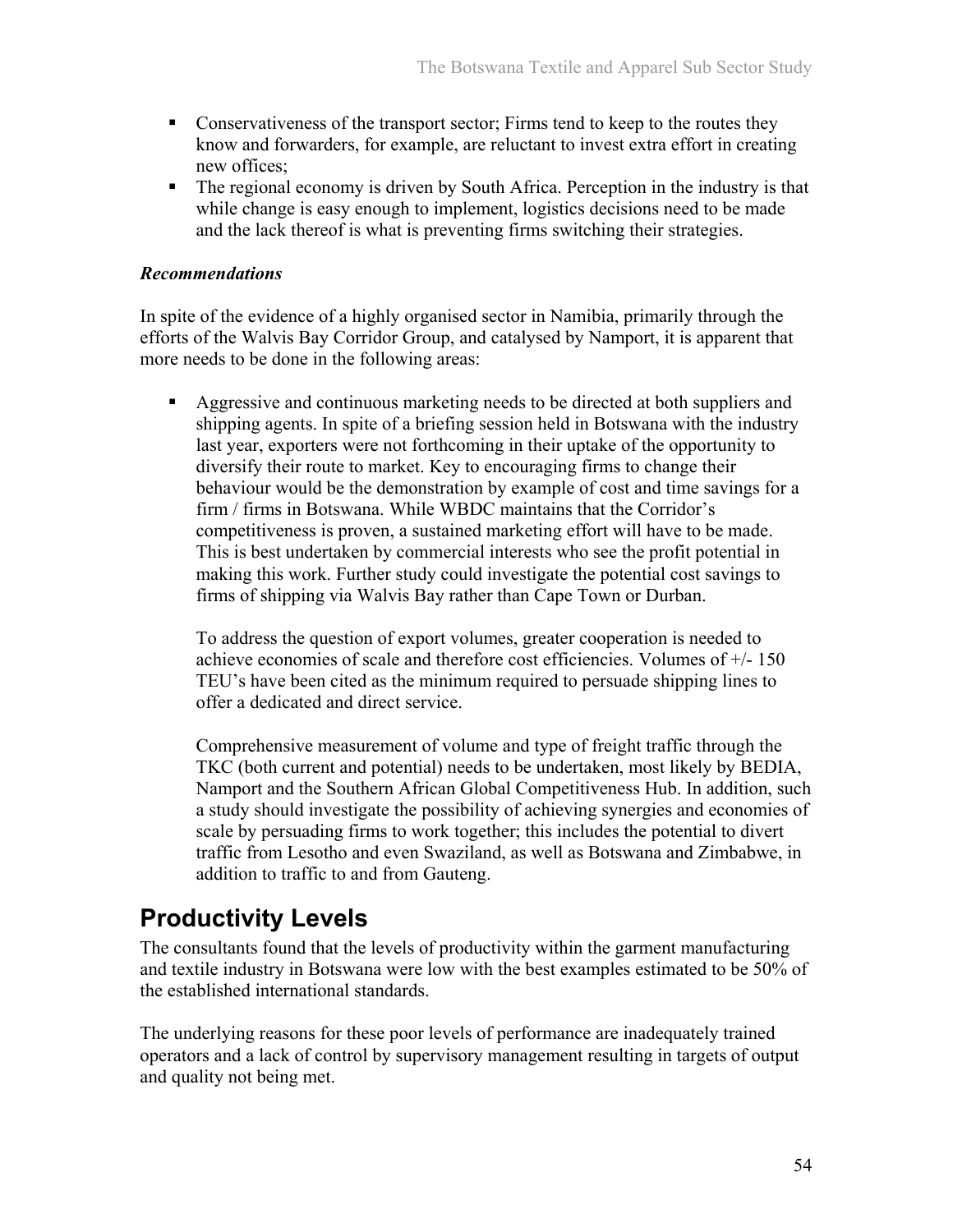- Conservativeness of the transport sector; Firms tend to keep to the routes they know and forwarders, for example, are reluctant to invest extra effort in creating new offices;
- The regional economy is driven by South Africa. Perception in the industry is that while change is easy enough to implement, logistics decisions need to be made and the lack thereof is what is preventing firms switching their strategies.

***Recommendations***

In spite of the evidence of a highly organised sector in Namibia, primarily through the efforts of the Walvis Bay Corridor Group, and catalysed by Namport, it is apparent that more needs to be done in the following areas:

- Aggressive and continuous marketing needs to be directed at both suppliers and shipping agents. In spite of a briefing session held in Botswana with the industry last year, exporters were not forthcoming in their uptake of the opportunity to diversify their route to market. Key to encouraging firms to change their behaviour would be the demonstration by example of cost and time savings for a firm / firms in Botswana. While WBDC maintains that the Corridor's competitiveness is proven, a sustained marketing effort will have to be made. This is best undertaken by commercial interests who see the profit potential in making this work. Further study could investigate the potential cost savings to firms of shipping via Walvis Bay rather than Cape Town or Durban.

  To address the question of export volumes, greater cooperation is needed to achieve economies of scale and therefore cost efficiencies. Volumes of +/- 150 TEU's have been cited as the minimum required to persuade shipping lines to offer a dedicated and direct service.

  Comprehensive measurement of volume and type of freight traffic through the TKC (both current and potential) needs to be undertaken, most likely by BEDIA, Namport and the Southern African Global Competitiveness Hub. In addition, such a study should investigate the possibility of achieving synergies and economies of scale by persuading firms to work together; this includes the potential to divert traffic from Lesotho and even Swaziland, as well as Botswana and Zimbabwe, in addition to traffic to and from Gauteng.

## Productivity Levels

The consultants found that the levels of productivity within the garment manufacturing and textile industry in Botswana were low with the best examples estimated to be 50% of the established international standards.

The underlying reasons for these poor levels of performance are inadequately trained operators and a lack of control by supervisory management resulting in targets of output and quality not being met.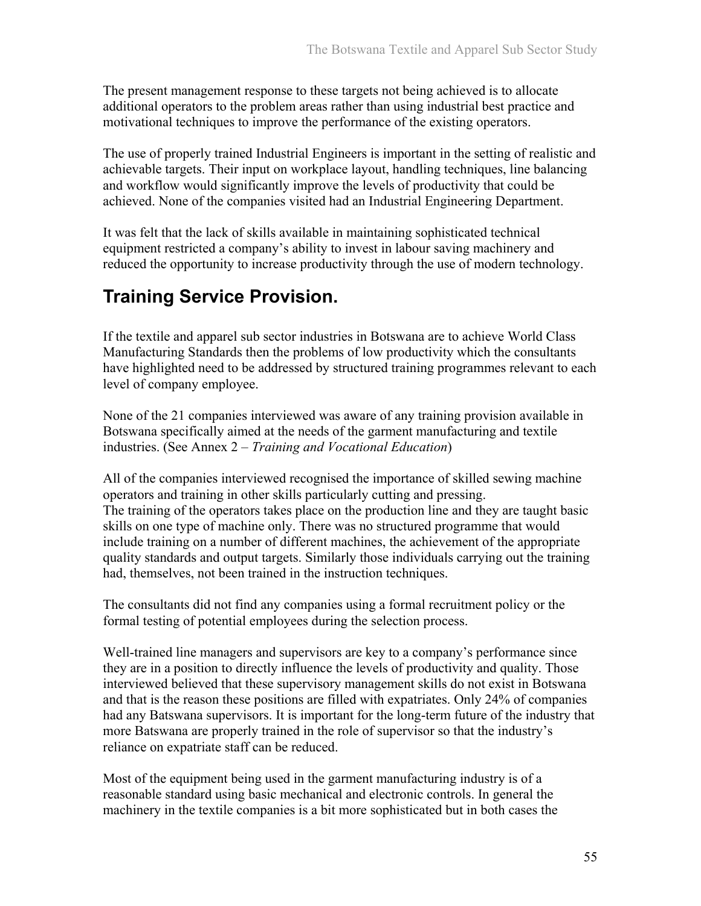The present management response to these targets not being achieved is to allocate additional operators to the problem areas rather than using industrial best practice and motivational techniques to improve the performance of the existing operators.

The use of properly trained Industrial Engineers is important in the setting of realistic and achievable targets. Their input on workplace layout, handling techniques, line balancing and workflow would significantly improve the levels of productivity that could be achieved. None of the companies visited had an Industrial Engineering Department.

It was felt that the lack of skills available in maintaining sophisticated technical equipment restricted a company's ability to invest in labour saving machinery and reduced the opportunity to increase productivity through the use of modern technology.

## Training Service Provision.

If the textile and apparel sub sector industries in Botswana are to achieve World Class Manufacturing Standards then the problems of low productivity which the consultants have highlighted need to be addressed by structured training programmes relevant to each level of company employee.

None of the 21 companies interviewed was aware of any training provision available in Botswana specifically aimed at the needs of the garment manufacturing and textile industries. (See Annex 2 – *Training and Vocational Education*)

All of the companies interviewed recognised the importance of skilled sewing machine operators and training in other skills particularly cutting and pressing.
The training of the operators takes place on the production line and they are taught basic skills on one type of machine only. There was no structured programme that would include training on a number of different machines, the achievement of the appropriate quality standards and output targets. Similarly those individuals carrying out the training had, themselves, not been trained in the instruction techniques.

The consultants did not find any companies using a formal recruitment policy or the formal testing of potential employees during the selection process.

Well-trained line managers and supervisors are key to a company's performance since they are in a position to directly influence the levels of productivity and quality. Those interviewed believed that these supervisory management skills do not exist in Botswana and that is the reason these positions are filled with expatriates. Only 24% of companies had any Batswana supervisors. It is important for the long-term future of the industry that more Batswana are properly trained in the role of supervisor so that the industry's reliance on expatriate staff can be reduced.

Most of the equipment being used in the garment manufacturing industry is of a reasonable standard using basic mechanical and electronic controls. In general the machinery in the textile companies is a bit more sophisticated but in both cases the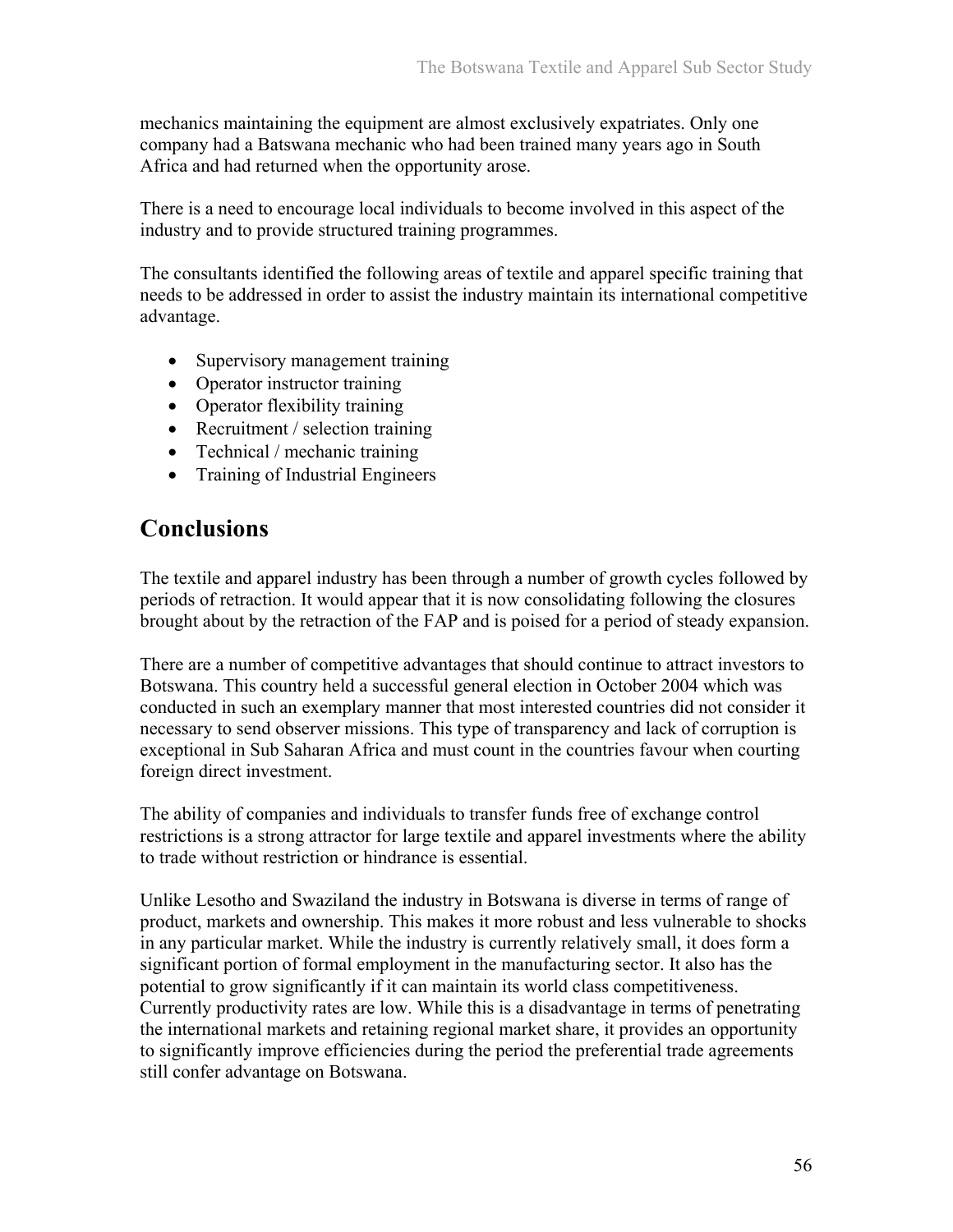mechanics maintaining the equipment are almost exclusively expatriates. Only one company had a Batswana mechanic who had been trained many years ago in South Africa and had returned when the opportunity arose.

There is a need to encourage local individuals to become involved in this aspect of the industry and to provide structured training programmes.

The consultants identified the following areas of textile and apparel specific training that needs to be addressed in order to assist the industry maintain its international competitive advantage.

- Supervisory management training
- Operator instructor training
- Operator flexibility training
- Recruitment / selection training
- Technical / mechanic training
- Training of Industrial Engineers

## Conclusions

The textile and apparel industry has been through a number of growth cycles followed by periods of retraction. It would appear that it is now consolidating following the closures brought about by the retraction of the FAP and is poised for a period of steady expansion.

There are a number of competitive advantages that should continue to attract investors to Botswana. This country held a successful general election in October 2004 which was conducted in such an exemplary manner that most interested countries did not consider it necessary to send observer missions. This type of transparency and lack of corruption is exceptional in Sub Saharan Africa and must count in the countries favour when courting foreign direct investment.

The ability of companies and individuals to transfer funds free of exchange control restrictions is a strong attractor for large textile and apparel investments where the ability to trade without restriction or hindrance is essential.

Unlike Lesotho and Swaziland the industry in Botswana is diverse in terms of range of product, markets and ownership. This makes it more robust and less vulnerable to shocks in any particular market. While the industry is currently relatively small, it does form a significant portion of formal employment in the manufacturing sector. It also has the potential to grow significantly if it can maintain its world class competitiveness. Currently productivity rates are low. While this is a disadvantage in terms of penetrating the international markets and retaining regional market share, it provides an opportunity to significantly improve efficiencies during the period the preferential trade agreements still confer advantage on Botswana.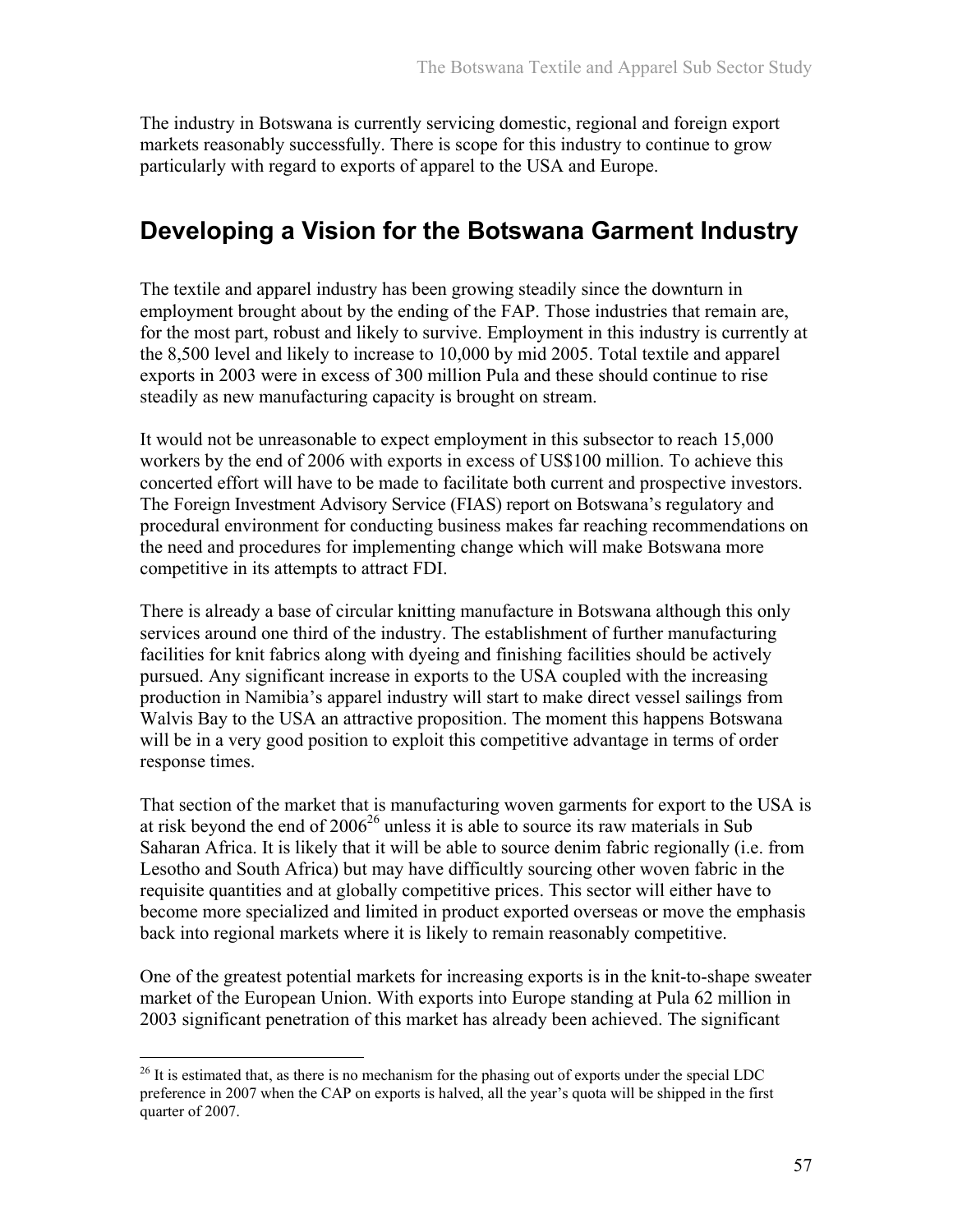The industry in Botswana is currently servicing domestic, regional and foreign export markets reasonably successfully. There is scope for this industry to continue to grow particularly with regard to exports of apparel to the USA and Europe.

## Developing a Vision for the Botswana Garment Industry

The textile and apparel industry has been growing steadily since the downturn in employment brought about by the ending of the FAP. Those industries that remain are, for the most part, robust and likely to survive. Employment in this industry is currently at the 8,500 level and likely to increase to 10,000 by mid 2005. Total textile and apparel exports in 2003 were in excess of 300 million Pula and these should continue to rise steadily as new manufacturing capacity is brought on stream.

It would not be unreasonable to expect employment in this subsector to reach 15,000 workers by the end of 2006 with exports in excess of US$100 million. To achieve this concerted effort will have to be made to facilitate both current and prospective investors. The Foreign Investment Advisory Service (FIAS) report on Botswana's regulatory and procedural environment for conducting business makes far reaching recommendations on the need and procedures for implementing change which will make Botswana more competitive in its attempts to attract FDI.

There is already a base of circular knitting manufacture in Botswana although this only services around one third of the industry. The establishment of further manufacturing facilities for knit fabrics along with dyeing and finishing facilities should be actively pursued. Any significant increase in exports to the USA coupled with the increasing production in Namibia's apparel industry will start to make direct vessel sailings from Walvis Bay to the USA an attractive proposition. The moment this happens Botswana will be in a very good position to exploit this competitive advantage in terms of order response times.

That section of the market that is manufacturing woven garments for export to the USA is at risk beyond the end of 2006[26] unless it is able to source its raw materials in Sub Saharan Africa. It is likely that it will be able to source denim fabric regionally (i.e. from Lesotho and South Africa) but may have difficultly sourcing other woven fabric in the requisite quantities and at globally competitive prices. This sector will either have to become more specialized and limited in product exported overseas or move the emphasis back into regional markets where it is likely to remain reasonably competitive.

One of the greatest potential markets for increasing exports is in the knit-to-shape sweater market of the European Union. With exports into Europe standing at Pula 62 million in 2003 significant penetration of this market has already been achieved. The significant

---

[26] It is estimated that, as there is no mechanism for the phasing out of exports under the special LDC preference in 2007 when the CAP on exports is halved, all the year's quota will be shipped in the first quarter of 2007.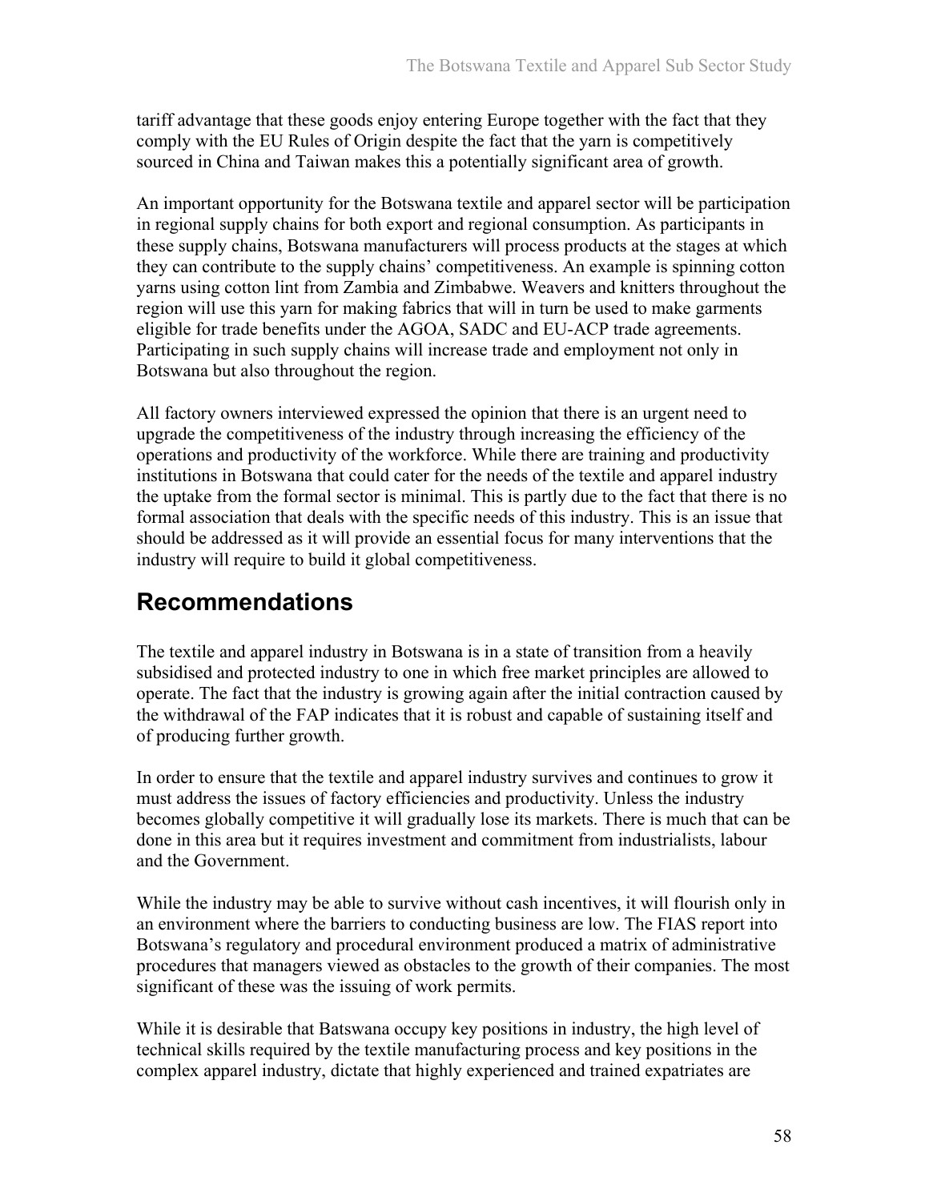tariff advantage that these goods enjoy entering Europe together with the fact that they comply with the EU Rules of Origin despite the fact that the yarn is competitively sourced in China and Taiwan makes this a potentially significant area of growth.

An important opportunity for the Botswana textile and apparel sector will be participation in regional supply chains for both export and regional consumption. As participants in these supply chains, Botswana manufacturers will process products at the stages at which they can contribute to the supply chains' competitiveness. An example is spinning cotton yarns using cotton lint from Zambia and Zimbabwe. Weavers and knitters throughout the region will use this yarn for making fabrics that will in turn be used to make garments eligible for trade benefits under the AGOA, SADC and EU-ACP trade agreements. Participating in such supply chains will increase trade and employment not only in Botswana but also throughout the region.

All factory owners interviewed expressed the opinion that there is an urgent need to upgrade the competitiveness of the industry through increasing the efficiency of the operations and productivity of the workforce. While there are training and productivity institutions in Botswana that could cater for the needs of the textile and apparel industry the uptake from the formal sector is minimal. This is partly due to the fact that there is no formal association that deals with the specific needs of this industry. This is an issue that should be addressed as it will provide an essential focus for many interventions that the industry will require to build it global competitiveness.

# Recommendations

The textile and apparel industry in Botswana is in a state of transition from a heavily subsidised and protected industry to one in which free market principles are allowed to operate. The fact that the industry is growing again after the initial contraction caused by the withdrawal of the FAP indicates that it is robust and capable of sustaining itself and of producing further growth.

In order to ensure that the textile and apparel industry survives and continues to grow it must address the issues of factory efficiencies and productivity. Unless the industry becomes globally competitive it will gradually lose its markets. There is much that can be done in this area but it requires investment and commitment from industrialists, labour and the Government.

While the industry may be able to survive without cash incentives, it will flourish only in an environment where the barriers to conducting business are low. The FIAS report into Botswana's regulatory and procedural environment produced a matrix of administrative procedures that managers viewed as obstacles to the growth of their companies. The most significant of these was the issuing of work permits.

While it is desirable that Batswana occupy key positions in industry, the high level of technical skills required by the textile manufacturing process and key positions in the complex apparel industry, dictate that highly experienced and trained expatriates are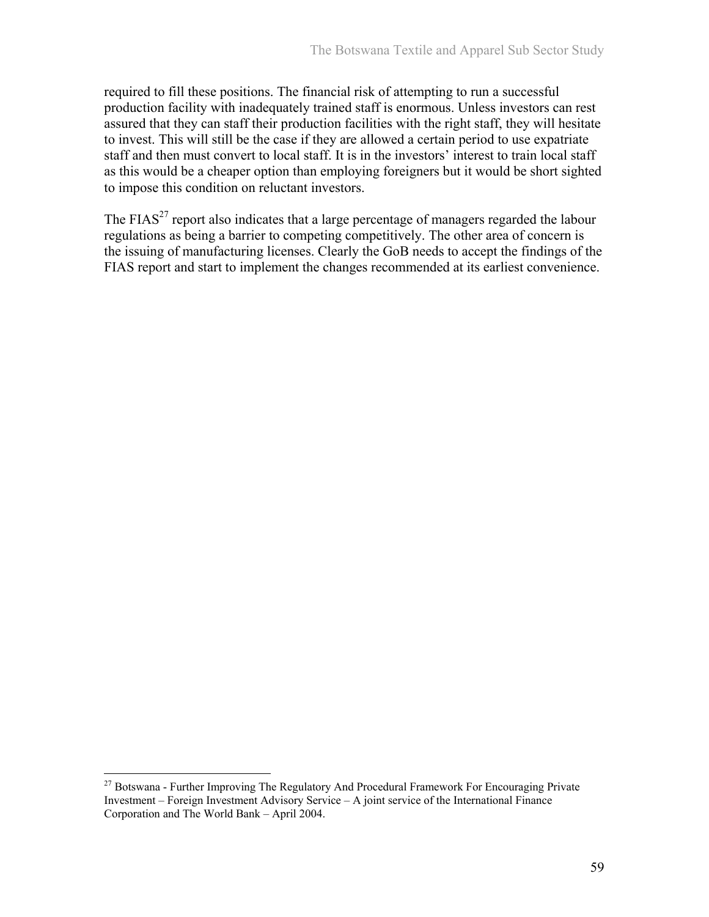required to fill these positions. The financial risk of attempting to run a successful production facility with inadequately trained staff is enormous. Unless investors can rest assured that they can staff their production facilities with the right staff, they will hesitate to invest. This will still be the case if they are allowed a certain period to use expatriate staff and then must convert to local staff. It is in the investors' interest to train local staff as this would be a cheaper option than employing foreigners but it would be short sighted to impose this condition on reluctant investors.

The FIAS[27] report also indicates that a large percentage of managers regarded the labour regulations as being a barrier to competing competitively. The other area of concern is the issuing of manufacturing licenses. Clearly the GoB needs to accept the findings of the FIAS report and start to implement the changes recommended at its earliest convenience.

[27] Botswana - Further Improving The Regulatory And Procedural Framework For Encouraging Private Investment – Foreign Investment Advisory Service – A joint service of the International Finance Corporation and The World Bank – April 2004.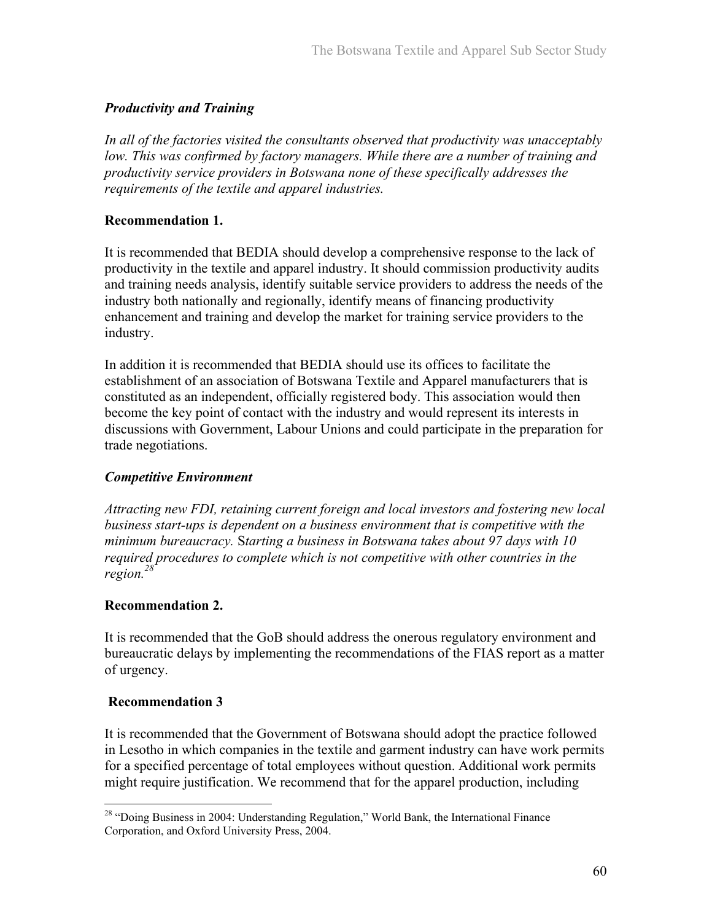***Productivity and Training***

*In all of the factories visited the consultants observed that productivity was unacceptably low. This was confirmed by factory managers. While there are a number of training and productivity service providers in Botswana none of these specifically addresses the requirements of the textile and apparel industries.*

**Recommendation 1.**

It is recommended that BEDIA should develop a comprehensive response to the lack of productivity in the textile and apparel industry. It should commission productivity audits and training needs analysis, identify suitable service providers to address the needs of the industry both nationally and regionally, identify means of financing productivity enhancement and training and develop the market for training service providers to the industry.

In addition it is recommended that BEDIA should use its offices to facilitate the establishment of an association of Botswana Textile and Apparel manufacturers that is constituted as an independent, officially registered body. This association would then become the key point of contact with the industry and would represent its interests in discussions with Government, Labour Unions and could participate in the preparation for trade negotiations.

***Competitive Environment***

*Attracting new FDI, retaining current foreign and local investors and fostering new local business start-ups is dependent on a business environment that is competitive with the minimum bureaucracy. Starting a business in Botswana takes about 97 days with 10 required procedures to complete which is not competitive with other countries in the region.*[28]

**Recommendation 2.**

It is recommended that the GoB should address the onerous regulatory environment and bureaucratic delays by implementing the recommendations of the FIAS report as a matter of urgency.

**Recommendation 3**

It is recommended that the Government of Botswana should adopt the practice followed in Lesotho in which companies in the textile and garment industry can have work permits for a specified percentage of total employees without question. Additional work permits might require justification. We recommend that for the apparel production, including

[28] "Doing Business in 2004: Understanding Regulation," World Bank, the International Finance Corporation, and Oxford University Press, 2004.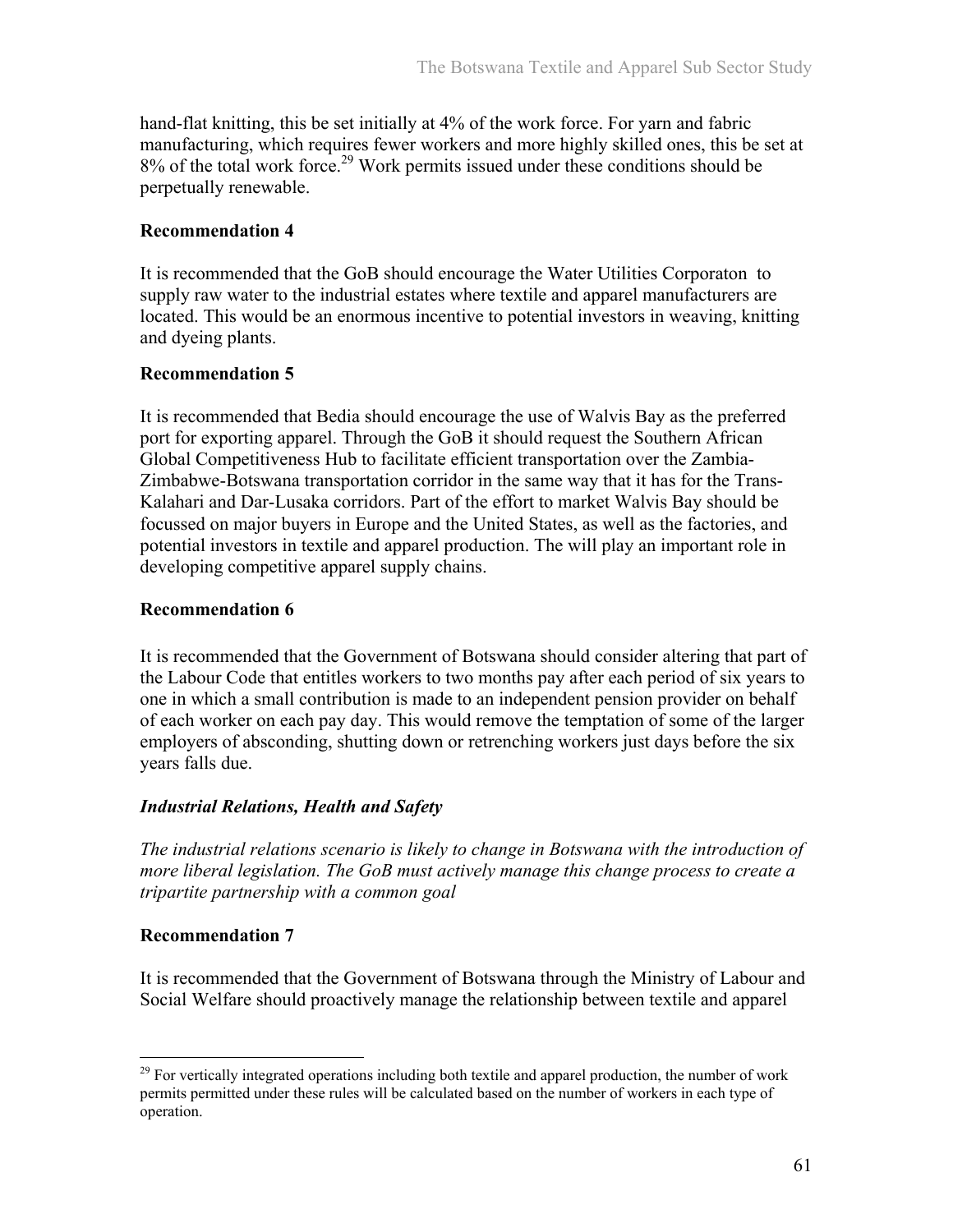hand-flat knitting, this be set initially at 4% of the work force. For yarn and fabric manufacturing, which requires fewer workers and more highly skilled ones, this be set at 8% of the total work force.[29] Work permits issued under these conditions should be perpetually renewable.

**Recommendation 4**

It is recommended that the GoB should encourage the Water Utilities Corporaton to supply raw water to the industrial estates where textile and apparel manufacturers are located. This would be an enormous incentive to potential investors in weaving, knitting and dyeing plants.

**Recommendation 5**

It is recommended that Bedia should encourage the use of Walvis Bay as the preferred port for exporting apparel. Through the GoB it should request the Southern African Global Competitiveness Hub to facilitate efficient transportation over the Zambia-Zimbabwe-Botswana transportation corridor in the same way that it has for the Trans-Kalahari and Dar-Lusaka corridors. Part of the effort to market Walvis Bay should be focussed on major buyers in Europe and the United States, as well as the factories, and potential investors in textile and apparel production. The will play an important role in developing competitive apparel supply chains.

**Recommendation 6**

It is recommended that the Government of Botswana should consider altering that part of the Labour Code that entitles workers to two months pay after each period of six years to one in which a small contribution is made to an independent pension provider on behalf of each worker on each pay day. This would remove the temptation of some of the larger employers of absconding, shutting down or retrenching workers just days before the six years falls due.

***Industrial Relations, Health and Safety***

*The industrial relations scenario is likely to change in Botswana with the introduction of more liberal legislation. The GoB must actively manage this change process to create a tripartite partnership with a common goal*

**Recommendation 7**

It is recommended that the Government of Botswana through the Ministry of Labour and Social Welfare should proactively manage the relationship between textile and apparel

---

[29] For vertically integrated operations including both textile and apparel production, the number of work permits permitted under these rules will be calculated based on the number of workers in each type of operation.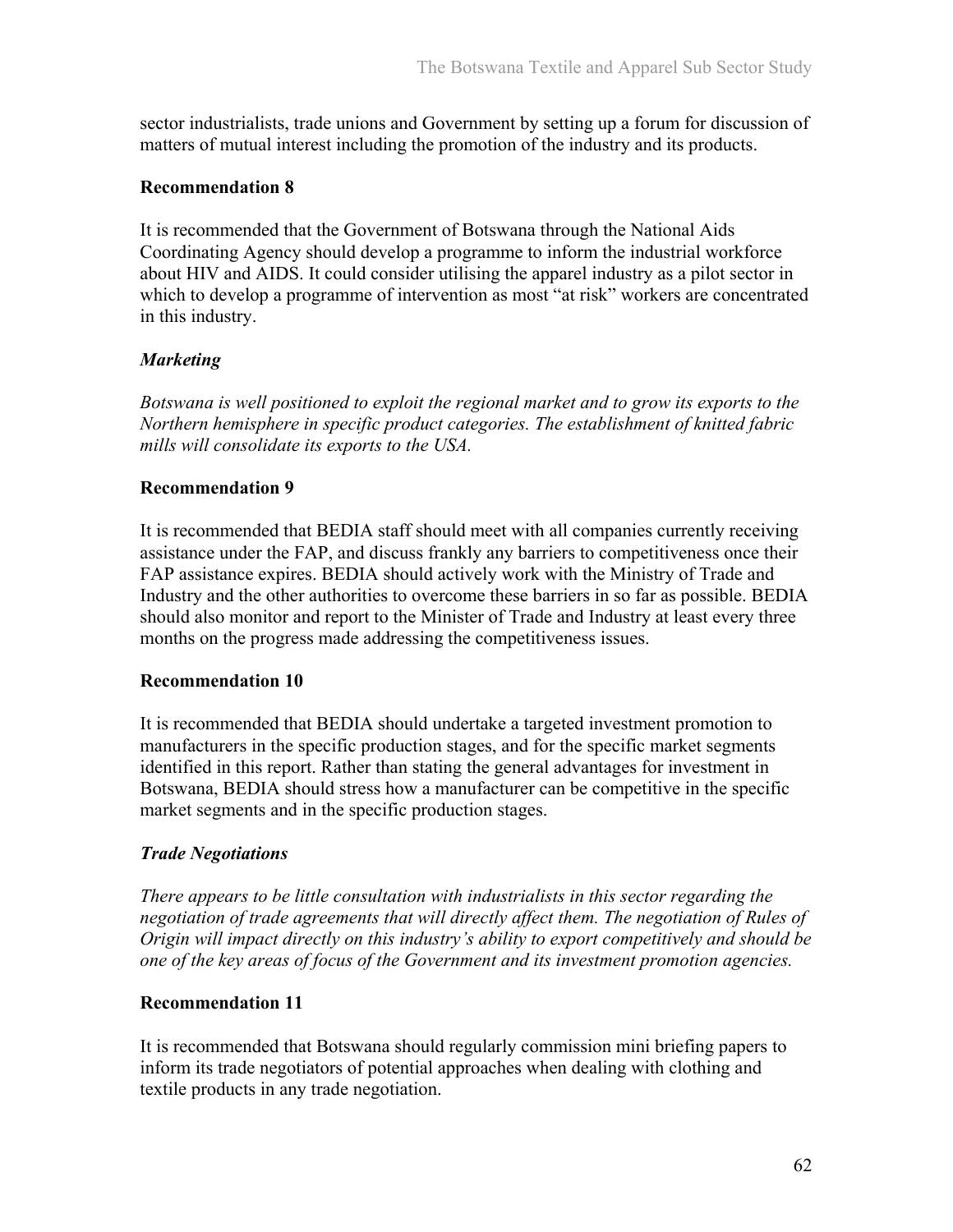sector industrialists, trade unions and Government by setting up a forum for discussion of matters of mutual interest including the promotion of the industry and its products.

**Recommendation 8**

It is recommended that the Government of Botswana through the National Aids Coordinating Agency should develop a programme to inform the industrial workforce about HIV and AIDS. It could consider utilising the apparel industry as a pilot sector in which to develop a programme of intervention as most "at risk" workers are concentrated in this industry.

***Marketing***

*Botswana is well positioned to exploit the regional market and to grow its exports to the Northern hemisphere in specific product categories. The establishment of knitted fabric mills will consolidate its exports to the USA.*

**Recommendation 9**

It is recommended that BEDIA staff should meet with all companies currently receiving assistance under the FAP, and discuss frankly any barriers to competitiveness once their FAP assistance expires. BEDIA should actively work with the Ministry of Trade and Industry and the other authorities to overcome these barriers in so far as possible. BEDIA should also monitor and report to the Minister of Trade and Industry at least every three months on the progress made addressing the competitiveness issues.

**Recommendation 10**

It is recommended that BEDIA should undertake a targeted investment promotion to manufacturers in the specific production stages, and for the specific market segments identified in this report. Rather than stating the general advantages for investment in Botswana, BEDIA should stress how a manufacturer can be competitive in the specific market segments and in the specific production stages.

***Trade Negotiations***

*There appears to be little consultation with industrialists in this sector regarding the negotiation of trade agreements that will directly affect them. The negotiation of Rules of Origin will impact directly on this industry's ability to export competitively and should be one of the key areas of focus of the Government and its investment promotion agencies.*

**Recommendation 11**

It is recommended that Botswana should regularly commission mini briefing papers to inform its trade negotiators of potential approaches when dealing with clothing and textile products in any trade negotiation.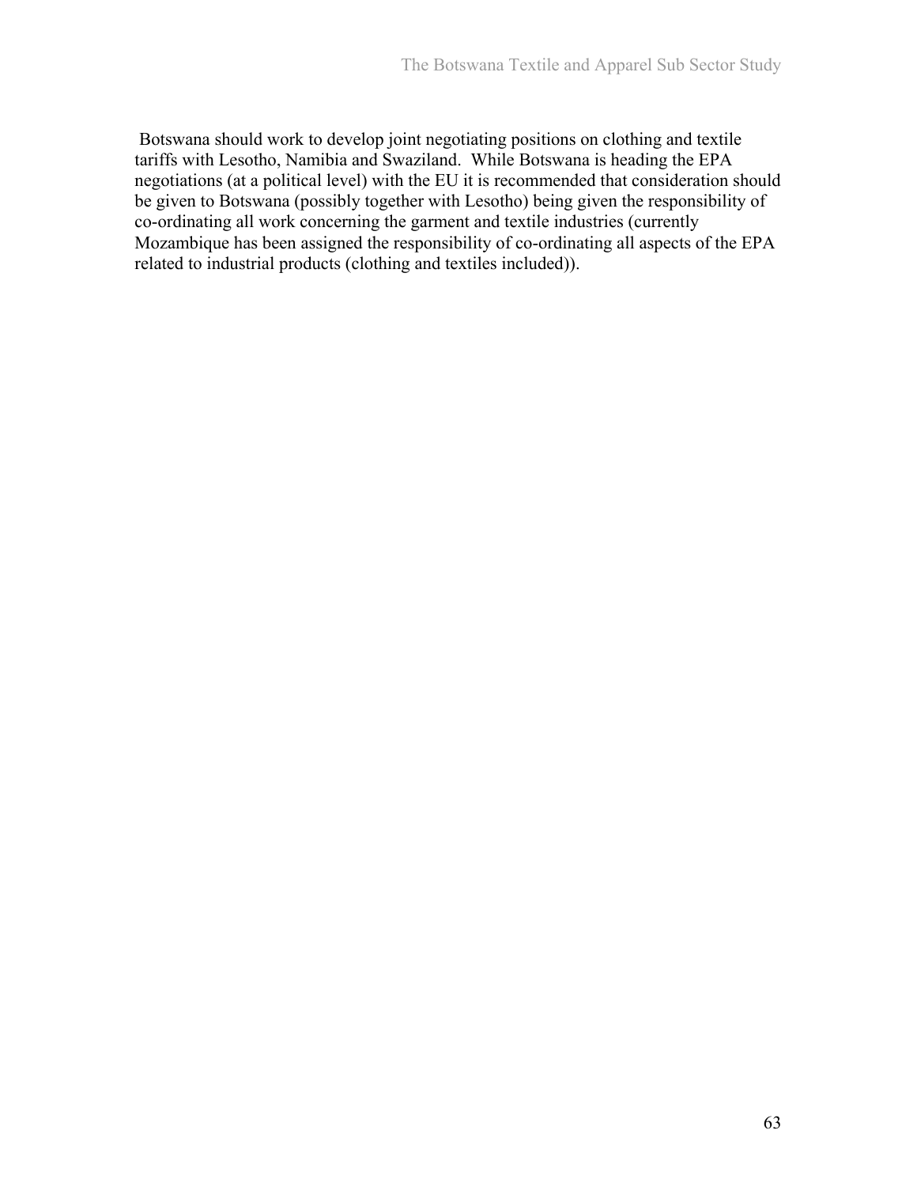Botswana should work to develop joint negotiating positions on clothing and textile tariffs with Lesotho, Namibia and Swaziland. While Botswana is heading the EPA negotiations (at a political level) with the EU it is recommended that consideration should be given to Botswana (possibly together with Lesotho) being given the responsibility of co-ordinating all work concerning the garment and textile industries (currently Mozambique has been assigned the responsibility of co-ordinating all aspects of the EPA related to industrial products (clothing and textiles included)).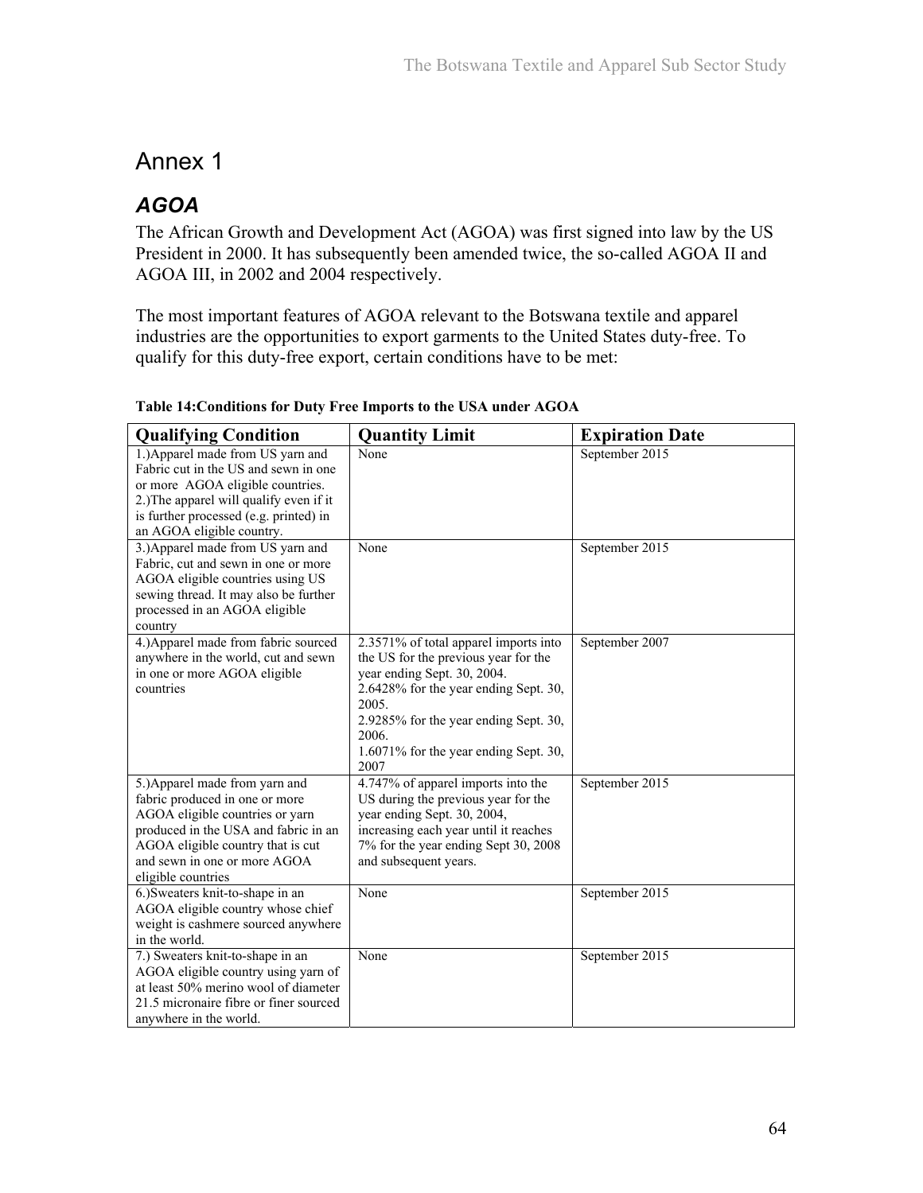# Annex 1

## *AGOA*

The African Growth and Development Act (AGOA) was first signed into law by the US President in 2000. It has subsequently been amended twice, the so-called AGOA II and AGOA III, in 2002 and 2004 respectively.

The most important features of AGOA relevant to the Botswana textile and apparel industries are the opportunities to export garments to the United States duty-free. To qualify for this duty-free export, certain conditions have to be met:

**Table 14:Conditions for Duty Free Imports to the USA under AGOA**

| Qualifying Condition | Quantity Limit | Expiration Date |
|---|---|---|
| 1.)Apparel made from US yarn and Fabric cut in the US and sewn in one or more AGOA eligible countries.<br>2.)The apparel will qualify even if it is further processed (e.g. printed) in an AGOA eligible country. | None | September 2015 |
| 3.)Apparel made from US yarn and Fabric, cut and sewn in one or more AGOA eligible countries using US sewing thread. It may also be further processed in an AGOA eligible country | None | September 2015 |
| 4.)Apparel made from fabric sourced anywhere in the world, cut and sewn in one or more AGOA eligible countries | 2.3571% of total apparel imports into the US for the previous year for the year ending Sept. 30, 2004.<br>2.6428% for the year ending Sept. 30, 2005.<br>2.9285% for the year ending Sept. 30, 2006.<br>1.6071% for the year ending Sept. 30, 2007 | September 2007 |
| 5.)Apparel made from yarn and fabric produced in one or more AGOA eligible countries or yarn produced in the USA and fabric in an AGOA eligible country that is cut and sewn in one or more AGOA eligible countries | 4.747% of apparel imports into the US during the previous year for the year ending Sept. 30, 2004, increasing each year until it reaches 7% for the year ending Sept 30, 2008 and subsequent years. | September 2015 |
| 6.)Sweaters knit-to-shape in an AGOA eligible country whose chief weight is cashmere sourced anywhere in the world. | None | September 2015 |
| 7.) Sweaters knit-to-shape in an AGOA eligible country using yarn of at least 50% merino wool of diameter 21.5 micronaire fibre or finer sourced anywhere in the world. | None | September 2015 |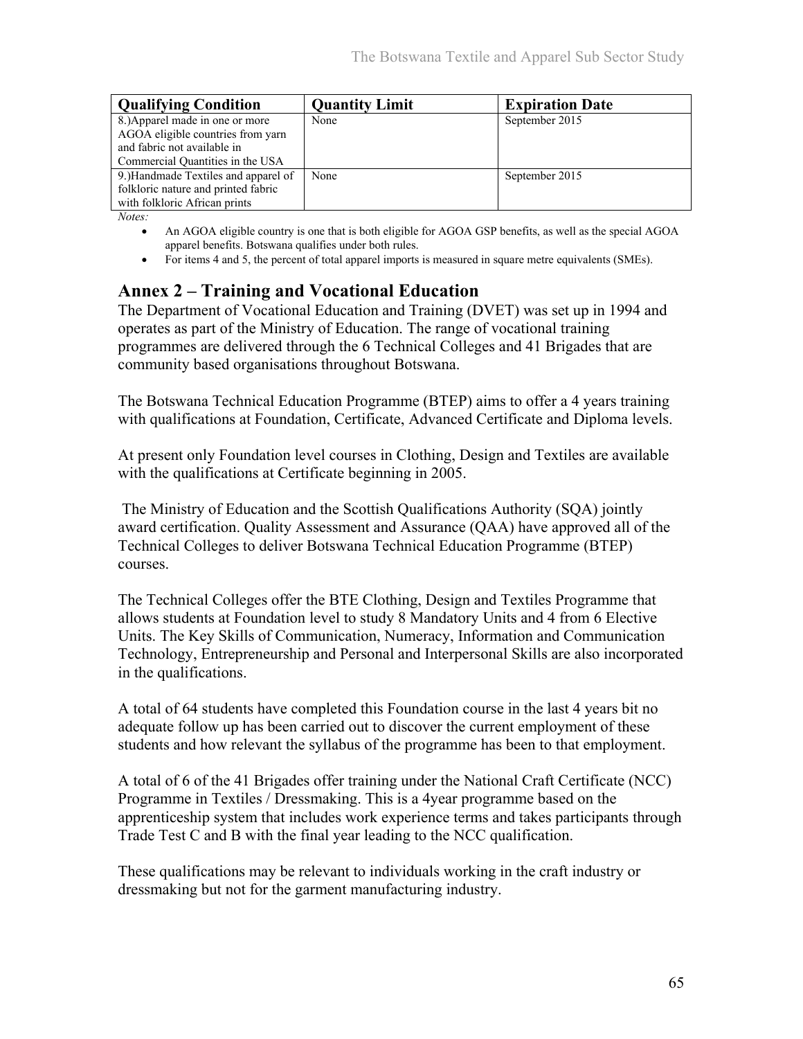| Qualifying Condition | Quantity Limit | Expiration Date |
|---|---|---|
| 8.)Apparel made in one or more AGOA eligible countries from yarn and fabric not available in Commercial Quantities in the USA | None | September 2015 |
| 9.)Handmade Textiles and apparel of folkloric nature and printed fabric with folkloric African prints | None | September 2015 |

*Notes:*

- An AGOA eligible country is one that is both eligible for AGOA GSP benefits, as well as the special AGOA apparel benefits. Botswana qualifies under both rules.
- For items 4 and 5, the percent of total apparel imports is measured in square metre equivalents (SMEs).

## Annex 2 – Training and Vocational Education

The Department of Vocational Education and Training (DVET) was set up in 1994 and operates as part of the Ministry of Education. The range of vocational training programmes are delivered through the 6 Technical Colleges and 41 Brigades that are community based organisations throughout Botswana.

The Botswana Technical Education Programme (BTEP) aims to offer a 4 years training with qualifications at Foundation, Certificate, Advanced Certificate and Diploma levels.

At present only Foundation level courses in Clothing, Design and Textiles are available with the qualifications at Certificate beginning in 2005.

The Ministry of Education and the Scottish Qualifications Authority (SQA) jointly award certification. Quality Assessment and Assurance (QAA) have approved all of the Technical Colleges to deliver Botswana Technical Education Programme (BTEP) courses.

The Technical Colleges offer the BTE Clothing, Design and Textiles Programme that allows students at Foundation level to study 8 Mandatory Units and 4 from 6 Elective Units. The Key Skills of Communication, Numeracy, Information and Communication Technology, Entrepreneurship and Personal and Interpersonal Skills are also incorporated in the qualifications.

A total of 64 students have completed this Foundation course in the last 4 years bit no adequate follow up has been carried out to discover the current employment of these students and how relevant the syllabus of the programme has been to that employment.

A total of 6 of the 41 Brigades offer training under the National Craft Certificate (NCC) Programme in Textiles / Dressmaking. This is a 4year programme based on the apprenticeship system that includes work experience terms and takes participants through Trade Test C and B with the final year leading to the NCC qualification.

These qualifications may be relevant to individuals working in the craft industry or dressmaking but not for the garment manufacturing industry.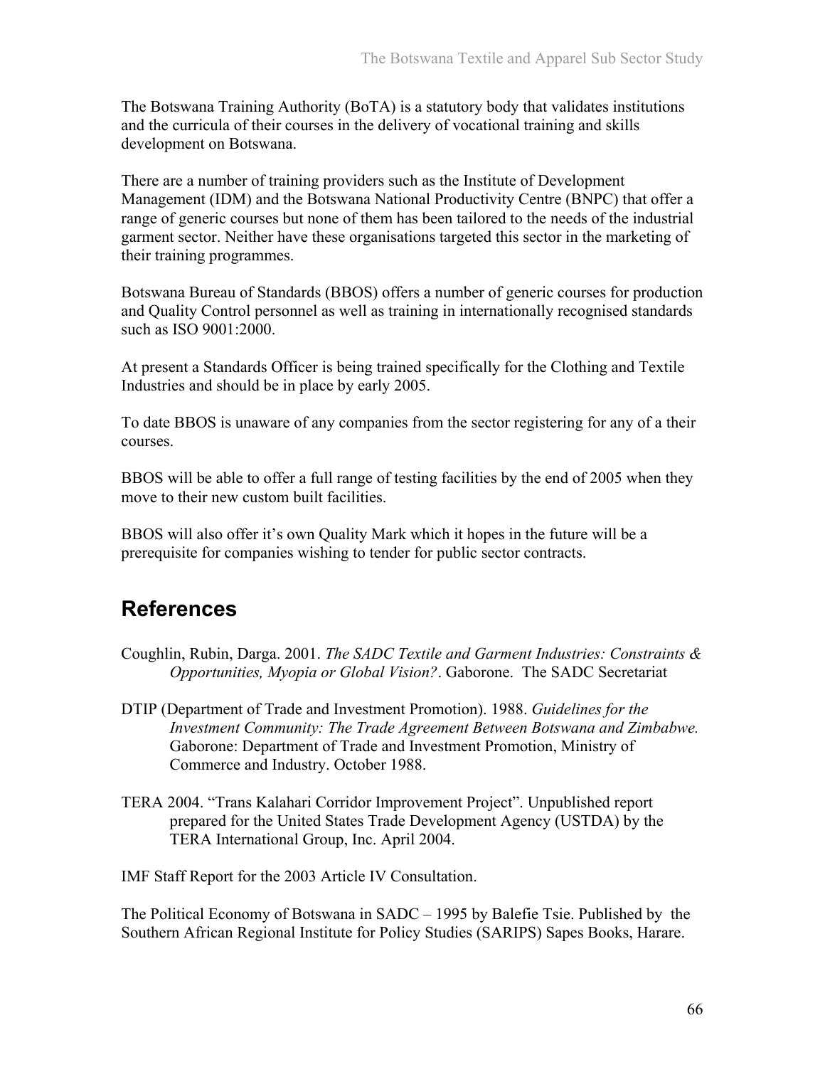The Botswana Training Authority (BoTA) is a statutory body that validates institutions and the curricula of their courses in the delivery of vocational training and skills development on Botswana.

There are a number of training providers such as the Institute of Development Management (IDM) and the Botswana National Productivity Centre (BNPC) that offer a range of generic courses but none of them has been tailored to the needs of the industrial garment sector. Neither have these organisations targeted this sector in the marketing of their training programmes.

Botswana Bureau of Standards (BBOS) offers a number of generic courses for production and Quality Control personnel as well as training in internationally recognised standards such as ISO 9001:2000.

At present a Standards Officer is being trained specifically for the Clothing and Textile Industries and should be in place by early 2005.

To date BBOS is unaware of any companies from the sector registering for any of a their courses.

BBOS will be able to offer a full range of testing facilities by the end of 2005 when they move to their new custom built facilities.

BBOS will also offer it's own Quality Mark which it hopes in the future will be a prerequisite for companies wishing to tender for public sector contracts.

# References

Coughlin, Rubin, Darga. 2001. *The SADC Textile and Garment Industries: Constraints & Opportunities, Myopia or Global Vision?*. Gaborone. The SADC Secretariat

DTIP (Department of Trade and Investment Promotion). 1988. *Guidelines for the Investment Community: The Trade Agreement Between Botswana and Zimbabwe.* Gaborone: Department of Trade and Investment Promotion, Ministry of Commerce and Industry. October 1988.

TERA 2004. "Trans Kalahari Corridor Improvement Project". Unpublished report prepared for the United States Trade Development Agency (USTDA) by the TERA International Group, Inc. April 2004.

IMF Staff Report for the 2003 Article IV Consultation.

The Political Economy of Botswana in SADC – 1995 by Balefie Tsie. Published by the Southern African Regional Institute for Policy Studies (SARIPS) Sapes Books, Harare.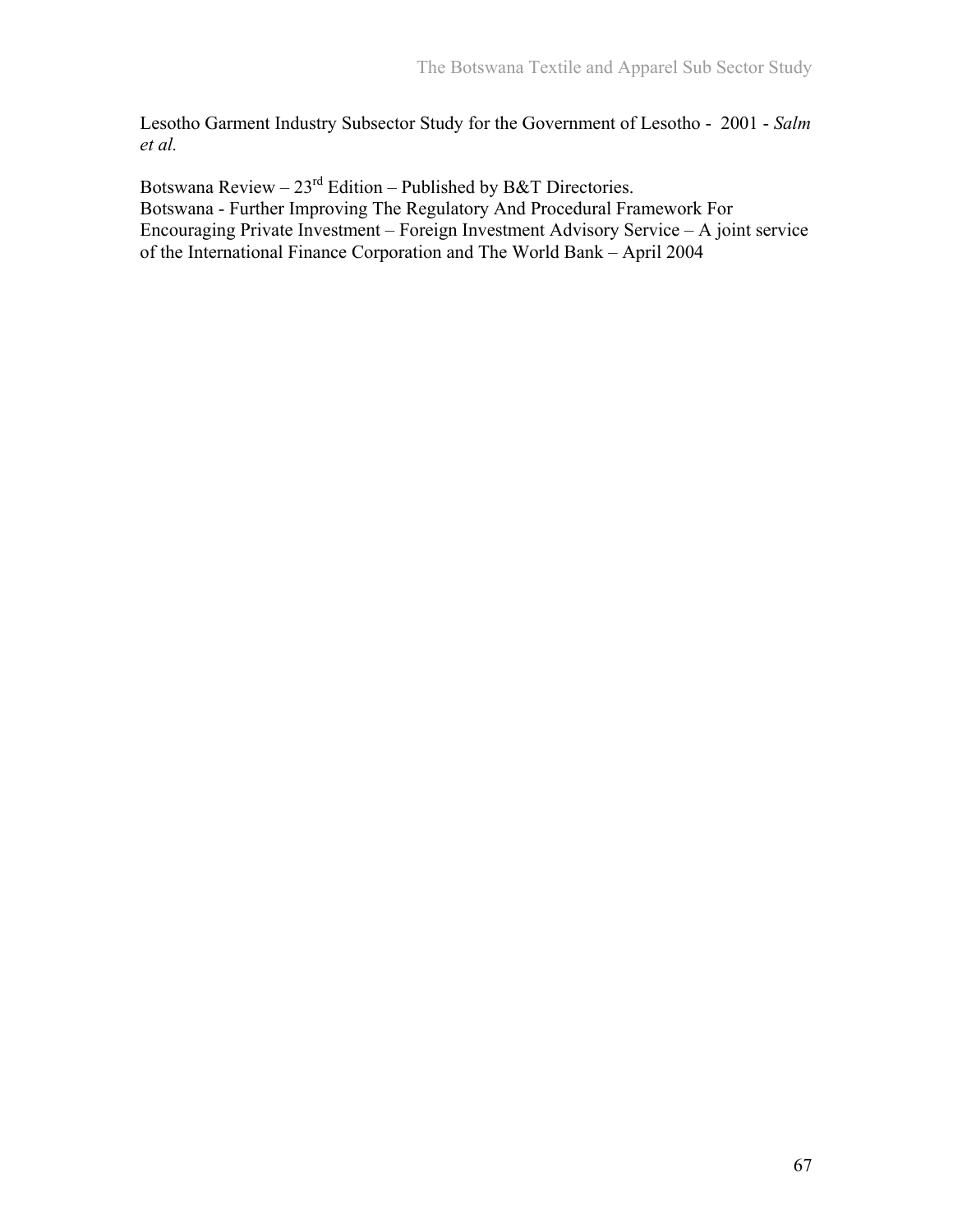Lesotho Garment Industry Subsector Study for the Government of Lesotho - 2001 - *Salm et al.*

Botswana Review – 23rd Edition – Published by B&T Directories.
Botswana - Further Improving The Regulatory And Procedural Framework For Encouraging Private Investment – Foreign Investment Advisory Service – A joint service of the International Finance Corporation and The World Bank – April 2004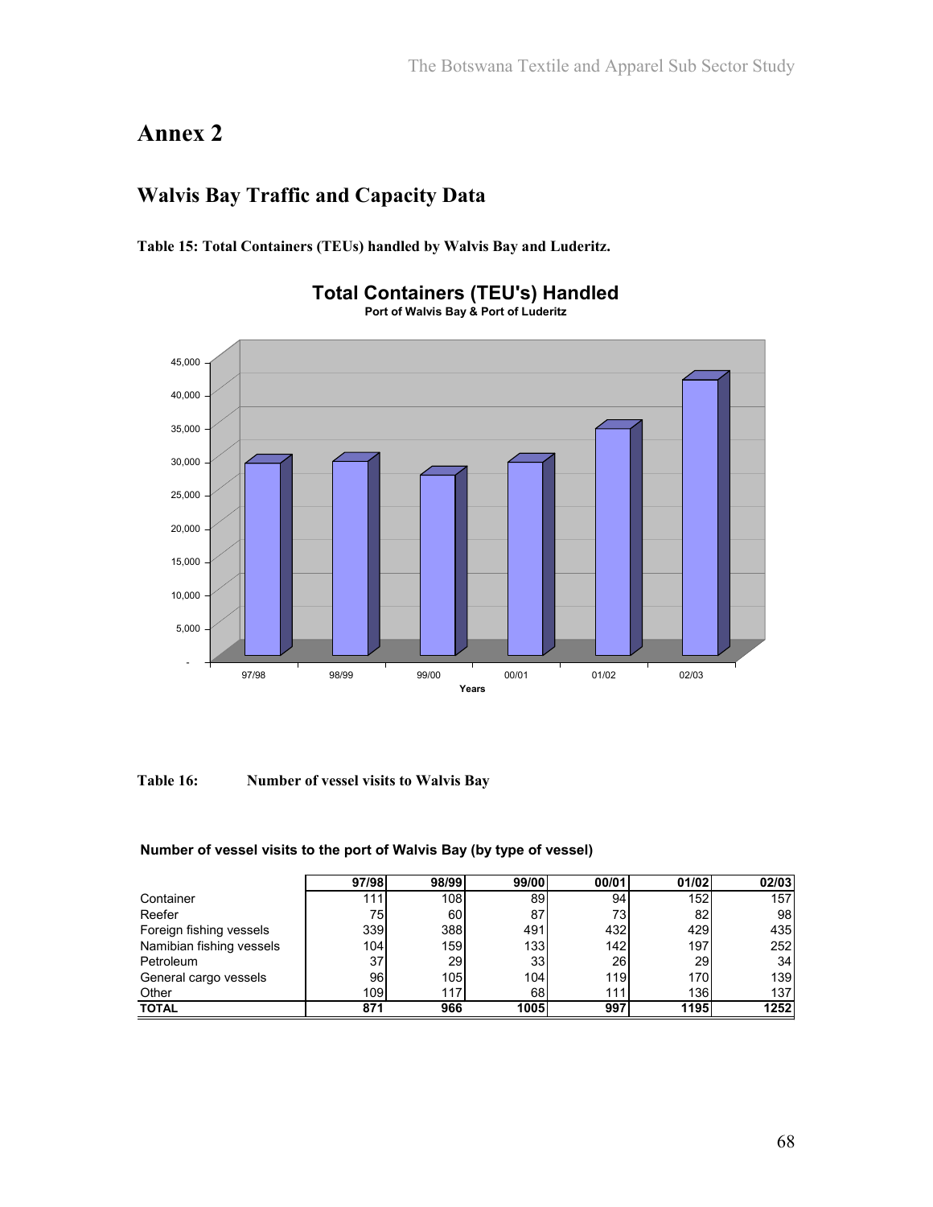# Annex 2

## Walvis Bay Traffic and Capacity Data

**Table 15: Total Containers (TEUs) handled by Walvis Bay and Luderitz.**

**Total Containers (TEU's) Handled**
**Port of Walvis Bay & Port of Luderitz**

**Table 16: Number of vessel visits to Walvis Bay**

**Number of vessel visits to the port of Walvis Bay (by type of vessel)**

| | 97/98 | 98/99 | 99/00 | 00/01 | 01/02 | 02/03 |
|---|---|---|---|---|---|---|
| Container | 111 | 108 | 89 | 94 | 152 | 157 |
| Reefer | 75 | 60 | 87 | 73 | 82 | 98 |
| Foreign fishing vessels | 339 | 388 | 491 | 432 | 429 | 435 |
| Namibian fishing vessels | 104 | 159 | 133 | 142 | 197 | 252 |
| Petroleum | 37 | 29 | 33 | 26 | 29 | 34 |
| General cargo vessels | 96 | 105 | 104 | 119 | 170 | 139 |
| Other | 109 | 117 | 68 | 111 | 136 | 137 |
| **TOTAL** | **871** | **966** | **1005** | **997** | **1195** | **1252** |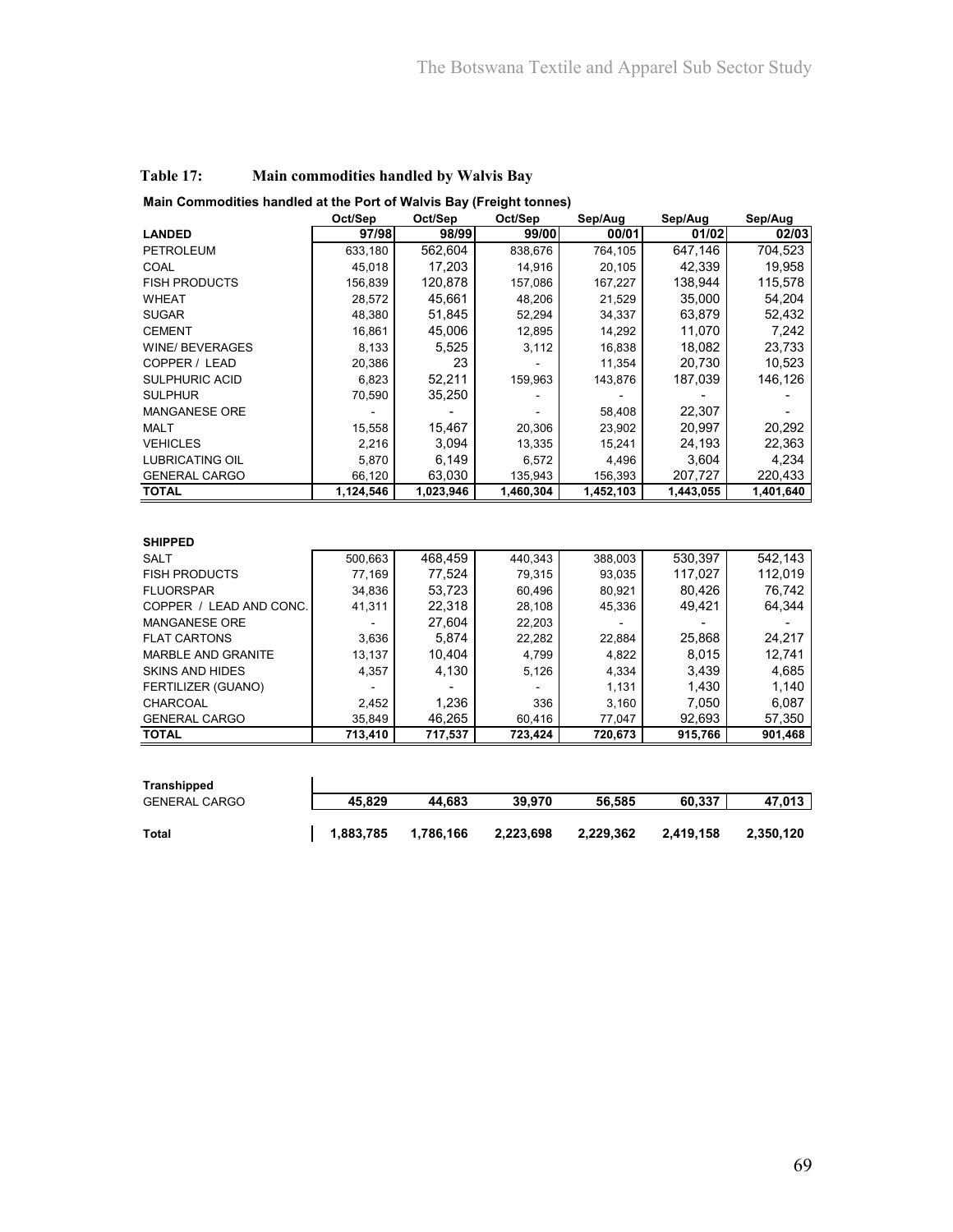**Table 17: Main commodities handled by Walvis Bay**

**Main Commodities handled at the Port of Walvis Bay (Freight tonnes)**

| | Oct/Sep | Oct/Sep | Oct/Sep | Sep/Aug | Sep/Aug | Sep/Aug |
|---|---|---|---|---|---|---|
| **LANDED** | **97/98** | **98/99** | **99/00** | **00/01** | **01/02** | **02/03** |
| PETROLEUM | 633,180 | 562,604 | 838,676 | 764,105 | 647,146 | 704,523 |
| COAL | 45,018 | 17,203 | 14,916 | 20,105 | 42,339 | 19,958 |
| FISH PRODUCTS | 156,839 | 120,878 | 157,086 | 167,227 | 138,944 | 115,578 |
| WHEAT | 28,572 | 45,661 | 48,206 | 21,529 | 35,000 | 54,204 |
| SUGAR | 48,380 | 51,845 | 52,294 | 34,337 | 63,879 | 52,432 |
| CEMENT | 16,861 | 45,006 | 12,895 | 14,292 | 11,070 | 7,242 |
| WINE/ BEVERAGES | 8,133 | 5,525 | 3,112 | 16,838 | 18,082 | 23,733 |
| COPPER / LEAD | 20,386 | 23 | - | 11,354 | 20,730 | 10,523 |
| SULPHURIC ACID | 6,823 | 52,211 | 159,963 | 143,876 | 187,039 | 146,126 |
| SULPHUR | 70,590 | 35,250 | - | - | - | - |
| MANGANESE ORE | - | - | - | 58,408 | 22,307 | - |
| MALT | 15,558 | 15,467 | 20,306 | 23,902 | 20,997 | 20,292 |
| VEHICLES | 2,216 | 3,094 | 13,335 | 15,241 | 24,193 | 22,363 |
| LUBRICATING OIL | 5,870 | 6,149 | 6,572 | 4,496 | 3,604 | 4,234 |
| GENERAL CARGO | 66,120 | 63,030 | 135,943 | 156,393 | 207,727 | 220,433 |
| **TOTAL** | **1,124,546** | **1,023,946** | **1,460,304** | **1,452,103** | **1,443,055** | **1,401,640** |
| | | | | | | |
| **SHIPPED** | | | | | | |
| SALT | 500,663 | 468,459 | 440,343 | 388,003 | 530,397 | 542,143 |
| FISH PRODUCTS | 77,169 | 77,524 | 79,315 | 93,035 | 117,027 | 112,019 |
| FLUORSPAR | 34,836 | 53,723 | 60,496 | 80,921 | 80,426 | 76,742 |
| COPPER / LEAD AND CONC. | 41,311 | 22,318 | 28,108 | 45,336 | 49,421 | 64,344 |
| MANGANESE ORE | - | 27,604 | 22,203 | - | - | - |
| FLAT CARTONS | 3,636 | 5,874 | 22,282 | 22,884 | 25,868 | 24,217 |
| MARBLE AND GRANITE | 13,137 | 10,404 | 4,799 | 4,822 | 8,015 | 12,741 |
| SKINS AND HIDES | 4,357 | 4,130 | 5,126 | 4,334 | 3,439 | 4,685 |
| FERTILIZER (GUANO) | - | - | - | 1,131 | 1,430 | 1,140 |
| CHARCOAL | 2,452 | 1,236 | 336 | 3,160 | 7,050 | 6,087 |
| GENERAL CARGO | 35,849 | 46,265 | 60,416 | 77,047 | 92,693 | 57,350 |
| **TOTAL** | **713,410** | **717,537** | **723,424** | **720,673** | **915,766** | **901,468** |
| | | | | | | |
| **Transhipped** | | | | | | |
| GENERAL CARGO | **45,829** | **44,683** | **39,970** | **56,585** | **60,337** | **47,013** |
| | | | | | | |
| **Total** | **1,883,785** | **1,786,166** | **2,223,698** | **2,229,362** | **2,419,158** | **2,350,120** |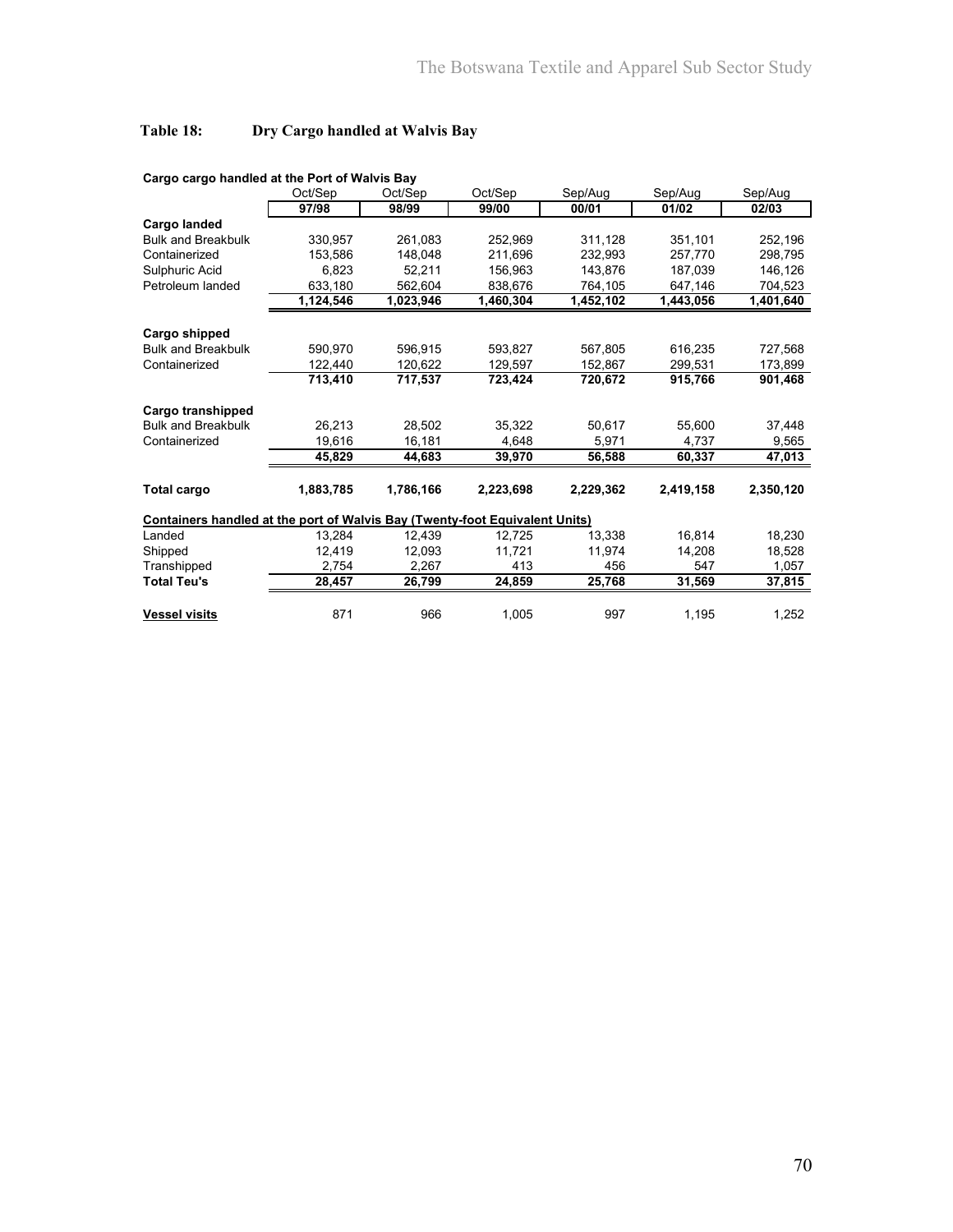**Table 18: Dry Cargo handled at Walvis Bay**

**Cargo cargo handled at the Port of Walvis Bay**

| | Oct/Sep 97/98 | Oct/Sep 98/99 | Oct/Sep 99/00 | Sep/Aug 00/01 | Sep/Aug 01/02 | Sep/Aug 02/03 |
|---|---|---|---|---|---|---|
| **Cargo landed** | | | | | | |
| Bulk and Breakbulk | 330,957 | 261,083 | 252,969 | 311,128 | 351,101 | 252,196 |
| Containerized | 153,586 | 148,048 | 211,696 | 232,993 | 257,770 | 298,795 |
| Sulphuric Acid | 6,823 | 52,211 | 156,963 | 143,876 | 187,039 | 146,126 |
| Petroleum landed | 633,180 | 562,604 | 838,676 | 764,105 | 647,146 | 704,523 |
| | **1,124,546** | **1,023,946** | **1,460,304** | **1,452,102** | **1,443,056** | **1,401,640** |
| **Cargo shipped** | | | | | | |
| Bulk and Breakbulk | 590,970 | 596,915 | 593,827 | 567,805 | 616,235 | 727,568 |
| Containerized | 122,440 | 120,622 | 129,597 | 152,867 | 299,531 | 173,899 |
| | **713,410** | **717,537** | **723,424** | **720,672** | **915,766** | **901,468** |
| **Cargo transhipped** | | | | | | |
| Bulk and Breakbulk | 26,213 | 28,502 | 35,322 | 50,617 | 55,600 | 37,448 |
| Containerized | 19,616 | 16,181 | 4,648 | 5,971 | 4,737 | 9,565 |
| | **45,829** | **44,683** | **39,970** | **56,588** | **60,337** | **47,013** |
| **Total cargo** | **1,883,785** | **1,786,166** | **2,223,698** | **2,229,362** | **2,419,158** | **2,350,120** |
| **Containers handled at the port of Walvis Bay (Twenty-foot Equivalent Units)** | | | | | | |
| Landed | 13,284 | 12,439 | 12,725 | 13,338 | 16,814 | 18,230 |
| Shipped | 12,419 | 12,093 | 11,721 | 11,974 | 14,208 | 18,528 |
| Transhipped | 2,754 | 2,267 | 413 | 456 | 547 | 1,057 |
| **Total Teu's** | **28,457** | **26,799** | **24,859** | **25,768** | **31,569** | **37,815** |
| **Vessel visits** | 871 | 966 | 1,005 | 997 | 1,195 | 1,252 |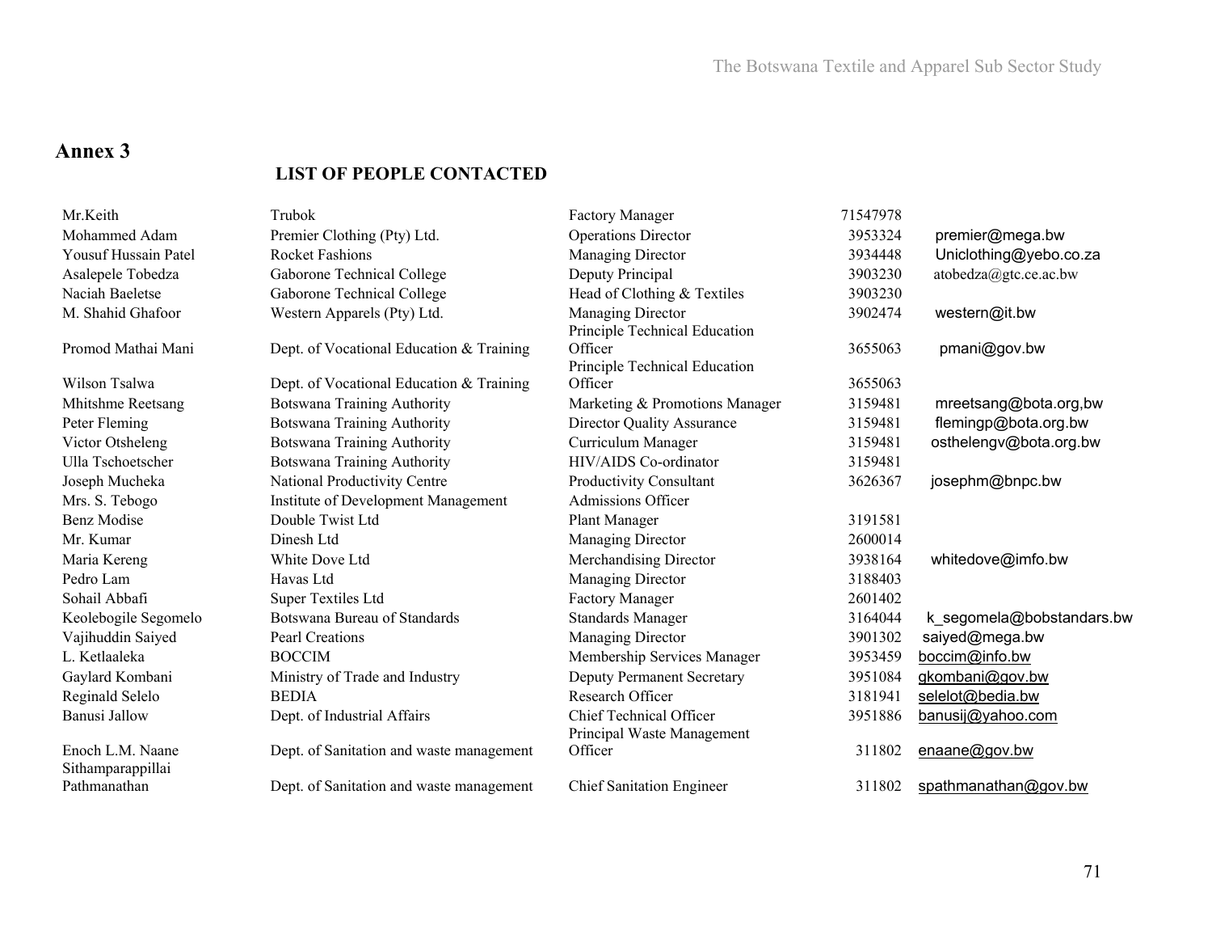# Annex 3

## LIST OF PEOPLE CONTACTED

| | | | | |
|---|---|---|---|---|
| Mr.Keith | Trubok | Factory Manager | 71547978 | |
| Mohammed Adam | Premier Clothing (Pty) Ltd. | Operations Director | 3953324 | premier@mega.bw |
| Yousuf Hussain Patel | Rocket Fashions | Managing Director | 3934448 | Uniclothing@yebo.co.za |
| Asalepele Tobedza | Gaborone Technical College | Deputy Principal | 3903230 | atobedza@gtc.ce.ac.bw |
| Naciah Baeletse | Gaborone Technical College | Head of Clothing & Textiles | 3903230 | |
| M. Shahid Ghafoor | Western Apparels (Pty) Ltd. | Managing Director | 3902474 | western@it.bw |
| Promod Mathai Mani | Dept. of Vocational Education & Training | Principle Technical Education Officer | 3655063 | pmani@gov.bw |
| Wilson Tsalwa | Dept. of Vocational Education & Training | Principle Technical Education Officer | 3655063 | |
| Mhitshme Reetsang | Botswana Training Authority | Marketing & Promotions Manager | 3159481 | mreetsang@bota.org,bw |
| Peter Fleming | Botswana Training Authority | Director Quality Assurance | 3159481 | flemingp@bota.org.bw |
| Victor Otsheleng | Botswana Training Authority | Curriculum Manager | 3159481 | osthelengv@bota.org.bw |
| Ulla Tschoetscher | Botswana Training Authority | HIV/AIDS Co-ordinator | 3159481 | |
| Joseph Mucheka | National Productivity Centre | Productivity Consultant | 3626367 | josephm@bnpc.bw |
| Mrs. S. Tebogo | Institute of Development Management | Admissions Officer | | |
| Benz Modise | Double Twist Ltd | Plant Manager | 3191581 | |
| Mr. Kumar | Dinesh Ltd | Managing Director | 2600014 | |
| Maria Kereng | White Dove Ltd | Merchandising Director | 3938164 | whitedove@imfo.bw |
| Pedro Lam | Havas Ltd | Managing Director | 3188403 | |
| Sohail Abbafi | Super Textiles Ltd | Factory Manager | 2601402 | |
| Keolebogile Segomelo | Botswana Bureau of Standards | Standards Manager | 3164044 | k_segomela@bobstandars.bw |
| Vajihuddin Saiyed | Pearl Creations | Managing Director | 3901302 | saiyed@mega.bw |
| L. Ketlaaleka | BOCCIM | Membership Services Manager | 3953459 | boccim@info.bw |
| Gaylard Kombani | Ministry of Trade and Industry | Deputy Permanent Secretary | 3951084 | gkombani@gov.bw |
| Reginald Selelo | BEDIA | Research Officer | 3181941 | selelot@bedia.bw |
| Banusi Jallow | Dept. of Industrial Affairs | Chief Technical Officer | 3951886 | banusij@yahoo.com |
| Enoch L.M. Naane | Dept. of Sanitation and waste management | Principal Waste Management Officer | 311802 | enaane@gov.bw |
| Sithamparappillai Pathmanathan | Dept. of Sanitation and waste management | Chief Sanitation Engineer | 311802 | spathmanathan@gov.bw |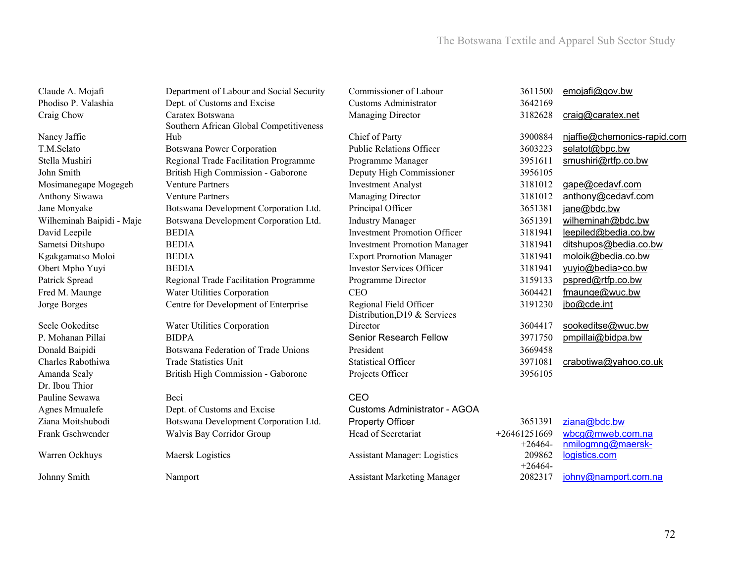| | | | | |
|---|---|---|---|---|
| Claude A. Mojafi | Department of Labour and Social Security | Commissioner of Labour | 3611500 | emojafi@gov.bw |
| Phodiso P. Valashia | Dept. of Customs and Excise | Customs Administrator | 3642169 | |
| Craig Chow | Caratex Botswana | Managing Director | 3182628 | craig@caratex.net |
| Nancy Jaffie | Southern African Global Competitiveness Hub | Chief of Party | 3900884 | njaffie@chemonics-rapid.com |
| T.M.Selato | Botswana Power Corporation | Public Relations Officer | 3603223 | selatot@bpc.bw |
| Stella Mushiri | Regional Trade Facilitation Programme | Programme Manager | 3951611 | smushiri@rtfp.co.bw |
| John Smith | British High Commission - Gaborone | Deputy High Commissioner | 3956105 | |
| Mosimanegape Mogegeh | Venture Partners | Investment Analyst | 3181012 | gape@cedavf.com |
| Anthony Siwawa | Venture Partners | Managing Director | 3181012 | anthony@cedavf.com |
| Jane Monyake | Botswana Development Corporation Ltd. | Principal Officer | 3651381 | jane@bdc.bw |
| Wilheminah Baipidi - Maje | Botswana Development Corporation Ltd. | Industry Manager | 3651391 | wilheminah@bdc.bw |
| David Leepile | BEDIA | Investment Promotion Officer | 3181941 | leepiled@bedia.co.bw |
| Sametsi Ditshupo | BEDIA | Investment Promotion Manager | 3181941 | ditshupos@bedia.co.bw |
| Kgakgamatso Moloi | BEDIA | Export Promotion Manager | 3181941 | moloik@bedia.co.bw |
| Obert Mpho Yuyi | BEDIA | Investor Services Officer | 3181941 | yuyio@bedia>co.bw |
| Patrick Spread | Regional Trade Facilitation Programme | Programme Director | 3159133 | pspred@rtfp.co.bw |
| Fred M. Maunge | Water Utilities Corporation | CEO | 3604421 | fmaunge@wuc.bw |
| Jorge Borges | Centre for Development of Enterprise | Regional Field Officer | 3191230 | jbo@cde.int |
| Seele Ookeditse | Water Utilities Corporation | Distribution,D19 & Services Director | 3604417 | sookeditse@wuc.bw |
| P. Mohanan Pillai | BIDPA | Senior Research Fellow | 3971750 | pmpillai@bidpa.bw |
| Donald Baipidi | Botswana Federation of Trade Unions | President | 3669458 | |
| Charles Rabothiwa | Trade Statistics Unit | Statistical Officer | 3971081 | crabotiwa@yahoo.co.uk |
| Amanda Sealy | British High Commission - Gaborone | Projects Officer | 3956105 | |
| Dr. Ibou Thior | | | | |
| Pauline Sewawa | Beci | CEO | | |
| Agnes Mmualefe | Dept. of Customs and Excise | Customs Administrator - AGOA | | |
| Ziana Moitshubodi | Botswana Development Corporation Ltd. | Property Officer | 3651391 | ziana@bdc.bw |
| Frank Gschwender | Walvis Bay Corridor Group | Head of Secretariat | +26461251669 | wbcg@mweb.com.na |
| Warren Ockhuys | Maersk Logistics | Assistant Manager: Logistics | +26464-209862 | nmilogmng@maersk-logistics.com |
| Johnny Smith | Namport | Assistant Marketing Manager | +26464-2082317 | johny@namport.com.na |